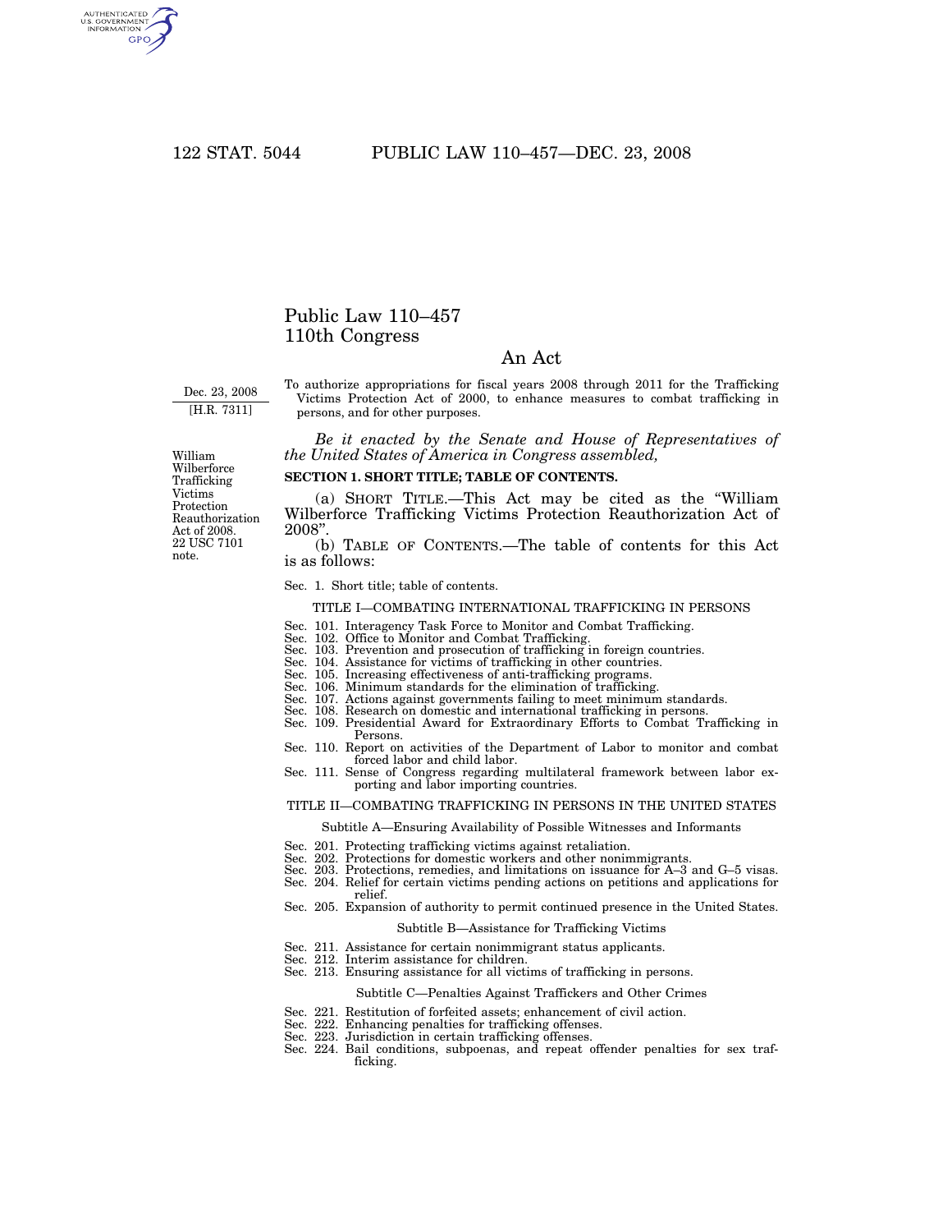# Public Law 110–457
## 110th Congress

## An Act

Dec. 23, 2008
[H.R. 7311]

To authorize appropriations for fiscal years 2008 through 2011 for the Trafficking Victims Protection Act of 2000, to enhance measures to combat trafficking in persons, and for other purposes.

*Be it enacted by the Senate and House of Representatives of the United States of America in Congress assembled,*

William Wilberforce Trafficking Victims Protection Reauthorization Act of 2008. 22 USC 7101 note.

**SECTION 1. SHORT TITLE; TABLE OF CONTENTS.**

(a) SHORT TITLE.—This Act may be cited as the "William Wilberforce Trafficking Victims Protection Reauthorization Act of 2008".

(b) TABLE OF CONTENTS.—The table of contents for this Act is as follows:

Sec. 1. Short title; table of contents.

TITLE I—COMBATING INTERNATIONAL TRAFFICKING IN PERSONS

Sec. 101. Interagency Task Force to Monitor and Combat Trafficking.
Sec. 102. Office to Monitor and Combat Trafficking.
Sec. 103. Prevention and prosecution of trafficking in foreign countries.
Sec. 104. Assistance for victims of trafficking in other countries.
Sec. 105. Increasing effectiveness of anti-trafficking programs.
Sec. 106. Minimum standards for the elimination of trafficking.
Sec. 107. Actions against governments failing to meet minimum standards.
Sec. 108. Research on domestic and international trafficking in persons.
Sec. 109. Presidential Award for Extraordinary Efforts to Combat Trafficking in Persons.
Sec. 110. Report on activities of the Department of Labor to monitor and combat forced labor and child labor.
Sec. 111. Sense of Congress regarding multilateral framework between labor exporting and labor importing countries.

TITLE II—COMBATING TRAFFICKING IN PERSONS IN THE UNITED STATES

Subtitle A—Ensuring Availability of Possible Witnesses and Informants

Sec. 201. Protecting trafficking victims against retaliation.
Sec. 202. Protections for domestic workers and other nonimmigrants.
Sec. 203. Protections, remedies, and limitations on issuance for A–3 and G–5 visas.
Sec. 204. Relief for certain victims pending actions on petitions and applications for relief.
Sec. 205. Expansion of authority to permit continued presence in the United States.

Subtitle B—Assistance for Trafficking Victims

Sec. 211. Assistance for certain nonimmigrant status applicants.
Sec. 212. Interim assistance for children.
Sec. 213. Ensuring assistance for all victims of trafficking in persons.

Subtitle C—Penalties Against Traffickers and Other Crimes

Sec. 221. Restitution of forfeited assets; enhancement of civil action.
Sec. 222. Enhancing penalties for trafficking offenses.
Sec. 223. Jurisdiction in certain trafficking offenses.
Sec. 224. Bail conditions, subpoenas, and repeat offender penalties for sex trafficking.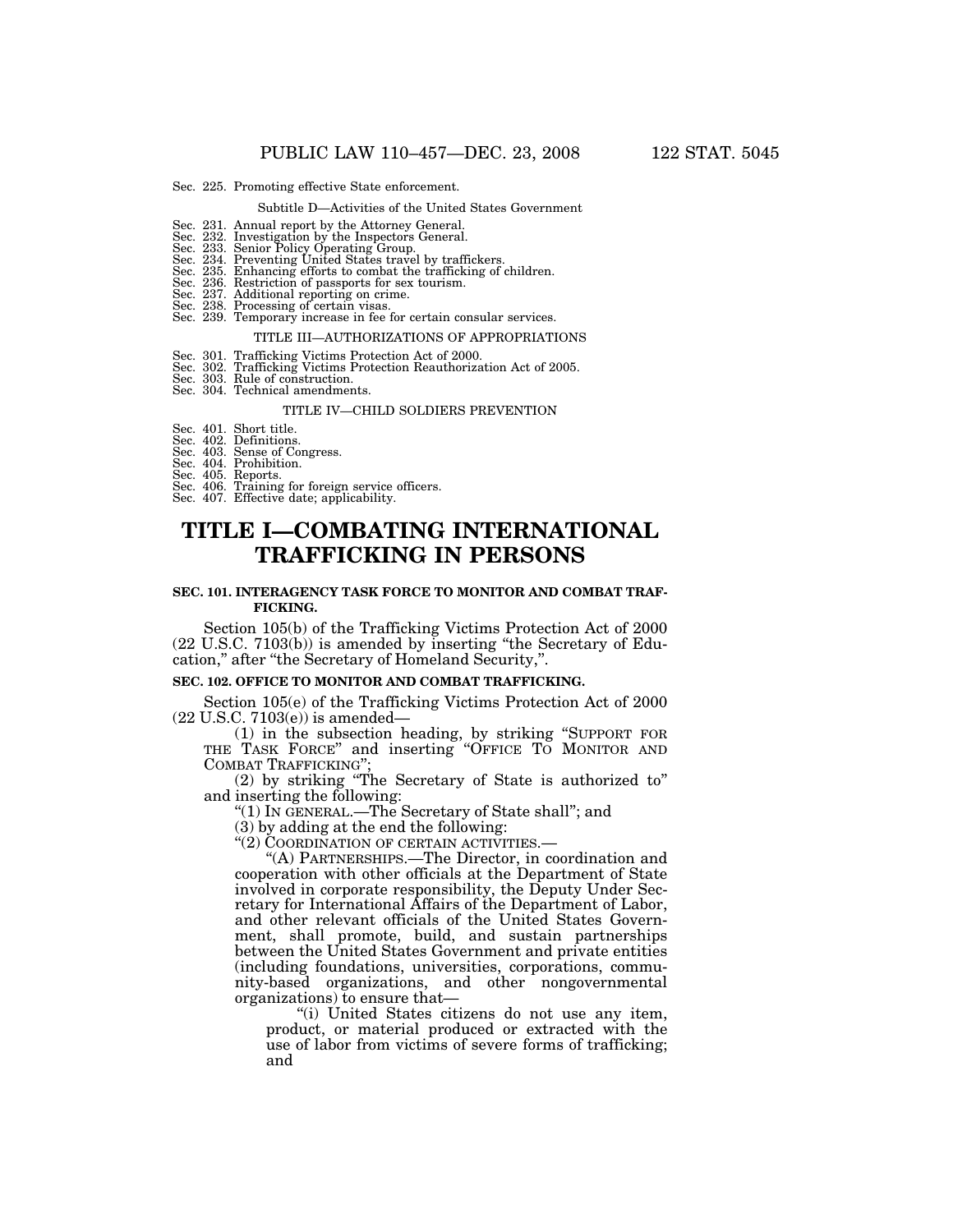Sec. 225. Promoting effective State enforcement.

Subtitle D—Activities of the United States Government

Sec. 231. Annual report by the Attorney General.
Sec. 232. Investigation by the Inspectors General.
Sec. 233. Senior Policy Operating Group.
Sec. 234. Preventing United States travel by traffickers.
Sec. 235. Enhancing efforts to combat the trafficking of children.
Sec. 236. Restriction of passports for sex tourism.
Sec. 237. Additional reporting on crime.
Sec. 238. Processing of certain visas.
Sec. 239. Temporary increase in fee for certain consular services.

TITLE III—AUTHORIZATIONS OF APPROPRIATIONS

Sec. 301. Trafficking Victims Protection Act of 2000.
Sec. 302. Trafficking Victims Protection Reauthorization Act of 2005.
Sec. 303. Rule of construction.
Sec. 304. Technical amendments.

TITLE IV—CHILD SOLDIERS PREVENTION

Sec. 401. Short title.
Sec. 402. Definitions.
Sec. 403. Sense of Congress.
Sec. 404. Prohibition.
Sec. 405. Reports.
Sec. 406. Training for foreign service officers.
Sec. 407. Effective date; applicability.

# TITLE I—COMBATING INTERNATIONAL TRAFFICKING IN PERSONS

### SEC. 101. INTERAGENCY TASK FORCE TO MONITOR AND COMBAT TRAFFICKING.

Section 105(b) of the Trafficking Victims Protection Act of 2000 (22 U.S.C. 7103(b)) is amended by inserting "the Secretary of Education," after "the Secretary of Homeland Security,".

### SEC. 102. OFFICE TO MONITOR AND COMBAT TRAFFICKING.

Section 105(e) of the Trafficking Victims Protection Act of 2000 (22 U.S.C. 7103(e)) is amended—

(1) in the subsection heading, by striking "SUPPORT FOR THE TASK FORCE" and inserting "OFFICE TO MONITOR AND COMBAT TRAFFICKING";

(2) by striking "The Secretary of State is authorized to" and inserting the following:

"(1) IN GENERAL.—The Secretary of State shall"; and

(3) by adding at the end the following:

"(2) COORDINATION OF CERTAIN ACTIVITIES.—

"(A) PARTNERSHIPS.—The Director, in coordination and cooperation with other officials at the Department of State involved in corporate responsibility, the Deputy Under Secretary for International Affairs of the Department of Labor, and other relevant officials of the United States Government, shall promote, build, and sustain partnerships between the United States Government and private entities (including foundations, universities, corporations, community-based organizations, and other nongovernmental organizations) to ensure that—

"(i) United States citizens do not use any item, product, or material produced or extracted with the use of labor from victims of severe forms of trafficking; and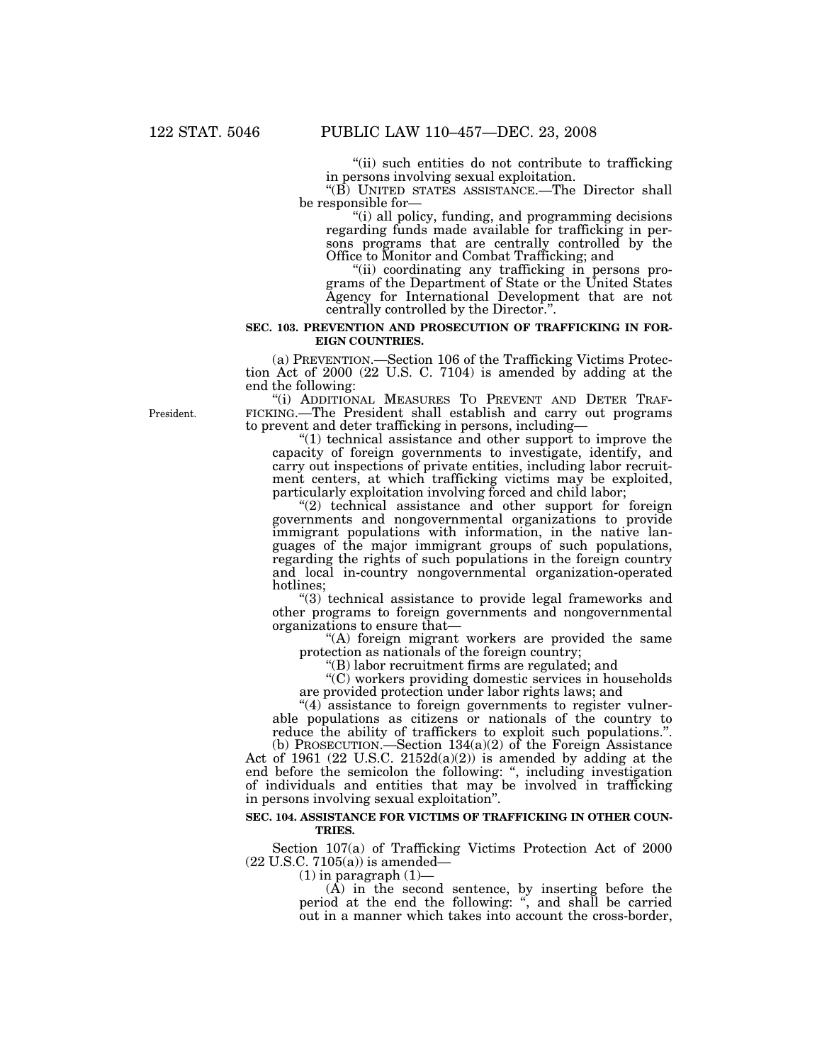"(ii) such entities do not contribute to trafficking in persons involving sexual exploitation.

"(B) UNITED STATES ASSISTANCE.—The Director shall be responsible for—

"(i) all policy, funding, and programming decisions regarding funds made available for trafficking in persons programs that are centrally controlled by the Office to Monitor and Combat Trafficking; and

"(ii) coordinating any trafficking in persons programs of the Department of State or the United States Agency for International Development that are not centrally controlled by the Director.".

**SEC. 103. PREVENTION AND PROSECUTION OF TRAFFICKING IN FOREIGN COUNTRIES.**

(a) PREVENTION.—Section 106 of the Trafficking Victims Protection Act of 2000 (22 U.S. C. 7104) is amended by adding at the end the following:

"(i) ADDITIONAL MEASURES TO PREVENT AND DETER TRAFFICKING.—The President shall establish and carry out programs to prevent and deter trafficking in persons, including—

President.

"(1) technical assistance and other support to improve the capacity of foreign governments to investigate, identify, and carry out inspections of private entities, including labor recruitment centers, at which trafficking victims may be exploited, particularly exploitation involving forced and child labor;

"(2) technical assistance and other support for foreign governments and nongovernmental organizations to provide immigrant populations with information, in the native languages of the major immigrant groups of such populations, regarding the rights of such populations in the foreign country and local in-country nongovernmental organization-operated hotlines;

"(3) technical assistance to provide legal frameworks and other programs to foreign governments and nongovernmental organizations to ensure that—

"(A) foreign migrant workers are provided the same protection as nationals of the foreign country;

"(B) labor recruitment firms are regulated; and

"(C) workers providing domestic services in households are provided protection under labor rights laws; and

"(4) assistance to foreign governments to register vulnerable populations as citizens or nationals of the country to reduce the ability of traffickers to exploit such populations.".

(b) PROSECUTION.—Section 134(a)(2) of the Foreign Assistance Act of 1961 (22 U.S.C. 2152d(a)(2)) is amended by adding at the end before the semicolon the following: ", including investigation of individuals and entities that may be involved in trafficking in persons involving sexual exploitation".

**SEC. 104. ASSISTANCE FOR VICTIMS OF TRAFFICKING IN OTHER COUNTRIES.**

Section 107(a) of Trafficking Victims Protection Act of 2000 (22 U.S.C. 7105(a)) is amended—

(1) in paragraph (1)—

(A) in the second sentence, by inserting before the period at the end the following: ", and shall be carried out in a manner which takes into account the cross-border,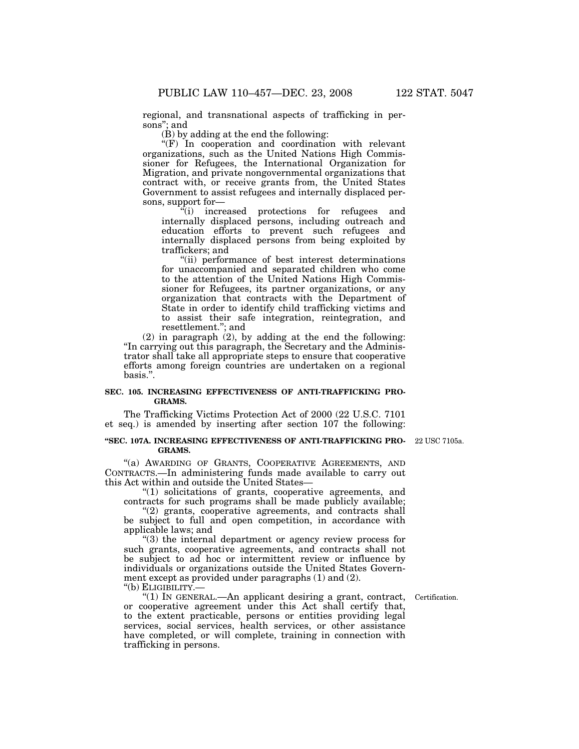regional, and transnational aspects of trafficking in persons"; and

(B) by adding at the end the following:

"(F) In cooperation and coordination with relevant organizations, such as the United Nations High Commissioner for Refugees, the International Organization for Migration, and private nongovernmental organizations that contract with, or receive grants from, the United States Government to assist refugees and internally displaced persons, support for—

"(i) increased protections for refugees and internally displaced persons, including outreach and education efforts to prevent such refugees and internally displaced persons from being exploited by traffickers; and

"(ii) performance of best interest determinations for unaccompanied and separated children who come to the attention of the United Nations High Commissioner for Refugees, its partner organizations, or any organization that contracts with the Department of State in order to identify child trafficking victims and to assist their safe integration, reintegration, and resettlement."; and

(2) in paragraph (2), by adding at the end the following: "In carrying out this paragraph, the Secretary and the Administrator shall take all appropriate steps to ensure that cooperative efforts among foreign countries are undertaken on a regional basis.".

**SEC. 105. INCREASING EFFECTIVENESS OF ANTI-TRAFFICKING PROGRAMS.**

The Trafficking Victims Protection Act of 2000 (22 U.S.C. 7101 et seq.) is amended by inserting after section 107 the following:

**"SEC. 107A. INCREASING EFFECTIVENESS OF ANTI-TRAFFICKING PROGRAMS.**

22 USC 7105a.

"(a) AWARDING OF GRANTS, COOPERATIVE AGREEMENTS, AND CONTRACTS.—In administering funds made available to carry out this Act within and outside the United States—

"(1) solicitations of grants, cooperative agreements, and contracts for such programs shall be made publicly available;

"(2) grants, cooperative agreements, and contracts shall be subject to full and open competition, in accordance with applicable laws; and

"(3) the internal department or agency review process for such grants, cooperative agreements, and contracts shall not be subject to ad hoc or intermittent review or influence by individuals or organizations outside the United States Government except as provided under paragraphs (1) and (2).

"(b) ELIGIBILITY.—

Certification.

"(1) IN GENERAL.—An applicant desiring a grant, contract, or cooperative agreement under this Act shall certify that, to the extent practicable, persons or entities providing legal services, social services, health services, or other assistance have completed, or will complete, training in connection with trafficking in persons.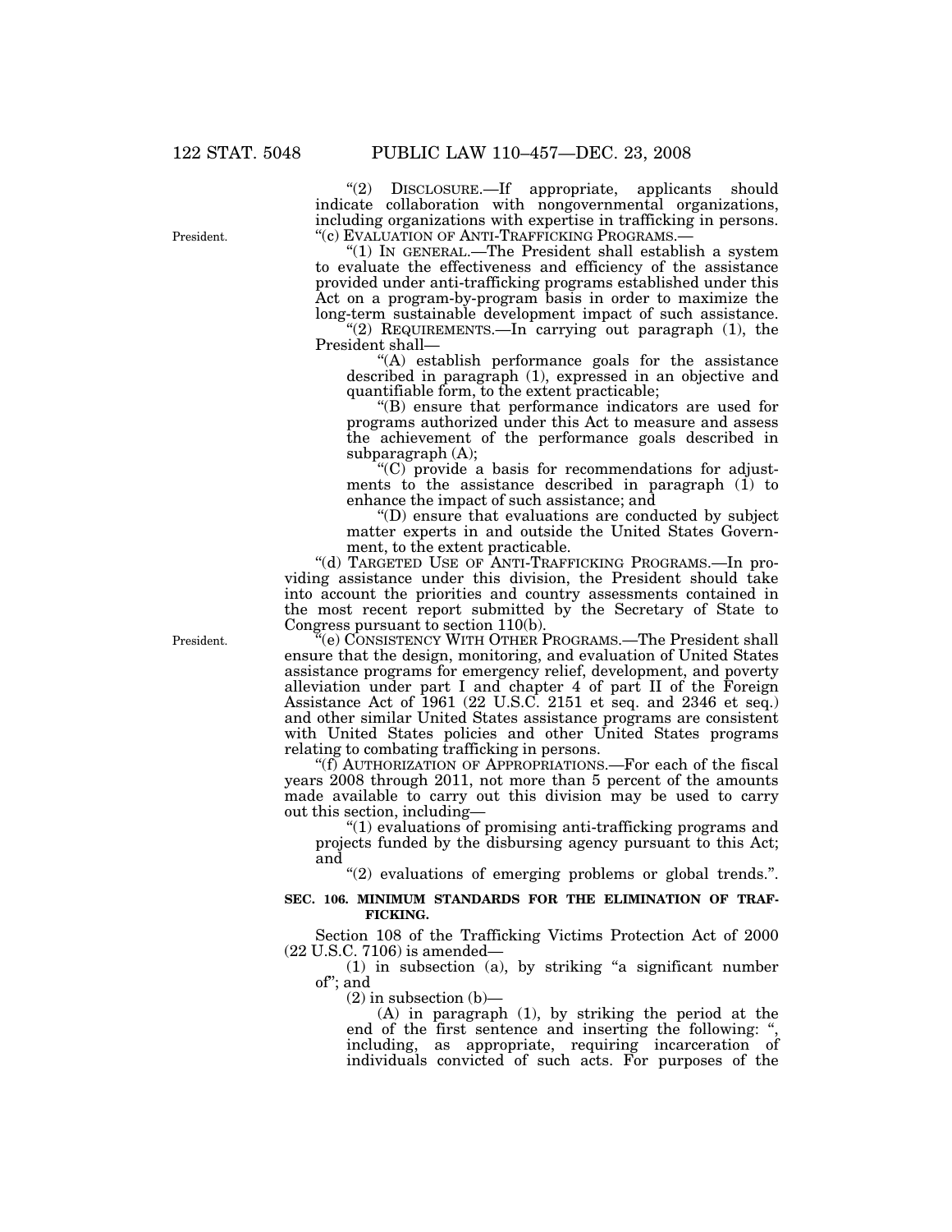“(2) DISCLOSURE.—If appropriate, applicants should indicate collaboration with nongovernmental organizations, including organizations with expertise in trafficking in persons.

“(c) EVALUATION OF ANTI-TRAFFICKING PROGRAMS.—

“(1) IN GENERAL.—The President shall establish a system to evaluate the effectiveness and efficiency of the assistance provided under anti-trafficking programs established under this Act on a program-by-program basis in order to maximize the long-term sustainable development impact of such assistance.

“(2) REQUIREMENTS.—In carrying out paragraph (1), the President shall—

“(A) establish performance goals for the assistance described in paragraph (1), expressed in an objective and quantifiable form, to the extent practicable;

“(B) ensure that performance indicators are used for programs authorized under this Act to measure and assess the achievement of the performance goals described in subparagraph (A);

“(C) provide a basis for recommendations for adjustments to the assistance described in paragraph (1) to enhance the impact of such assistance; and

“(D) ensure that evaluations are conducted by subject matter experts in and outside the United States Government, to the extent practicable.

“(d) TARGETED USE OF ANTI-TRAFFICKING PROGRAMS.—In providing assistance under this division, the President should take into account the priorities and country assessments contained in the most recent report submitted by the Secretary of State to Congress pursuant to section 110(b).

“(e) CONSISTENCY WITH OTHER PROGRAMS.—The President shall ensure that the design, monitoring, and evaluation of United States assistance programs for emergency relief, development, and poverty alleviation under part I and chapter 4 of part II of the Foreign Assistance Act of 1961 (22 U.S.C. 2151 et seq. and 2346 et seq.) and other similar United States assistance programs are consistent with United States policies and other United States programs relating to combating trafficking in persons.

“(f) AUTHORIZATION OF APPROPRIATIONS.—For each of the fiscal years 2008 through 2011, not more than 5 percent of the amounts made available to carry out this division may be used to carry out this section, including—

“(1) evaluations of promising anti-trafficking programs and projects funded by the disbursing agency pursuant to this Act; and

“(2) evaluations of emerging problems or global trends.”.

**SEC. 106. MINIMUM STANDARDS FOR THE ELIMINATION OF TRAFFICKING.**

Section 108 of the Trafficking Victims Protection Act of 2000 (22 U.S.C. 7106) is amended—

(1) in subsection (a), by striking “a significant number of”; and

(2) in subsection (b)—

(A) in paragraph (1), by striking the period at the end of the first sentence and inserting the following: “, including, as appropriate, requiring incarceration of individuals convicted of such acts. For purposes of the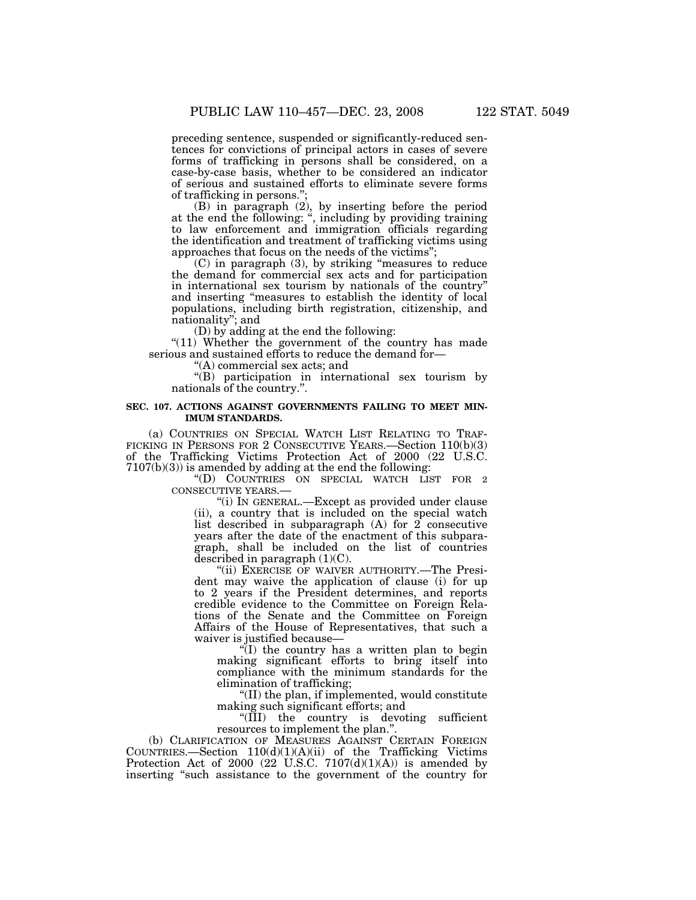preceding sentence, suspended or significantly-reduced sentences for convictions of principal actors in cases of severe forms of trafficking in persons shall be considered, on a case-by-case basis, whether to be considered an indicator of serious and sustained efforts to eliminate severe forms of trafficking in persons.";

(B) in paragraph (2), by inserting before the period at the end the following: ", including by providing training to law enforcement and immigration officials regarding the identification and treatment of trafficking victims using approaches that focus on the needs of the victims";

(C) in paragraph (3), by striking "measures to reduce the demand for commercial sex acts and for participation in international sex tourism by nationals of the country" and inserting "measures to establish the identity of local populations, including birth registration, citizenship, and nationality"; and

(D) by adding at the end the following:

"(11) Whether the government of the country has made serious and sustained efforts to reduce the demand for—

"(A) commercial sex acts; and

"(B) participation in international sex tourism by nationals of the country.".

**SEC. 107. ACTIONS AGAINST GOVERNMENTS FAILING TO MEET MINIMUM STANDARDS.**

(a) COUNTRIES ON SPECIAL WATCH LIST RELATING TO TRAFFICKING IN PERSONS FOR 2 CONSECUTIVE YEARS.—Section 110(b)(3) of the Trafficking Victims Protection Act of 2000 (22 U.S.C. 7107(b)(3)) is amended by adding at the end the following:

"(D) COUNTRIES ON SPECIAL WATCH LIST FOR 2 CONSECUTIVE YEARS.—

"(i) IN GENERAL.—Except as provided under clause (ii), a country that is included on the special watch list described in subparagraph (A) for 2 consecutive years after the date of the enactment of this subparagraph, shall be included on the list of countries described in paragraph (1)(C).

"(ii) EXERCISE OF WAIVER AUTHORITY.—The President may waive the application of clause (i) for up to 2 years if the President determines, and reports credible evidence to the Committee on Foreign Relations of the Senate and the Committee on Foreign Affairs of the House of Representatives, that such a waiver is justified because—

"(I) the country has a written plan to begin making significant efforts to bring itself into compliance with the minimum standards for the elimination of trafficking;

"(II) the plan, if implemented, would constitute making such significant efforts; and

"(III) the country is devoting sufficient resources to implement the plan.".

(b) CLARIFICATION OF MEASURES AGAINST CERTAIN FOREIGN COUNTRIES.—Section 110(d)(1)(A)(ii) of the Trafficking Victims Protection Act of 2000 (22 U.S.C. 7107(d)(1)(A)) is amended by inserting "such assistance to the government of the country for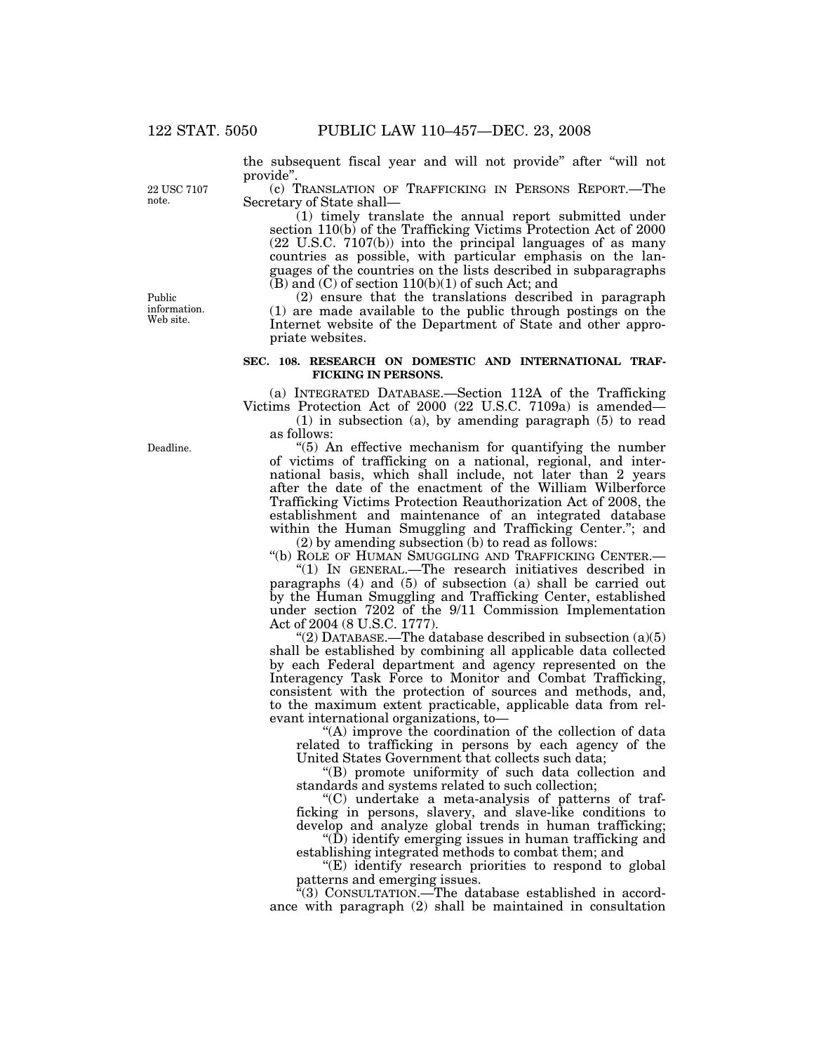the subsequent fiscal year and will not provide" after "will not provide".

22 USC 7107 note.

(c) TRANSLATION OF TRAFFICKING IN PERSONS REPORT.—The Secretary of State shall—

(1) timely translate the annual report submitted under section 110(b) of the Trafficking Victims Protection Act of 2000 (22 U.S.C. 7107(b)) into the principal languages of as many countries as possible, with particular emphasis on the languages of the countries on the lists described in subparagraphs (B) and (C) of section 110(b)(1) of such Act; and

Public information. Web site.

(2) ensure that the translations described in paragraph (1) are made available to the public through postings on the Internet website of the Department of State and other appropriate websites.

**SEC. 108. RESEARCH ON DOMESTIC AND INTERNATIONAL TRAFFICKING IN PERSONS.**

(a) INTEGRATED DATABASE.—Section 112A of the Trafficking Victims Protection Act of 2000 (22 U.S.C. 7109a) is amended—

(1) in subsection (a), by amending paragraph (5) to read as follows:

Deadline.

"(5) An effective mechanism for quantifying the number of victims of trafficking on a national, regional, and international basis, which shall include, not later than 2 years after the date of the enactment of the William Wilberforce Trafficking Victims Protection Reauthorization Act of 2008, the establishment and maintenance of an integrated database within the Human Smuggling and Trafficking Center."; and

(2) by amending subsection (b) to read as follows:

"(b) ROLE OF HUMAN SMUGGLING AND TRAFFICKING CENTER.—

"(1) IN GENERAL.—The research initiatives described in paragraphs (4) and (5) of subsection (a) shall be carried out by the Human Smuggling and Trafficking Center, established under section 7202 of the 9/11 Commission Implementation Act of 2004 (8 U.S.C. 1777).

"(2) DATABASE.—The database described in subsection (a)(5) shall be established by combining all applicable data collected by each Federal department and agency represented on the Interagency Task Force to Monitor and Combat Trafficking, consistent with the protection of sources and methods, and, to the maximum extent practicable, applicable data from relevant international organizations, to—

"(A) improve the coordination of the collection of data related to trafficking in persons by each agency of the United States Government that collects such data;

"(B) promote uniformity of such data collection and standards and systems related to such collection;

"(C) undertake a meta-analysis of patterns of trafficking in persons, slavery, and slave-like conditions to develop and analyze global trends in human trafficking;

"(D) identify emerging issues in human trafficking and establishing integrated methods to combat them; and

"(E) identify research priorities to respond to global patterns and emerging issues.

"(3) CONSULTATION.—The database established in accordance with paragraph (2) shall be maintained in consultation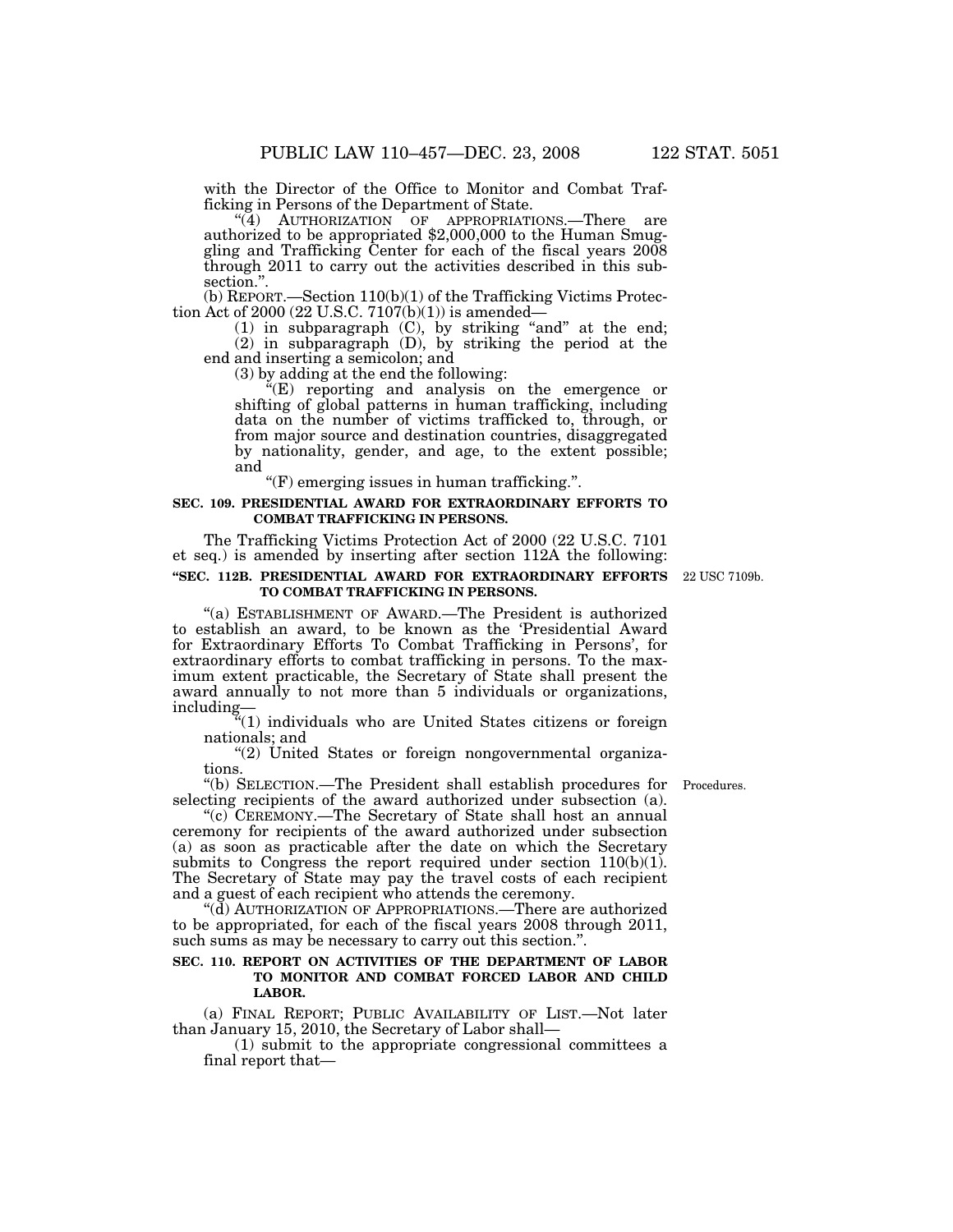with the Director of the Office to Monitor and Combat Trafficking in Persons of the Department of State.

"(4) AUTHORIZATION OF APPROPRIATIONS.—There are authorized to be appropriated $2,000,000 to the Human Smuggling and Trafficking Center for each of the fiscal years 2008 through 2011 to carry out the activities described in this subsection.".

(b) REPORT.—Section 110(b)(1) of the Trafficking Victims Protection Act of 2000 (22 U.S.C. 7107(b)(1)) is amended—

(1) in subparagraph (C), by striking "and" at the end;

(2) in subparagraph (D), by striking the period at the end and inserting a semicolon; and

(3) by adding at the end the following:

"(E) reporting and analysis on the emergence or shifting of global patterns in human trafficking, including data on the number of victims trafficked to, through, or from major source and destination countries, disaggregated by nationality, gender, and age, to the extent possible; and

"(F) emerging issues in human trafficking.".

**SEC. 109. PRESIDENTIAL AWARD FOR EXTRAORDINARY EFFORTS TO COMBAT TRAFFICKING IN PERSONS.**

The Trafficking Victims Protection Act of 2000 (22 U.S.C. 7101 et seq.) is amended by inserting after section 112A the following:

**"SEC. 112B. PRESIDENTIAL AWARD FOR EXTRAORDINARY EFFORTS TO COMBAT TRAFFICKING IN PERSONS.**

22 USC 7109b.

"(a) ESTABLISHMENT OF AWARD.—The President is authorized to establish an award, to be known as the 'Presidential Award for Extraordinary Efforts To Combat Trafficking in Persons', for extraordinary efforts to combat trafficking in persons. To the maximum extent practicable, the Secretary of State shall present the award annually to not more than 5 individuals or organizations, including—

"(1) individuals who are United States citizens or foreign nationals; and

"(2) United States or foreign nongovernmental organizations.

Procedures.

"(b) SELECTION.—The President shall establish procedures for selecting recipients of the award authorized under subsection (a).

"(c) CEREMONY.—The Secretary of State shall host an annual ceremony for recipients of the award authorized under subsection (a) as soon as practicable after the date on which the Secretary submits to Congress the report required under section 110(b)(1). The Secretary of State may pay the travel costs of each recipient and a guest of each recipient who attends the ceremony.

"(d) AUTHORIZATION OF APPROPRIATIONS.—There are authorized to be appropriated, for each of the fiscal years 2008 through 2011, such sums as may be necessary to carry out this section.".

**SEC. 110. REPORT ON ACTIVITIES OF THE DEPARTMENT OF LABOR TO MONITOR AND COMBAT FORCED LABOR AND CHILD LABOR.**

(a) FINAL REPORT; PUBLIC AVAILABILITY OF LIST.—Not later than January 15, 2010, the Secretary of Labor shall—

(1) submit to the appropriate congressional committees a final report that—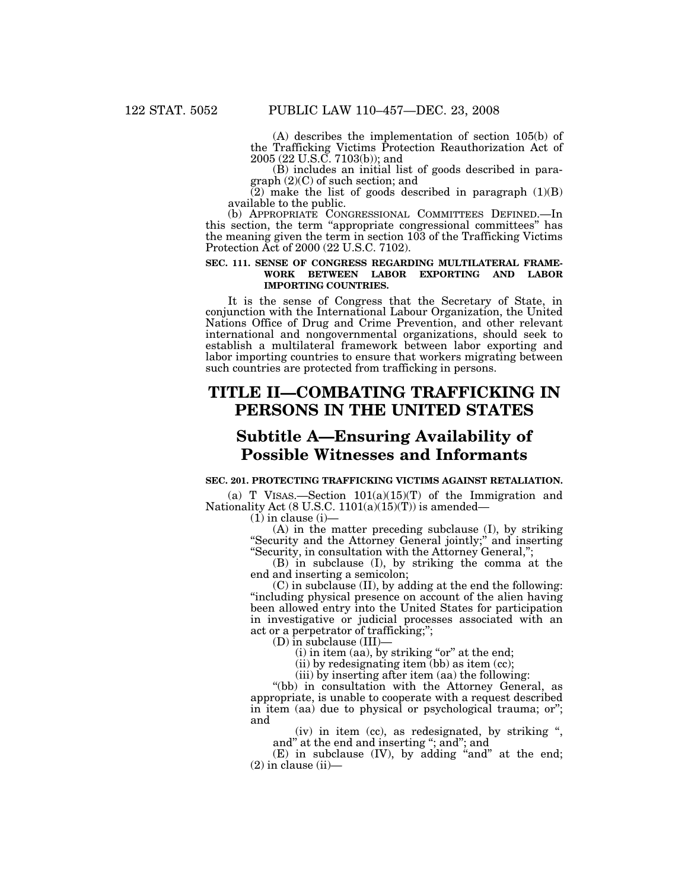(A) describes the implementation of section 105(b) of the Trafficking Victims Protection Reauthorization Act of 2005 (22 U.S.C. 7103(b)); and

(B) includes an initial list of goods described in paragraph (2)(C) of such section; and

(2) make the list of goods described in paragraph (1)(B) available to the public.

(b) APPROPRIATE CONGRESSIONAL COMMITTEES DEFINED.—In this section, the term "appropriate congressional committees" has the meaning given the term in section 103 of the Trafficking Victims Protection Act of 2000 (22 U.S.C. 7102).

**SEC. 111. SENSE OF CONGRESS REGARDING MULTILATERAL FRAMEWORK BETWEEN LABOR EXPORTING AND LABOR IMPORTING COUNTRIES.**

It is the sense of Congress that the Secretary of State, in conjunction with the International Labour Organization, the United Nations Office of Drug and Crime Prevention, and other relevant international and nongovernmental organizations, should seek to establish a multilateral framework between labor exporting and labor importing countries to ensure that workers migrating between such countries are protected from trafficking in persons.

# TITLE II—COMBATING TRAFFICKING IN PERSONS IN THE UNITED STATES

## Subtitle A—Ensuring Availability of Possible Witnesses and Informants

**SEC. 201. PROTECTING TRAFFICKING VICTIMS AGAINST RETALIATION.**

(a) T VISAS.—Section 101(a)(15)(T) of the Immigration and Nationality Act (8 U.S.C. 1101(a)(15)(T)) is amended—

(1) in clause (i)—

(A) in the matter preceding subclause (I), by striking "Security and the Attorney General jointly;" and inserting "Security, in consultation with the Attorney General,";

(B) in subclause (I), by striking the comma at the end and inserting a semicolon;

(C) in subclause (II), by adding at the end the following: "including physical presence on account of the alien having been allowed entry into the United States for participation in investigative or judicial processes associated with an act or a perpetrator of trafficking;";

(D) in subclause (III)—

(i) in item (aa), by striking "or" at the end;

(ii) by redesignating item (bb) as item (cc);

(iii) by inserting after item (aa) the following:

"(bb) in consultation with the Attorney General, as appropriate, is unable to cooperate with a request described in item (aa) due to physical or psychological trauma; or"; and

(iv) in item (cc), as redesignated, by striking ", and" at the end and inserting "; and"; and

(E) in subclause (IV), by adding "and" at the end;

(2) in clause (ii)—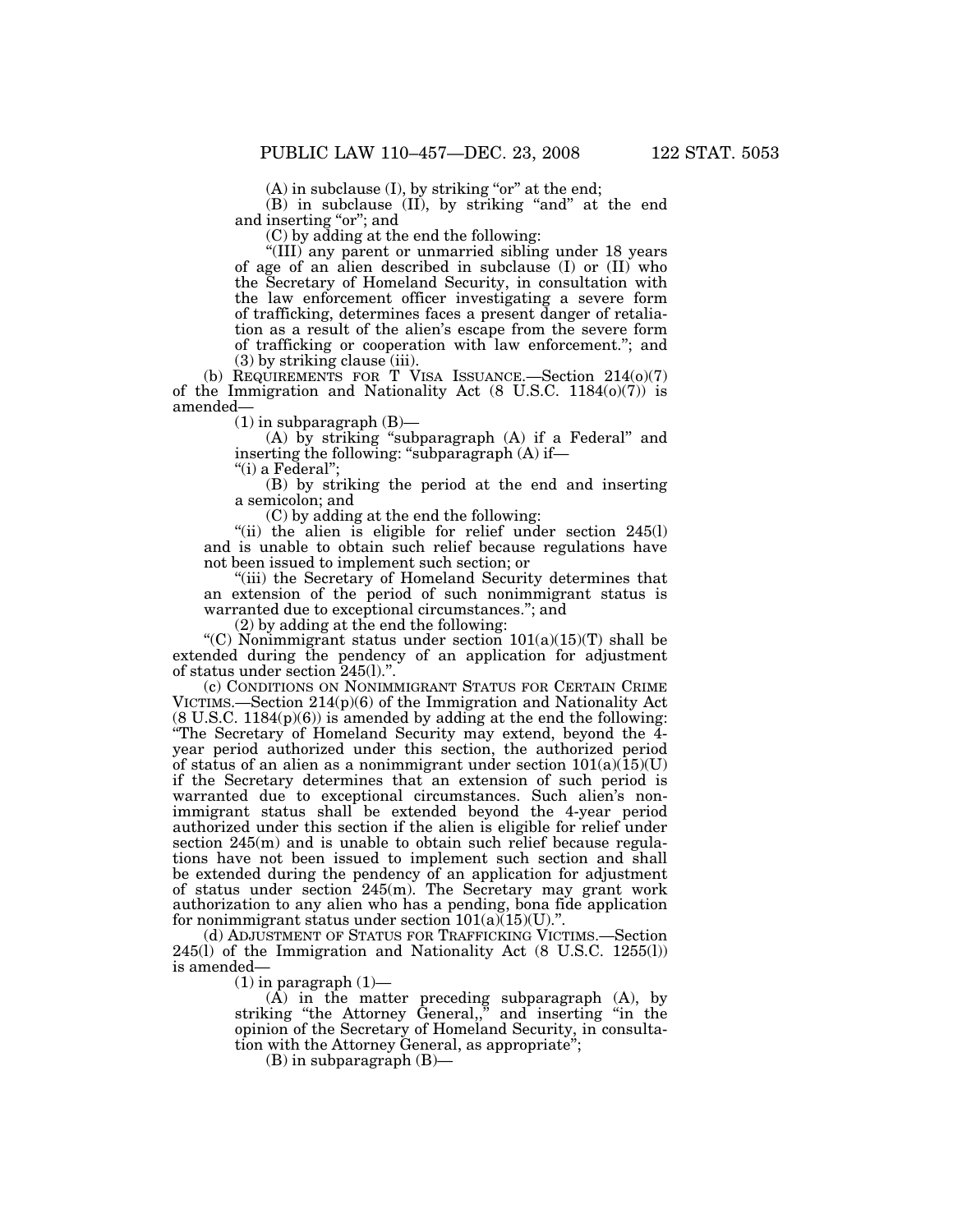(A) in subclause (I), by striking "or" at the end;

(B) in subclause (II), by striking "and" at the end and inserting "or"; and

(C) by adding at the end the following:

"(III) any parent or unmarried sibling under 18 years of age of an alien described in subclause (I) or (II) who the Secretary of Homeland Security, in consultation with the law enforcement officer investigating a severe form of trafficking, determines faces a present danger of retaliation as a result of the alien's escape from the severe form of trafficking or cooperation with law enforcement."; and

(3) by striking clause (iii).

(b) REQUIREMENTS FOR T VISA ISSUANCE.—Section 214(o)(7) of the Immigration and Nationality Act (8 U.S.C. 1184(o)(7)) is amended—

(1) in subparagraph (B)—

(A) by striking "subparagraph (A) if a Federal" and inserting the following: "subparagraph (A) if—

"(i) a Federal";

(B) by striking the period at the end and inserting a semicolon; and

(C) by adding at the end the following:

"(ii) the alien is eligible for relief under section 245(l) and is unable to obtain such relief because regulations have not been issued to implement such section; or

"(iii) the Secretary of Homeland Security determines that an extension of the period of such nonimmigrant status is warranted due to exceptional circumstances."; and

(2) by adding at the end the following:

"(C) Nonimmigrant status under section 101(a)(15)(T) shall be extended during the pendency of an application for adjustment of status under section 245(l).".

(c) CONDITIONS ON NONIMMIGRANT STATUS FOR CERTAIN CRIME VICTIMS.—Section 214(p)(6) of the Immigration and Nationality Act (8 U.S.C. 1184(p)(6)) is amended by adding at the end the following: "The Secretary of Homeland Security may extend, beyond the 4-year period authorized under this section, the authorized period of status of an alien as a nonimmigrant under section 101(a)(15)(U) if the Secretary determines that an extension of such period is warranted due to exceptional circumstances. Such alien's nonimmigrant status shall be extended beyond the 4-year period authorized under this section if the alien is eligible for relief under section 245(m) and is unable to obtain such relief because regulations have not been issued to implement such section and shall be extended during the pendency of an application for adjustment of status under section 245(m). The Secretary may grant work authorization to any alien who has a pending, bona fide application for nonimmigrant status under section 101(a)(15)(U).".

(d) ADJUSTMENT OF STATUS FOR TRAFFICKING VICTIMS.—Section 245(l) of the Immigration and Nationality Act (8 U.S.C. 1255(l)) is amended—

(1) in paragraph (1)—

(A) in the matter preceding subparagraph (A), by striking "the Attorney General,," and inserting "in the opinion of the Secretary of Homeland Security, in consultation with the Attorney General, as appropriate";

(B) in subparagraph (B)—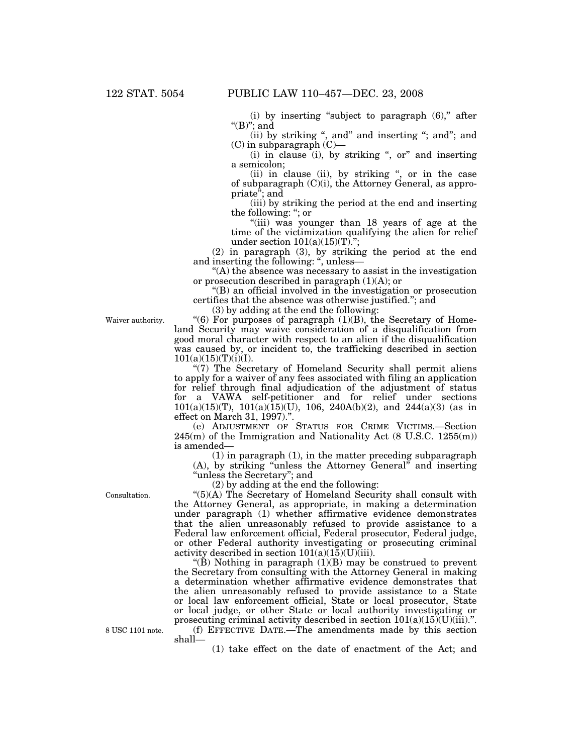(i) by inserting "subject to paragraph (6)," after "(B)"; and

(ii) by striking ", and" and inserting "; and"; and

(C) in subparagraph (C)—

(i) in clause (i), by striking ", or" and inserting a semicolon;

(ii) in clause (ii), by striking ", or in the case of subparagraph (C)(i), the Attorney General, as appropriate"; and

(iii) by striking the period at the end and inserting the following: "; or

"(iii) was younger than 18 years of age at the time of the victimization qualifying the alien for relief under section 101(a)(15)(T).";

(2) in paragraph (3), by striking the period at the end and inserting the following: ", unless—

"(A) the absence was necessary to assist in the investigation or prosecution described in paragraph (1)(A); or

"(B) an official involved in the investigation or prosecution certifies that the absence was otherwise justified."; and

(3) by adding at the end the following:

Waiver authority.

"(6) For purposes of paragraph (1)(B), the Secretary of Homeland Security may waive consideration of a disqualification from good moral character with respect to an alien if the disqualification was caused by, or incident to, the trafficking described in section 101(a)(15)(T)(i)(I).

"(7) The Secretary of Homeland Security shall permit aliens to apply for a waiver of any fees associated with filing an application for relief through final adjudication of the adjustment of status for a VAWA self-petitioner and for relief under sections 101(a)(15)(T), 101(a)(15)(U), 106, 240A(b)(2), and 244(a)(3) (as in effect on March 31, 1997).".

(e) ADJUSTMENT OF STATUS FOR CRIME VICTIMS.—Section 245(m) of the Immigration and Nationality Act (8 U.S.C. 1255(m)) is amended—

(1) in paragraph (1), in the matter preceding subparagraph (A), by striking "unless the Attorney General" and inserting "unless the Secretary"; and

(2) by adding at the end the following:

Consultation.

"(5)(A) The Secretary of Homeland Security shall consult with the Attorney General, as appropriate, in making a determination under paragraph (1) whether affirmative evidence demonstrates that the alien unreasonably refused to provide assistance to a Federal law enforcement official, Federal prosecutor, Federal judge, or other Federal authority investigating or prosecuting criminal activity described in section 101(a)(15)(U)(iii).

"(B) Nothing in paragraph (1)(B) may be construed to prevent the Secretary from consulting with the Attorney General in making a determination whether affirmative evidence demonstrates that the alien unreasonably refused to provide assistance to a State or local law enforcement official, State or local prosecutor, State or local judge, or other State or local authority investigating or prosecuting criminal activity described in section 101(a)(15)(U)(iii).".

8 USC 1101 note.

(f) EFFECTIVE DATE.—The amendments made by this section shall—

(1) take effect on the date of enactment of the Act; and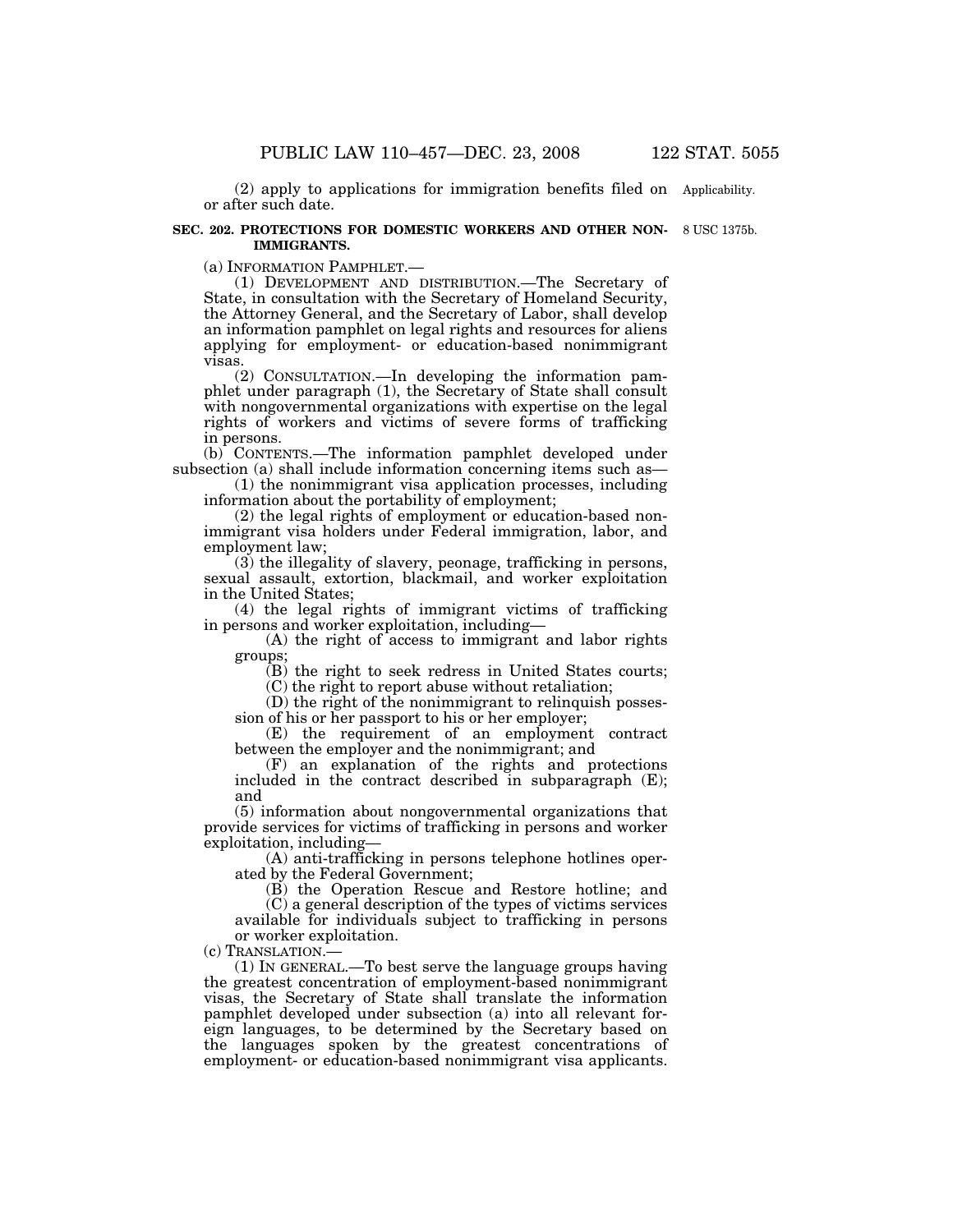(2) apply to applications for immigration benefits filed on or after such date.

Applicability.

## SEC. 202. PROTECTIONS FOR DOMESTIC WORKERS AND OTHER NON-IMMIGRANTS.

8 USC 1375b.

(a) INFORMATION PAMPHLET.—

(1) DEVELOPMENT AND DISTRIBUTION.—The Secretary of State, in consultation with the Secretary of Homeland Security, the Attorney General, and the Secretary of Labor, shall develop an information pamphlet on legal rights and resources for aliens applying for employment- or education-based nonimmigrant visas.

(2) CONSULTATION.—In developing the information pamphlet under paragraph (1), the Secretary of State shall consult with nongovernmental organizations with expertise on the legal rights of workers and victims of severe forms of trafficking in persons.

(b) CONTENTS.—The information pamphlet developed under subsection (a) shall include information concerning items such as—

(1) the nonimmigrant visa application processes, including information about the portability of employment;

(2) the legal rights of employment or education-based nonimmigrant visa holders under Federal immigration, labor, and employment law;

(3) the illegality of slavery, peonage, trafficking in persons, sexual assault, extortion, blackmail, and worker exploitation in the United States;

(4) the legal rights of immigrant victims of trafficking in persons and worker exploitation, including—

(A) the right of access to immigrant and labor rights groups;

(B) the right to seek redress in United States courts;

(C) the right to report abuse without retaliation;

(D) the right of the nonimmigrant to relinquish possession of his or her passport to his or her employer;

(E) the requirement of an employment contract between the employer and the nonimmigrant; and

(F) an explanation of the rights and protections included in the contract described in subparagraph (E); and

(5) information about nongovernmental organizations that provide services for victims of trafficking in persons and worker exploitation, including—

(A) anti-trafficking in persons telephone hotlines operated by the Federal Government;

(B) the Operation Rescue and Restore hotline; and

(C) a general description of the types of victims services available for individuals subject to trafficking in persons or worker exploitation.

(c) TRANSLATION.—

(1) IN GENERAL.—To best serve the language groups having the greatest concentration of employment-based nonimmigrant visas, the Secretary of State shall translate the information pamphlet developed under subsection (a) into all relevant foreign languages, to be determined by the Secretary based on the languages spoken by the greatest concentrations of employment- or education-based nonimmigrant visa applicants.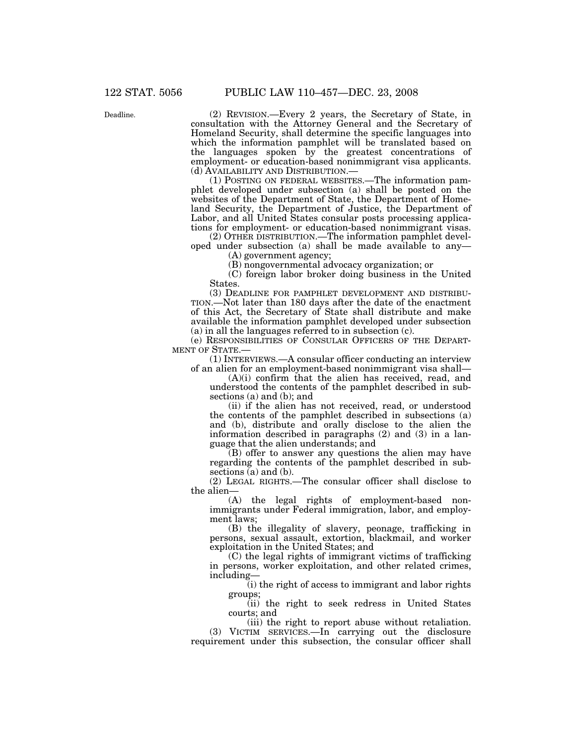Deadline.

(2) REVISION.—Every 2 years, the Secretary of State, in consultation with the Attorney General and the Secretary of Homeland Security, shall determine the specific languages into which the information pamphlet will be translated based on the languages spoken by the greatest concentrations of employment- or education-based nonimmigrant visa applicants.

(d) AVAILABILITY AND DISTRIBUTION.—

(1) POSTING ON FEDERAL WEBSITES.—The information pamphlet developed under subsection (a) shall be posted on the websites of the Department of State, the Department of Homeland Security, the Department of Justice, the Department of Labor, and all United States consular posts processing applications for employment- or education-based nonimmigrant visas.

(2) OTHER DISTRIBUTION.—The information pamphlet developed under subsection (a) shall be made available to any—

(A) government agency;

(B) nongovernmental advocacy organization; or

(C) foreign labor broker doing business in the United States.

(3) DEADLINE FOR PAMPHLET DEVELOPMENT AND DISTRIBUTION.—Not later than 180 days after the date of the enactment of this Act, the Secretary of State shall distribute and make available the information pamphlet developed under subsection (a) in all the languages referred to in subsection (c).

(e) RESPONSIBILITIES OF CONSULAR OFFICERS OF THE DEPARTMENT OF STATE.—

(1) INTERVIEWS.—A consular officer conducting an interview of an alien for an employment-based nonimmigrant visa shall—

(A)(i) confirm that the alien has received, read, and understood the contents of the pamphlet described in subsections (a) and (b); and

(ii) if the alien has not received, read, or understood the contents of the pamphlet described in subsections (a) and (b), distribute and orally disclose to the alien the information described in paragraphs (2) and (3) in a language that the alien understands; and

(B) offer to answer any questions the alien may have regarding the contents of the pamphlet described in subsections (a) and (b).

(2) LEGAL RIGHTS.—The consular officer shall disclose to the alien—

(A) the legal rights of employment-based nonimmigrants under Federal immigration, labor, and employment laws;

(B) the illegality of slavery, peonage, trafficking in persons, sexual assault, extortion, blackmail, and worker exploitation in the United States; and

(C) the legal rights of immigrant victims of trafficking in persons, worker exploitation, and other related crimes, including—

(i) the right of access to immigrant and labor rights groups;

(ii) the right to seek redress in United States courts; and

(iii) the right to report abuse without retaliation.

(3) VICTIM SERVICES.—In carrying out the disclosure requirement under this subsection, the consular officer shall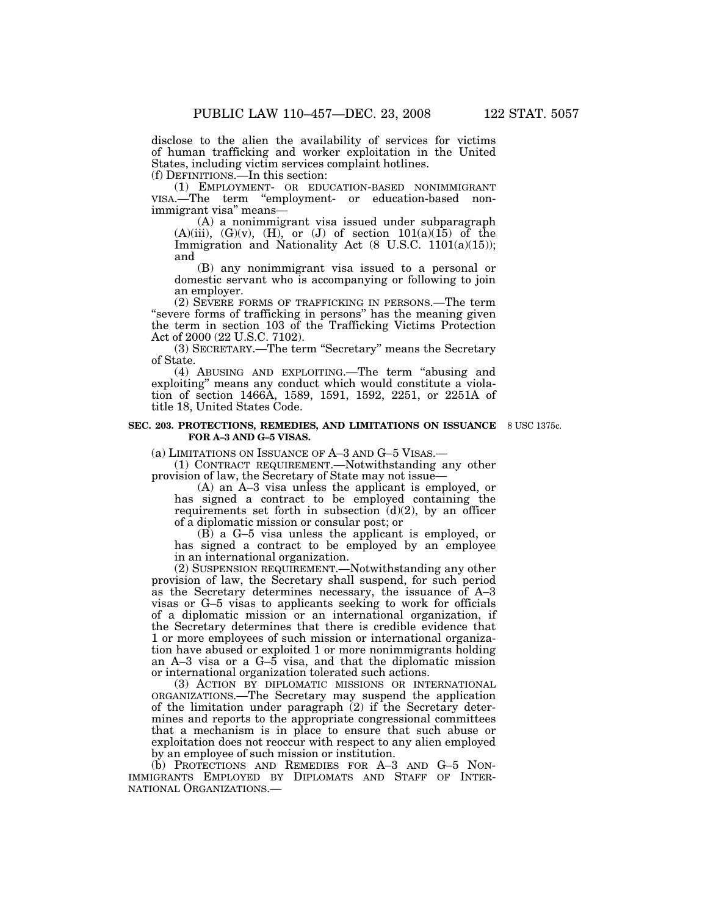disclose to the alien the availability of services for victims of human trafficking and worker exploitation in the United States, including victim services complaint hotlines.

(f) DEFINITIONS.—In this section:

(1) EMPLOYMENT- OR EDUCATION-BASED NONIMMIGRANT VISA.—The term "employment- or education-based nonimmigrant visa" means—

(A) a nonimmigrant visa issued under subparagraph (A)(iii), (G)(v), (H), or (J) of section 101(a)(15) of the Immigration and Nationality Act (8 U.S.C. 1101(a)(15)); and

(B) any nonimmigrant visa issued to a personal or domestic servant who is accompanying or following to join an employer.

(2) SEVERE FORMS OF TRAFFICKING IN PERSONS.—The term "severe forms of trafficking in persons" has the meaning given the term in section 103 of the Trafficking Victims Protection Act of 2000 (22 U.S.C. 7102).

(3) SECRETARY.—The term "Secretary" means the Secretary of State.

(4) ABUSING AND EXPLOITING.—The term "abusing and exploiting" means any conduct which would constitute a violation of section 1466A, 1589, 1591, 1592, 2251, or 2251A of title 18, United States Code.

**SEC. 203. PROTECTIONS, REMEDIES, AND LIMITATIONS ON ISSUANCE FOR A–3 AND G–5 VISAS.**

8 USC 1375c.

(a) LIMITATIONS ON ISSUANCE OF A–3 AND G–5 VISAS.—

(1) CONTRACT REQUIREMENT.—Notwithstanding any other provision of law, the Secretary of State may not issue—

(A) an A–3 visa unless the applicant is employed, or has signed a contract to be employed containing the requirements set forth in subsection (d)(2), by an officer of a diplomatic mission or consular post; or

(B) a G–5 visa unless the applicant is employed, or has signed a contract to be employed by an employee in an international organization.

(2) SUSPENSION REQUIREMENT.—Notwithstanding any other provision of law, the Secretary shall suspend, for such period as the Secretary determines necessary, the issuance of A–3 visas or G–5 visas to applicants seeking to work for officials of a diplomatic mission or an international organization, if the Secretary determines that there is credible evidence that 1 or more employees of such mission or international organization have abused or exploited 1 or more nonimmigrants holding an A–3 visa or a G–5 visa, and that the diplomatic mission or international organization tolerated such actions.

(3) ACTION BY DIPLOMATIC MISSIONS OR INTERNATIONAL ORGANIZATIONS.—The Secretary may suspend the application of the limitation under paragraph (2) if the Secretary determines and reports to the appropriate congressional committees that a mechanism is in place to ensure that such abuse or exploitation does not reoccur with respect to any alien employed by an employee of such mission or institution.

(b) PROTECTIONS AND REMEDIES FOR A–3 AND G–5 NONIMMIGRANTS EMPLOYED BY DIPLOMATS AND STAFF OF INTERNATIONAL ORGANIZATIONS.—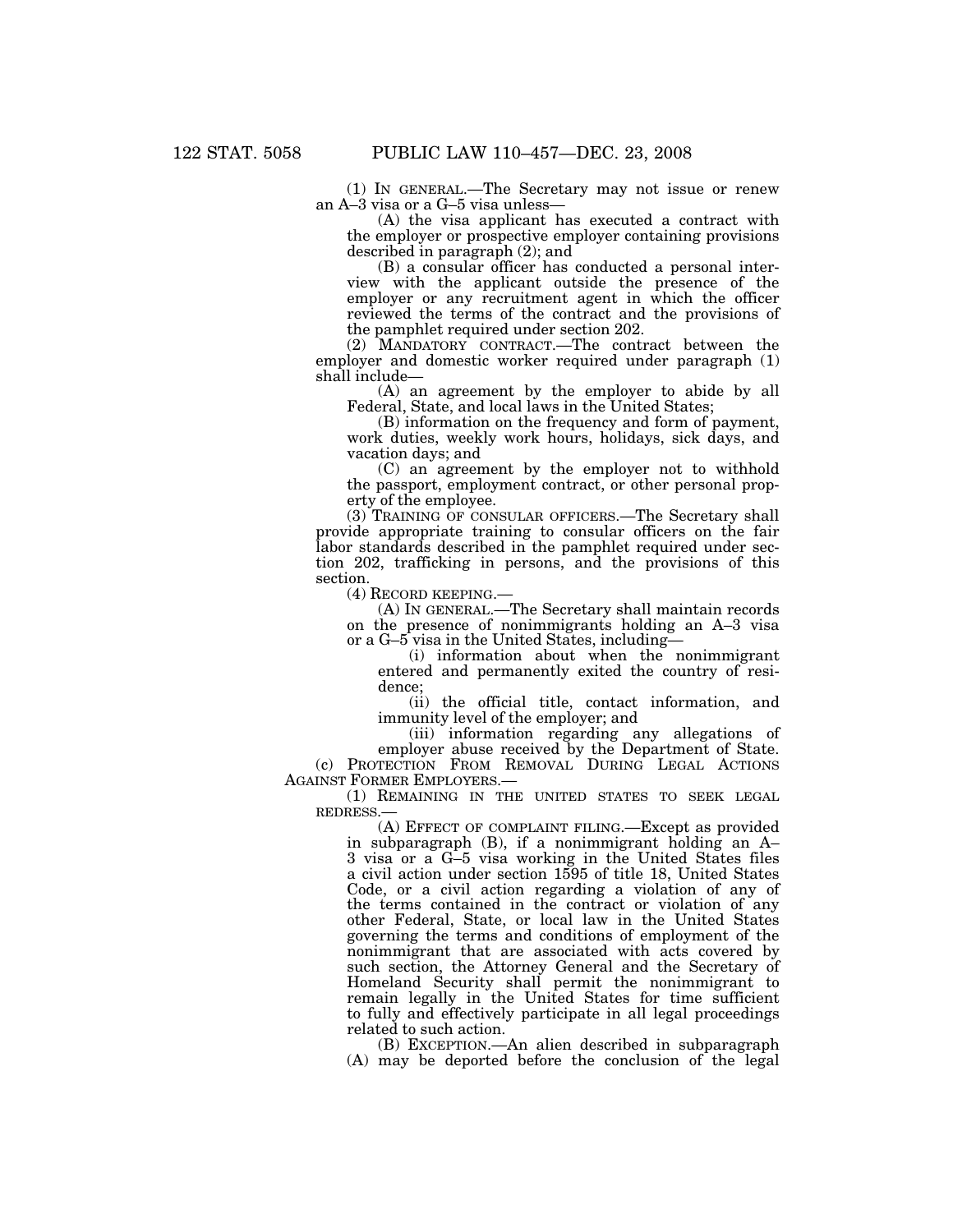(1) IN GENERAL.—The Secretary may not issue or renew an A–3 visa or a G–5 visa unless—

(A) the visa applicant has executed a contract with the employer or prospective employer containing provisions described in paragraph (2); and

(B) a consular officer has conducted a personal interview with the applicant outside the presence of the employer or any recruitment agent in which the officer reviewed the terms of the contract and the provisions of the pamphlet required under section 202.

(2) MANDATORY CONTRACT.—The contract between the employer and domestic worker required under paragraph (1) shall include—

(A) an agreement by the employer to abide by all Federal, State, and local laws in the United States;

(B) information on the frequency and form of payment, work duties, weekly work hours, holidays, sick days, and vacation days; and

(C) an agreement by the employer not to withhold the passport, employment contract, or other personal property of the employee.

(3) TRAINING OF CONSULAR OFFICERS.—The Secretary shall provide appropriate training to consular officers on the fair labor standards described in the pamphlet required under section 202, trafficking in persons, and the provisions of this section.

(4) RECORD KEEPING.—

(A) IN GENERAL.—The Secretary shall maintain records on the presence of nonimmigrants holding an A–3 visa or a G–5 visa in the United States, including—

(i) information about when the nonimmigrant entered and permanently exited the country of residence;

(ii) the official title, contact information, and immunity level of the employer; and

(iii) information regarding any allegations of employer abuse received by the Department of State.

(c) PROTECTION FROM REMOVAL DURING LEGAL ACTIONS AGAINST FORMER EMPLOYERS.—

(1) REMAINING IN THE UNITED STATES TO SEEK LEGAL REDRESS.—

(A) EFFECT OF COMPLAINT FILING.—Except as provided in subparagraph (B), if a nonimmigrant holding an A–3 visa or a G–5 visa working in the United States files a civil action under section 1595 of title 18, United States Code, or a civil action regarding a violation of any of the terms contained in the contract or violation of any other Federal, State, or local law in the United States governing the terms and conditions of employment of the nonimmigrant that are associated with acts covered by such section, the Attorney General and the Secretary of Homeland Security shall permit the nonimmigrant to remain legally in the United States for time sufficient to fully and effectively participate in all legal proceedings related to such action.

(B) EXCEPTION.—An alien described in subparagraph (A) may be deported before the conclusion of the legal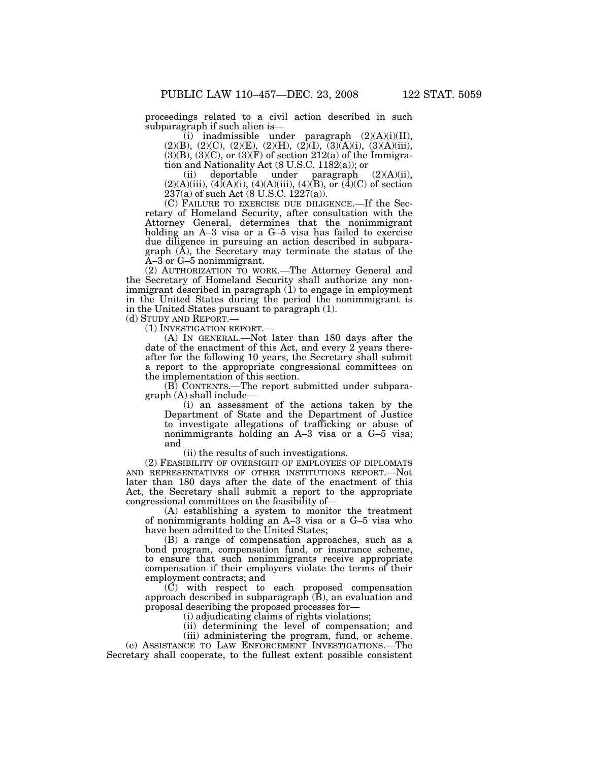proceedings related to a civil action described in such subparagraph if such alien is—

(i) inadmissible under paragraph (2)(A)(i)(II), (2)(B), (2)(C), (2)(E), (2)(H), (2)(I), (3)(A)(i), (3)(A)(iii), (3)(B), (3)(C), or (3)(F) of section 212(a) of the Immigration and Nationality Act (8 U.S.C. 1182(a)); or

(ii) deportable under paragraph (2)(A)(ii), (2)(A)(iii), (4)(A)(i), (4)(A)(iii), (4)(B), or (4)(C) of section 237(a) of such Act (8 U.S.C. 1227(a)).

(C) FAILURE TO EXERCISE DUE DILIGENCE.—If the Secretary of Homeland Security, after consultation with the Attorney General, determines that the nonimmigrant holding an A–3 visa or a G–5 visa has failed to exercise due diligence in pursuing an action described in subparagraph (A), the Secretary may terminate the status of the A–3 or G–5 nonimmigrant.

(2) AUTHORIZATION TO WORK.—The Attorney General and the Secretary of Homeland Security shall authorize any nonimmigrant described in paragraph (1) to engage in employment in the United States during the period the nonimmigrant is in the United States pursuant to paragraph (1).

(d) STUDY AND REPORT.—

(1) INVESTIGATION REPORT.—

(A) IN GENERAL.—Not later than 180 days after the date of the enactment of this Act, and every 2 years thereafter for the following 10 years, the Secretary shall submit a report to the appropriate congressional committees on the implementation of this section.

(B) CONTENTS.—The report submitted under subparagraph (A) shall include—

(i) an assessment of the actions taken by the Department of State and the Department of Justice to investigate allegations of trafficking or abuse of nonimmigrants holding an A–3 visa or a G–5 visa; and

(ii) the results of such investigations.

(2) FEASIBILITY OF OVERSIGHT OF EMPLOYEES OF DIPLOMATS AND REPRESENTATIVES OF OTHER INSTITUTIONS REPORT.—Not later than 180 days after the date of the enactment of this Act, the Secretary shall submit a report to the appropriate congressional committees on the feasibility of—

(A) establishing a system to monitor the treatment of nonimmigrants holding an A–3 visa or a G–5 visa who have been admitted to the United States;

(B) a range of compensation approaches, such as a bond program, compensation fund, or insurance scheme, to ensure that such nonimmigrants receive appropriate compensation if their employers violate the terms of their employment contracts; and

(C) with respect to each proposed compensation approach described in subparagraph (B), an evaluation and proposal describing the proposed processes for—

(i) adjudicating claims of rights violations;

(ii) determining the level of compensation; and

(iii) administering the program, fund, or scheme.

(e) ASSISTANCE TO LAW ENFORCEMENT INVESTIGATIONS.—The Secretary shall cooperate, to the fullest extent possible consistent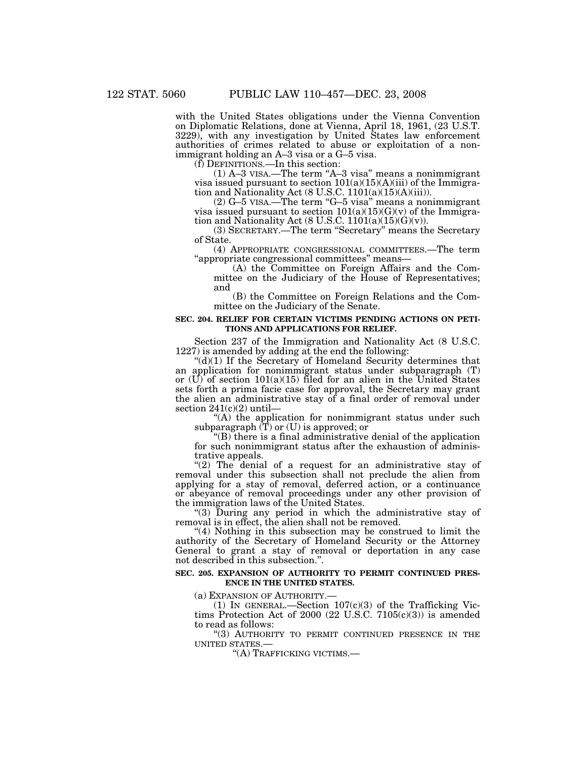with the United States obligations under the Vienna Convention on Diplomatic Relations, done at Vienna, April 18, 1961, (23 U.S.T. 3229), with any investigation by United States law enforcement authorities of crimes related to abuse or exploitation of a nonimmigrant holding an A–3 visa or a G–5 visa.

(f) DEFINITIONS.—In this section:

(1) A–3 VISA.—The term "A–3 visa" means a nonimmigrant visa issued pursuant to section 101(a)(15)(A)(iii) of the Immigration and Nationality Act (8 U.S.C. 1101(a)(15)(A)(iii)).

(2) G–5 VISA.—The term "G–5 visa" means a nonimmigrant visa issued pursuant to section 101(a)(15)(G)(v) of the Immigration and Nationality Act (8 U.S.C. 1101(a)(15)(G)(v)).

(3) SECRETARY.—The term "Secretary" means the Secretary of State.

(4) APPROPRIATE CONGRESSIONAL COMMITTEES.—The term "appropriate congressional committees" means—

(A) the Committee on Foreign Affairs and the Committee on the Judiciary of the House of Representatives; and

(B) the Committee on Foreign Relations and the Committee on the Judiciary of the Senate.

**SEC. 204. RELIEF FOR CERTAIN VICTIMS PENDING ACTIONS ON PETITIONS AND APPLICATIONS FOR RELIEF.**

Section 237 of the Immigration and Nationality Act (8 U.S.C. 1227) is amended by adding at the end the following:

"(d)(1) If the Secretary of Homeland Security determines that an application for nonimmigrant status under subparagraph (T) or (U) of section 101(a)(15) filed for an alien in the United States sets forth a prima facie case for approval, the Secretary may grant the alien an administrative stay of a final order of removal under section 241(c)(2) until—

"(A) the application for nonimmigrant status under such subparagraph (T) or (U) is approved; or

"(B) there is a final administrative denial of the application for such nonimmigrant status after the exhaustion of administrative appeals.

"(2) The denial of a request for an administrative stay of removal under this subsection shall not preclude the alien from applying for a stay of removal, deferred action, or a continuance or abeyance of removal proceedings under any other provision of the immigration laws of the United States.

"(3) During any period in which the administrative stay of removal is in effect, the alien shall not be removed.

"(4) Nothing in this subsection may be construed to limit the authority of the Secretary of Homeland Security or the Attorney General to grant a stay of removal or deportation in any case not described in this subsection.".

**SEC. 205. EXPANSION OF AUTHORITY TO PERMIT CONTINUED PRESENCE IN THE UNITED STATES.**

(a) EXPANSION OF AUTHORITY.—

(1) IN GENERAL.—Section 107(c)(3) of the Trafficking Victims Protection Act of 2000 (22 U.S.C. 7105(c)(3)) is amended to read as follows:

"(3) AUTHORITY TO PERMIT CONTINUED PRESENCE IN THE UNITED STATES.—

"(A) TRAFFICKING VICTIMS.—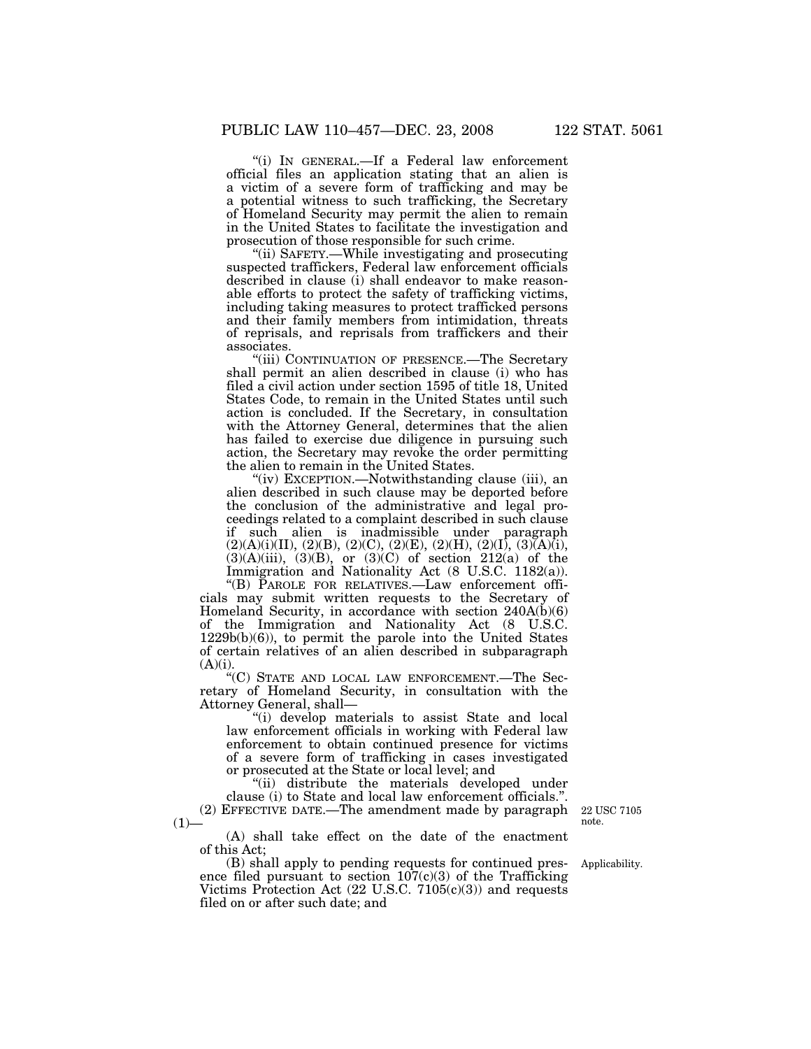"(i) IN GENERAL.—If a Federal law enforcement official files an application stating that an alien is a victim of a severe form of trafficking and may be a potential witness to such trafficking, the Secretary of Homeland Security may permit the alien to remain in the United States to facilitate the investigation and prosecution of those responsible for such crime.

"(ii) SAFETY.—While investigating and prosecuting suspected traffickers, Federal law enforcement officials described in clause (i) shall endeavor to make reasonable efforts to protect the safety of trafficking victims, including taking measures to protect trafficked persons and their family members from intimidation, threats of reprisals, and reprisals from traffickers and their associates.

"(iii) CONTINUATION OF PRESENCE.—The Secretary shall permit an alien described in clause (i) who has filed a civil action under section 1595 of title 18, United States Code, to remain in the United States until such action is concluded. If the Secretary, in consultation with the Attorney General, determines that the alien has failed to exercise due diligence in pursuing such action, the Secretary may revoke the order permitting the alien to remain in the United States.

"(iv) EXCEPTION.—Notwithstanding clause (iii), an alien described in such clause may be deported before the conclusion of the administrative and legal proceedings related to a complaint described in such clause if such alien is inadmissible under paragraph (2)(A)(i)(II), (2)(B), (2)(C), (2)(E), (2)(H), (2)(I), (3)(A)(i), (3)(A)(iii), (3)(B), or (3)(C) of section 212(a) of the Immigration and Nationality Act (8 U.S.C. 1182(a)).

"(B) PAROLE FOR RELATIVES.—Law enforcement officials may submit written requests to the Secretary of Homeland Security, in accordance with section 240A(b)(6) of the Immigration and Nationality Act (8 U.S.C. 1229b(b)(6)), to permit the parole into the United States of certain relatives of an alien described in subparagraph (A)(i).

"(C) STATE AND LOCAL LAW ENFORCEMENT.—The Secretary of Homeland Security, in consultation with the Attorney General, shall—

"(i) develop materials to assist State and local law enforcement officials in working with Federal law enforcement to obtain continued presence for victims of a severe form of trafficking in cases investigated or prosecuted at the State or local level; and

"(ii) distribute the materials developed under clause (i) to State and local law enforcement officials.".

22 USC 7105 note.

(2) EFFECTIVE DATE.—The amendment made by paragraph (1)—

(A) shall take effect on the date of the enactment of this Act;

Applicability.

(B) shall apply to pending requests for continued presence filed pursuant to section 107(c)(3) of the Trafficking Victims Protection Act (22 U.S.C. 7105(c)(3)) and requests filed on or after such date; and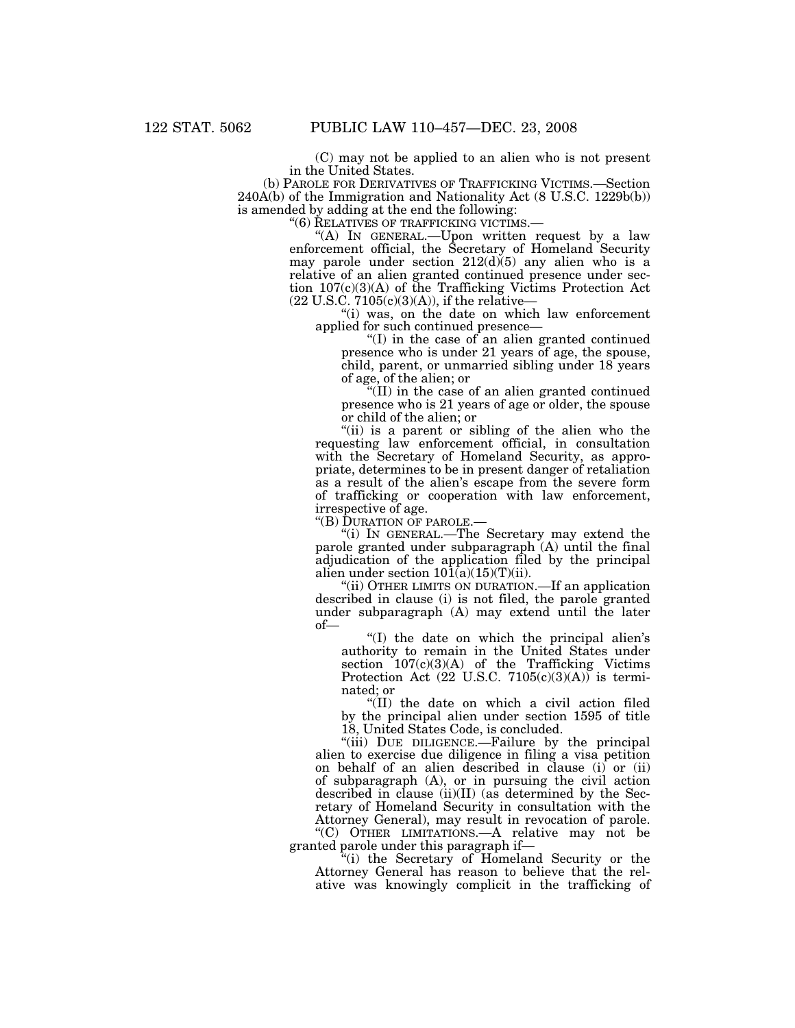(C) may not be applied to an alien who is not present in the United States.

(b) PAROLE FOR DERIVATIVES OF TRAFFICKING VICTIMS.—Section 240A(b) of the Immigration and Nationality Act (8 U.S.C. 1229b(b)) is amended by adding at the end the following:

"(6) RELATIVES OF TRAFFICKING VICTIMS.—

"(A) IN GENERAL.—Upon written request by a law enforcement official, the Secretary of Homeland Security may parole under section 212(d)(5) any alien who is a relative of an alien granted continued presence under section 107(c)(3)(A) of the Trafficking Victims Protection Act (22 U.S.C. 7105(c)(3)(A)), if the relative—

"(i) was, on the date on which law enforcement applied for such continued presence—

"(I) in the case of an alien granted continued presence who is under 21 years of age, the spouse, child, parent, or unmarried sibling under 18 years of age, of the alien; or

"(II) in the case of an alien granted continued presence who is 21 years of age or older, the spouse or child of the alien; or

"(ii) is a parent or sibling of the alien who the requesting law enforcement official, in consultation with the Secretary of Homeland Security, as appropriate, determines to be in present danger of retaliation as a result of the alien's escape from the severe form of trafficking or cooperation with law enforcement, irrespective of age.

"(B) DURATION OF PAROLE.—

"(i) IN GENERAL.—The Secretary may extend the parole granted under subparagraph (A) until the final adjudication of the application filed by the principal alien under section 101(a)(15)(T)(ii).

"(ii) OTHER LIMITS ON DURATION.—If an application described in clause (i) is not filed, the parole granted under subparagraph (A) may extend until the later of—

"(I) the date on which the principal alien's authority to remain in the United States under section 107(c)(3)(A) of the Trafficking Victims Protection Act (22 U.S.C. 7105(c)(3)(A)) is terminated; or

"(II) the date on which a civil action filed by the principal alien under section 1595 of title 18, United States Code, is concluded.

"(iii) DUE DILIGENCE.—Failure by the principal alien to exercise due diligence in filing a visa petition on behalf of an alien described in clause (i) or (ii) of subparagraph (A), or in pursuing the civil action described in clause (ii)(II) (as determined by the Secretary of Homeland Security in consultation with the Attorney General), may result in revocation of parole.

"(C) OTHER LIMITATIONS.—A relative may not be granted parole under this paragraph if—

"(i) the Secretary of Homeland Security or the Attorney General has reason to believe that the relative was knowingly complicit in the trafficking of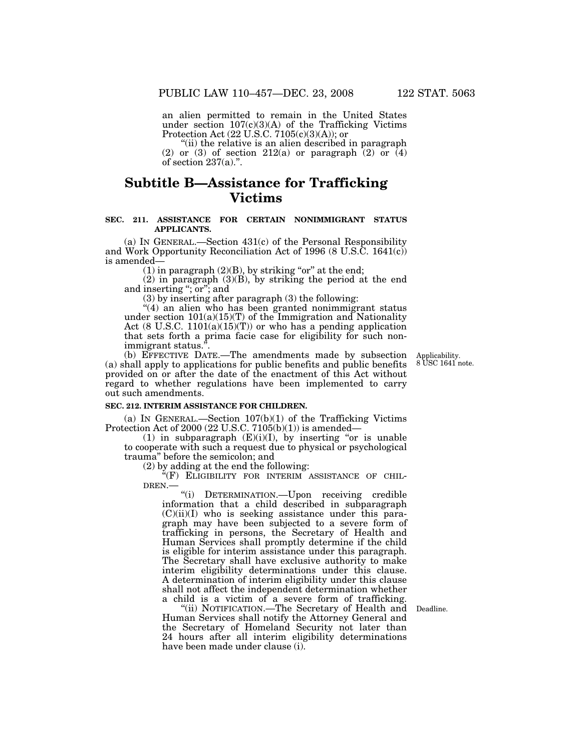an alien permitted to remain in the United States under section 107(c)(3)(A) of the Trafficking Victims Protection Act (22 U.S.C. 7105(c)(3)(A)); or

"(ii) the relative is an alien described in paragraph (2) or (3) of section 212(a) or paragraph (2) or (4) of section 237(a).".

## Subtitle B—Assistance for Trafficking Victims

**SEC. 211. ASSISTANCE FOR CERTAIN NONIMMIGRANT STATUS APPLICANTS.**

(a) IN GENERAL.—Section 431(c) of the Personal Responsibility and Work Opportunity Reconciliation Act of 1996 (8 U.S.C. 1641(c)) is amended—

(1) in paragraph (2)(B), by striking "or" at the end;

(2) in paragraph (3)(B), by striking the period at the end and inserting "; or"; and

(3) by inserting after paragraph (3) the following:

"(4) an alien who has been granted nonimmigrant status under section 101(a)(15)(T) of the Immigration and Nationality Act (8 U.S.C. 1101(a)(15)(T)) or who has a pending application that sets forth a prima facie case for eligibility for such nonimmigrant status.".

(b) EFFECTIVE DATE.—The amendments made by subsection (a) shall apply to applications for public benefits and public benefits provided on or after the date of the enactment of this Act without regard to whether regulations have been implemented to carry out such amendments.

Applicability. 8 USC 1641 note.

**SEC. 212. INTERIM ASSISTANCE FOR CHILDREN.**

(a) IN GENERAL.—Section 107(b)(1) of the Trafficking Victims Protection Act of 2000 (22 U.S.C. 7105(b)(1)) is amended—

(1) in subparagraph (E)(i)(I), by inserting "or is unable to cooperate with such a request due to physical or psychological trauma" before the semicolon; and

(2) by adding at the end the following:

"(F) ELIGIBILITY FOR INTERIM ASSISTANCE OF CHILDREN.—

"(i) DETERMINATION.—Upon receiving credible information that a child described in subparagraph (C)(ii)(I) who is seeking assistance under this paragraph may have been subjected to a severe form of trafficking in persons, the Secretary of Health and Human Services shall promptly determine if the child is eligible for interim assistance under this paragraph. The Secretary shall have exclusive authority to make interim eligibility determinations under this clause. A determination of interim eligibility under this clause shall not affect the independent determination whether a child is a victim of a severe form of trafficking.

"(ii) NOTIFICATION.—The Secretary of Health and Human Services shall notify the Attorney General and the Secretary of Homeland Security not later than 24 hours after all interim eligibility determinations have been made under clause (i).

Deadline.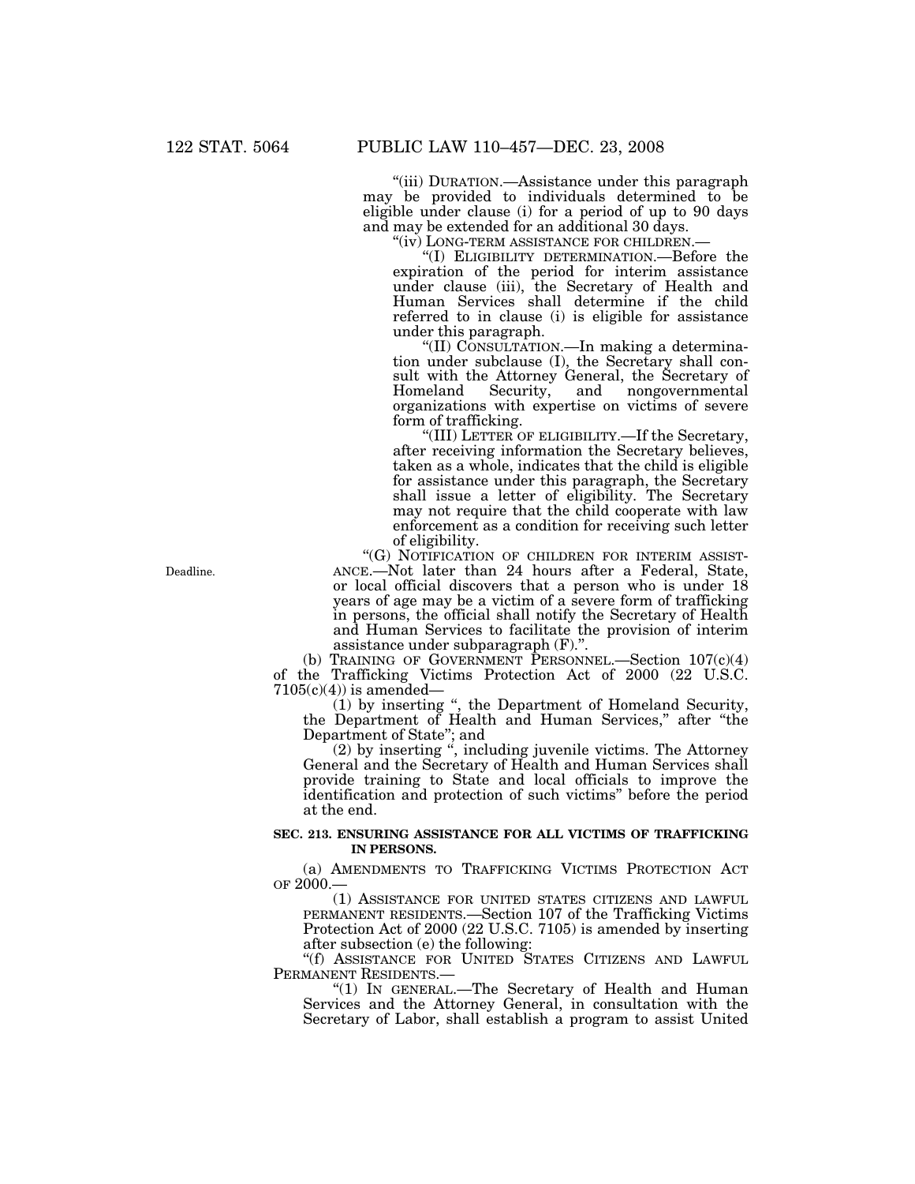"(iii) DURATION.—Assistance under this paragraph may be provided to individuals determined to be eligible under clause (i) for a period of up to 90 days and may be extended for an additional 30 days.

"(iv) LONG-TERM ASSISTANCE FOR CHILDREN.—

"(I) ELIGIBILITY DETERMINATION.—Before the expiration of the period for interim assistance under clause (iii), the Secretary of Health and Human Services shall determine if the child referred to in clause (i) is eligible for assistance under this paragraph.

"(II) CONSULTATION.—In making a determination under subclause (I), the Secretary shall consult with the Attorney General, the Secretary of Homeland Security, and nongovernmental organizations with expertise on victims of severe form of trafficking.

"(III) LETTER OF ELIGIBILITY.—If the Secretary, after receiving information the Secretary believes, taken as a whole, indicates that the child is eligible for assistance under this paragraph, the Secretary shall issue a letter of eligibility. The Secretary may not require that the child cooperate with law enforcement as a condition for receiving such letter of eligibility.

Deadline.

"(G) NOTIFICATION OF CHILDREN FOR INTERIM ASSISTANCE.—Not later than 24 hours after a Federal, State, or local official discovers that a person who is under 18 years of age may be a victim of a severe form of trafficking in persons, the official shall notify the Secretary of Health and Human Services to facilitate the provision of interim assistance under subparagraph (F).".

(b) TRAINING OF GOVERNMENT PERSONNEL.—Section 107(c)(4) of the Trafficking Victims Protection Act of 2000 (22 U.S.C. 7105(c)(4)) is amended—

(1) by inserting ", the Department of Homeland Security, the Department of Health and Human Services," after "the Department of State"; and

(2) by inserting ", including juvenile victims. The Attorney General and the Secretary of Health and Human Services shall provide training to State and local officials to improve the identification and protection of such victims" before the period at the end.

**SEC. 213. ENSURING ASSISTANCE FOR ALL VICTIMS OF TRAFFICKING IN PERSONS.**

(a) AMENDMENTS TO TRAFFICKING VICTIMS PROTECTION ACT OF 2000.—

(1) ASSISTANCE FOR UNITED STATES CITIZENS AND LAWFUL PERMANENT RESIDENTS.—Section 107 of the Trafficking Victims Protection Act of 2000 (22 U.S.C. 7105) is amended by inserting after subsection (e) the following:

"(f) ASSISTANCE FOR UNITED STATES CITIZENS AND LAWFUL PERMANENT RESIDENTS.—

"(1) IN GENERAL.—The Secretary of Health and Human Services and the Attorney General, in consultation with the Secretary of Labor, shall establish a program to assist United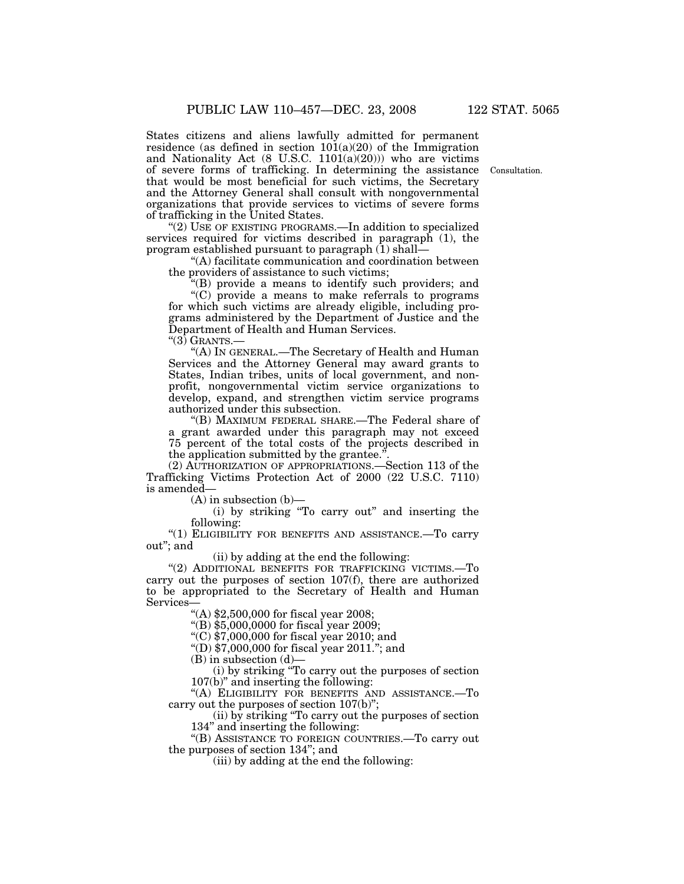States citizens and aliens lawfully admitted for permanent residence (as defined in section 101(a)(20) of the Immigration and Nationality Act (8 U.S.C. 1101(a)(20))) who are victims of severe forms of trafficking. In determining the assistance that would be most beneficial for such victims, the Secretary and the Attorney General shall consult with nongovernmental organizations that provide services to victims of severe forms of trafficking in the United States.

Consultation.

"(2) USE OF EXISTING PROGRAMS.—In addition to specialized services required for victims described in paragraph (1), the program established pursuant to paragraph (1) shall—

"(A) facilitate communication and coordination between the providers of assistance to such victims;

"(B) provide a means to identify such providers; and

"(C) provide a means to make referrals to programs for which such victims are already eligible, including programs administered by the Department of Justice and the Department of Health and Human Services.

"(3) GRANTS.—

"(A) IN GENERAL.—The Secretary of Health and Human Services and the Attorney General may award grants to States, Indian tribes, units of local government, and nonprofit, nongovernmental victim service organizations to develop, expand, and strengthen victim service programs authorized under this subsection.

"(B) MAXIMUM FEDERAL SHARE.—The Federal share of a grant awarded under this paragraph may not exceed 75 percent of the total costs of the projects described in the application submitted by the grantee.".

(2) AUTHORIZATION OF APPROPRIATIONS.—Section 113 of the Trafficking Victims Protection Act of 2000 (22 U.S.C. 7110) is amended—

(A) in subsection (b)—

(i) by striking "To carry out" and inserting the following:

"(1) ELIGIBILITY FOR BENEFITS AND ASSISTANCE.—To carry out"; and

(ii) by adding at the end the following:

"(2) ADDITIONAL BENEFITS FOR TRAFFICKING VICTIMS.—To carry out the purposes of section 107(f), there are authorized to be appropriated to the Secretary of Health and Human Services—

"(A) $2,500,000 for fiscal year 2008;

"(B) $5,000,0000 for fiscal year 2009;

"(C) $7,000,000 for fiscal year 2010; and

"(D) $7,000,000 for fiscal year 2011."; and

(B) in subsection (d)—

(i) by striking "To carry out the purposes of section 107(b)" and inserting the following:

"(A) ELIGIBILITY FOR BENEFITS AND ASSISTANCE.—To carry out the purposes of section 107(b)";

(ii) by striking "To carry out the purposes of section 134" and inserting the following:

"(B) ASSISTANCE TO FOREIGN COUNTRIES.—To carry out the purposes of section 134"; and

(iii) by adding at the end the following: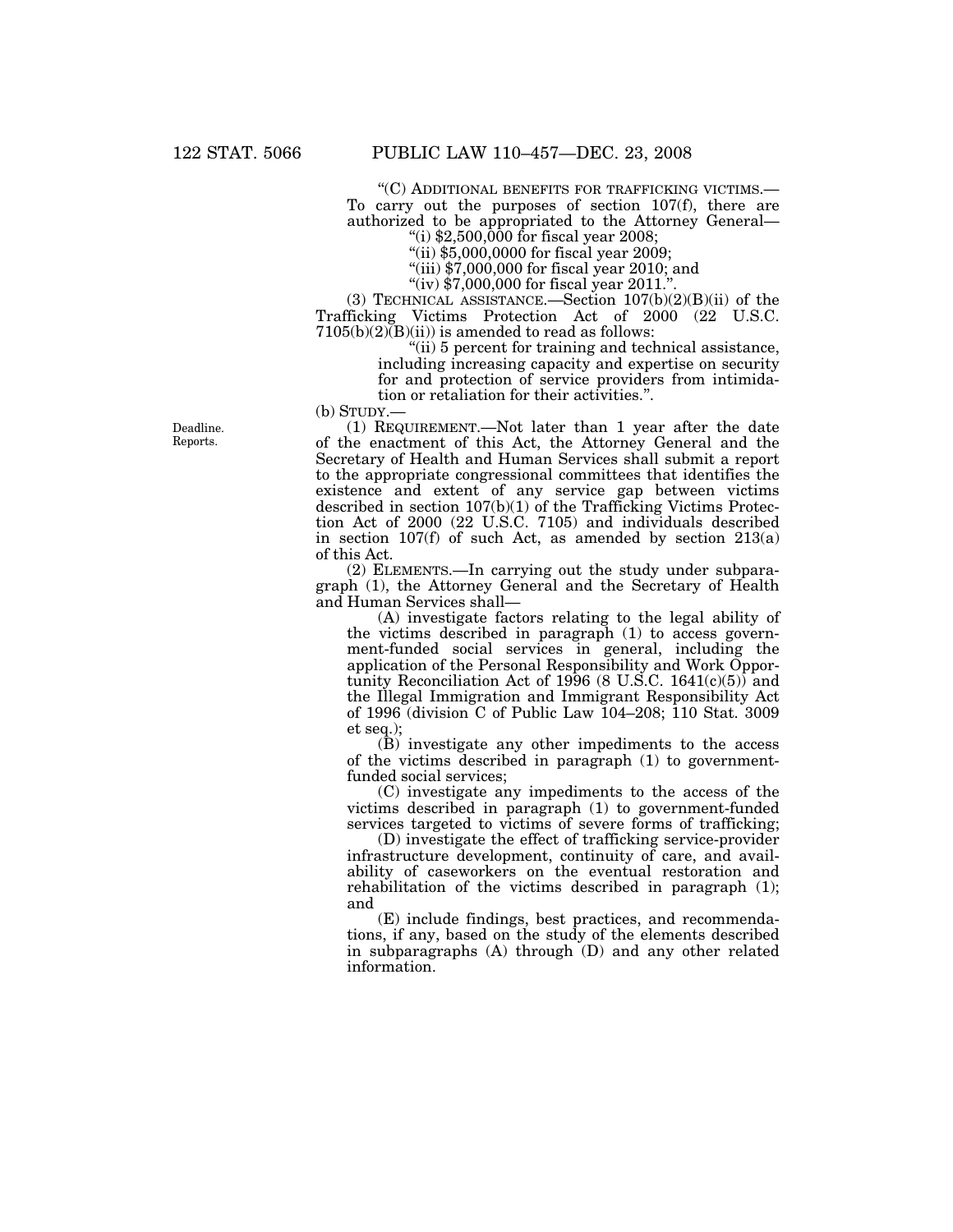"(C) ADDITIONAL BENEFITS FOR TRAFFICKING VICTIMS.—To carry out the purposes of section 107(f), there are authorized to be appropriated to the Attorney General—

"(i) $2,500,000 for fiscal year 2008;

"(ii) $5,000,0000 for fiscal year 2009;

"(iii) $7,000,000 for fiscal year 2010; and

"(iv) $7,000,000 for fiscal year 2011.".

(3) TECHNICAL ASSISTANCE.—Section 107(b)(2)(B)(ii) of the Trafficking Victims Protection Act of 2000 (22 U.S.C. 7105(b)(2)(B)(ii)) is amended to read as follows:

"(ii) 5 percent for training and technical assistance, including increasing capacity and expertise on security for and protection of service providers from intimidation or retaliation for their activities.".

(b) STUDY.—

Deadline. Reports.

(1) REQUIREMENT.—Not later than 1 year after the date of the enactment of this Act, the Attorney General and the Secretary of Health and Human Services shall submit a report to the appropriate congressional committees that identifies the existence and extent of any service gap between victims described in section 107(b)(1) of the Trafficking Victims Protection Act of 2000 (22 U.S.C. 7105) and individuals described in section 107(f) of such Act, as amended by section 213(a) of this Act.

(2) ELEMENTS.—In carrying out the study under subparagraph (1), the Attorney General and the Secretary of Health and Human Services shall—

(A) investigate factors relating to the legal ability of the victims described in paragraph (1) to access government-funded social services in general, including the application of the Personal Responsibility and Work Opportunity Reconciliation Act of 1996 (8 U.S.C. 1641(c)(5)) and the Illegal Immigration and Immigrant Responsibility Act of 1996 (division C of Public Law 104–208; 110 Stat. 3009 et seq.);

(B) investigate any other impediments to the access of the victims described in paragraph (1) to government-funded social services;

(C) investigate any impediments to the access of the victims described in paragraph (1) to government-funded services targeted to victims of severe forms of trafficking;

(D) investigate the effect of trafficking service-provider infrastructure development, continuity of care, and availability of caseworkers on the eventual restoration and rehabilitation of the victims described in paragraph (1); and

(E) include findings, best practices, and recommendations, if any, based on the study of the elements described in subparagraphs (A) through (D) and any other related information.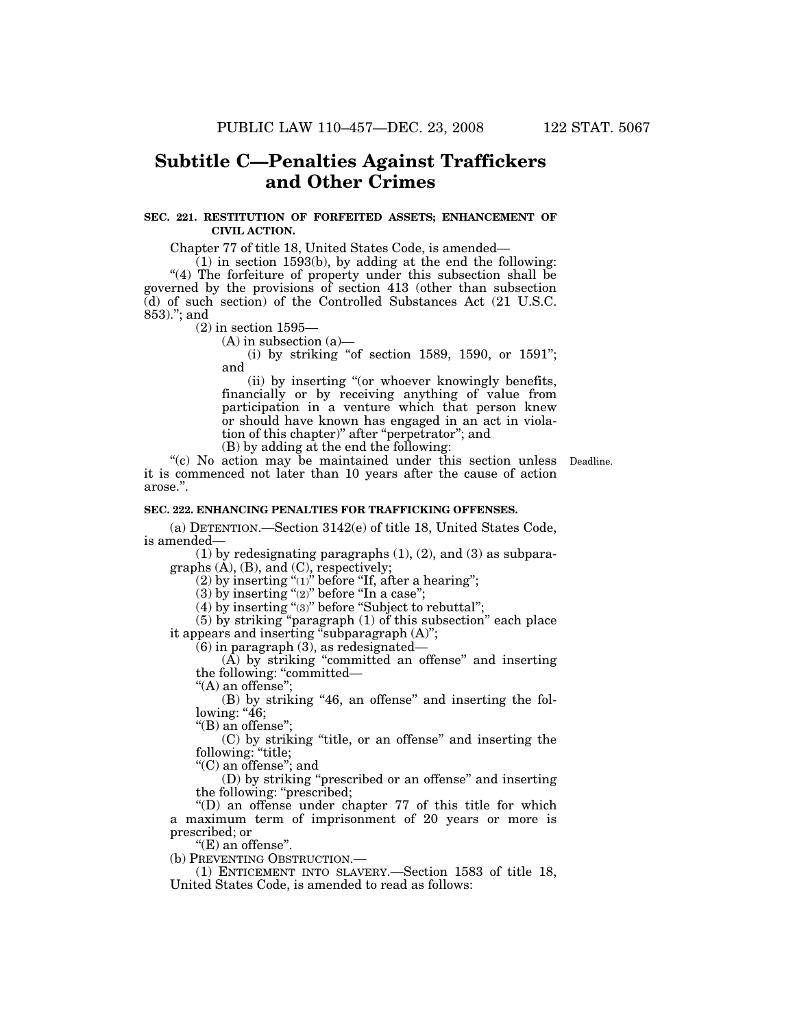## Subtitle C—Penalties Against Traffickers and Other Crimes

**SEC. 221. RESTITUTION OF FORFEITED ASSETS; ENHANCEMENT OF CIVIL ACTION.**

Chapter 77 of title 18, United States Code, is amended—

(1) in section 1593(b), by adding at the end the following: "(4) The forfeiture of property under this subsection shall be governed by the provisions of section 413 (other than subsection (d) of such section) of the Controlled Substances Act (21 U.S.C. 853)."; and

(2) in section 1595—

(A) in subsection (a)—

(i) by striking "of section 1589, 1590, or 1591"; and

(ii) by inserting "(or whoever knowingly benefits, financially or by receiving anything of value from participation in a venture which that person knew or should have known has engaged in an act in violation of this chapter)" after "perpetrator"; and

(B) by adding at the end the following:

"(c) No action may be maintained under this section unless it is commenced not later than 10 years after the cause of action arose.".

Deadline.

**SEC. 222. ENHANCING PENALTIES FOR TRAFFICKING OFFENSES.**

(a) DETENTION.—Section 3142(e) of title 18, United States Code, is amended—

(1) by redesignating paragraphs (1), (2), and (3) as subparagraphs (A), (B), and (C), respectively;

(2) by inserting "(1)" before "If, after a hearing";

(3) by inserting "(2)" before "In a case";

(4) by inserting "(3)" before "Subject to rebuttal";

(5) by striking "paragraph (1) of this subsection" each place it appears and inserting "subparagraph (A)";

(6) in paragraph (3), as redesignated—

(A) by striking "committed an offense" and inserting the following: "committed—

"(A) an offense";

(B) by striking "46, an offense" and inserting the following: "46;

"(B) an offense";

(C) by striking "title, or an offense" and inserting the following: "title;

"(C) an offense"; and

(D) by striking "prescribed or an offense" and inserting the following: "prescribed;

"(D) an offense under chapter 77 of this title for which a maximum term of imprisonment of 20 years or more is prescribed; or

"(E) an offense".

(b) PREVENTING OBSTRUCTION.—

(1) ENTICEMENT INTO SLAVERY.—Section 1583 of title 18, United States Code, is amended to read as follows: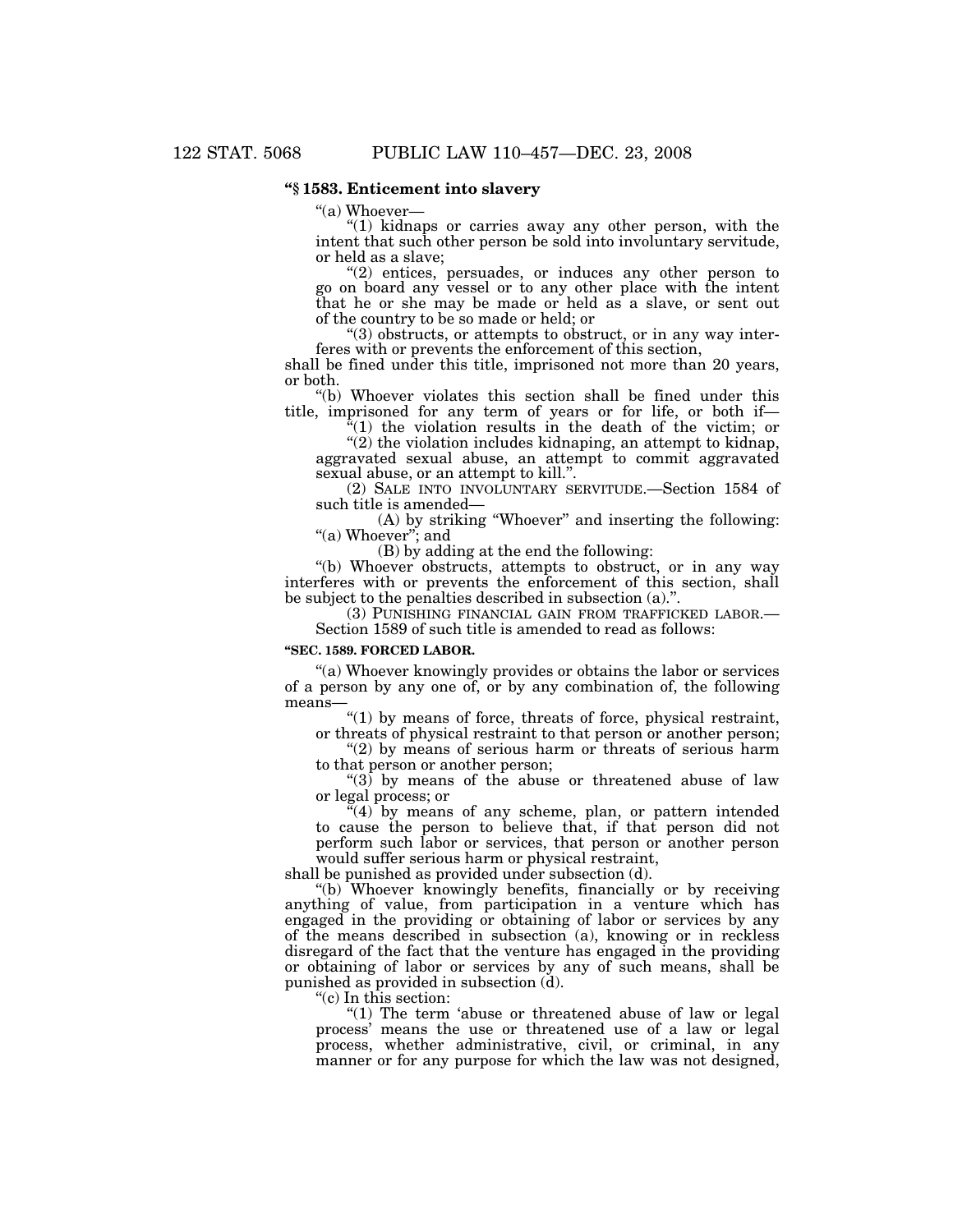**"§ 1583. Enticement into slavery**

"(a) Whoever—

"(1) kidnaps or carries away any other person, with the intent that such other person be sold into involuntary servitude, or held as a slave;

"(2) entices, persuades, or induces any other person to go on board any vessel or to any other place with the intent that he or she may be made or held as a slave, or sent out of the country to be so made or held; or

"(3) obstructs, or attempts to obstruct, or in any way interferes with or prevents the enforcement of this section,

shall be fined under this title, imprisoned not more than 20 years, or both.

"(b) Whoever violates this section shall be fined under this title, imprisoned for any term of years or for life, or both if—

"(1) the violation results in the death of the victim; or

"(2) the violation includes kidnaping, an attempt to kidnap, aggravated sexual abuse, an attempt to commit aggravated sexual abuse, or an attempt to kill.".

(2) SALE INTO INVOLUNTARY SERVITUDE.—Section 1584 of such title is amended—

(A) by striking "Whoever" and inserting the following: "(a) Whoever"; and

(B) by adding at the end the following:

"(b) Whoever obstructs, attempts to obstruct, or in any way interferes with or prevents the enforcement of this section, shall be subject to the penalties described in subsection (a).".

(3) PUNISHING FINANCIAL GAIN FROM TRAFFICKED LABOR.— Section 1589 of such title is amended to read as follows:

**"SEC. 1589. FORCED LABOR.**

"(a) Whoever knowingly provides or obtains the labor or services of a person by any one of, or by any combination of, the following means—

"(1) by means of force, threats of force, physical restraint, or threats of physical restraint to that person or another person;

"(2) by means of serious harm or threats of serious harm to that person or another person;

"(3) by means of the abuse or threatened abuse of law or legal process; or

"(4) by means of any scheme, plan, or pattern intended to cause the person to believe that, if that person did not perform such labor or services, that person or another person would suffer serious harm or physical restraint,

shall be punished as provided under subsection (d).

"(b) Whoever knowingly benefits, financially or by receiving anything of value, from participation in a venture which has engaged in the providing or obtaining of labor or services by any of the means described in subsection (a), knowing or in reckless disregard of the fact that the venture has engaged in the providing or obtaining of labor or services by any of such means, shall be punished as provided in subsection (d).

"(c) In this section:

"(1) The term 'abuse or threatened abuse of law or legal process' means the use or threatened use of a law or legal process, whether administrative, civil, or criminal, in any manner or for any purpose for which the law was not designed,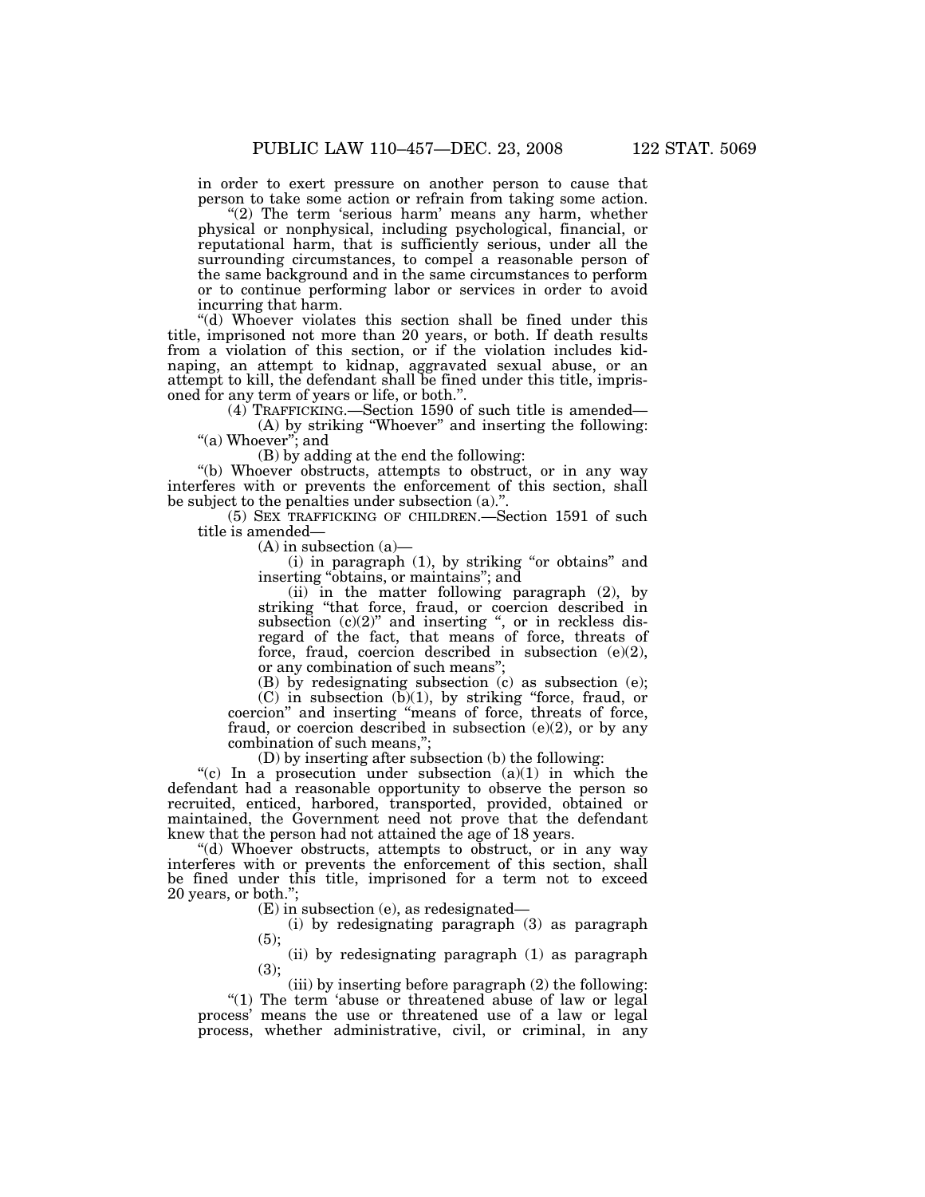in order to exert pressure on another person to cause that person to take some action or refrain from taking some action.

"(2) The term 'serious harm' means any harm, whether physical or nonphysical, including psychological, financial, or reputational harm, that is sufficiently serious, under all the surrounding circumstances, to compel a reasonable person of the same background and in the same circumstances to perform or to continue performing labor or services in order to avoid incurring that harm.

"(d) Whoever violates this section shall be fined under this title, imprisoned not more than 20 years, or both. If death results from a violation of this section, or if the violation includes kidnaping, an attempt to kidnap, aggravated sexual abuse, or an attempt to kill, the defendant shall be fined under this title, imprisoned for any term of years or life, or both.".

(4) TRAFFICKING.—Section 1590 of such title is amended—

(A) by striking "Whoever" and inserting the following: "(a) Whoever"; and

(B) by adding at the end the following:

"(b) Whoever obstructs, attempts to obstruct, or in any way interferes with or prevents the enforcement of this section, shall be subject to the penalties under subsection (a).".

(5) SEX TRAFFICKING OF CHILDREN.—Section 1591 of such title is amended—

(A) in subsection (a)—

(i) in paragraph (1), by striking "or obtains" and inserting "obtains, or maintains"; and

(ii) in the matter following paragraph (2), by striking "that force, fraud, or coercion described in subsection (c)(2)" and inserting ", or in reckless disregard of the fact, that means of force, threats of force, fraud, coercion described in subsection (e)(2), or any combination of such means";

(B) by redesignating subsection (c) as subsection (e);

(C) in subsection (b)(1), by striking "force, fraud, or coercion" and inserting "means of force, threats of force, fraud, or coercion described in subsection (e)(2), or by any combination of such means,";

(D) by inserting after subsection (b) the following:

"(c) In a prosecution under subsection (a)(1) in which the defendant had a reasonable opportunity to observe the person so recruited, enticed, harbored, transported, provided, obtained or maintained, the Government need not prove that the defendant knew that the person had not attained the age of 18 years.

"(d) Whoever obstructs, attempts to obstruct, or in any way interferes with or prevents the enforcement of this section, shall be fined under this title, imprisoned for a term not to exceed 20 years, or both.";

(E) in subsection (e), as redesignated—

(i) by redesignating paragraph (3) as paragraph (5);

(ii) by redesignating paragraph (1) as paragraph (3);

(iii) by inserting before paragraph (2) the following:

"(1) The term 'abuse or threatened abuse of law or legal process' means the use or threatened use of a law or legal process, whether administrative, civil, or criminal, in any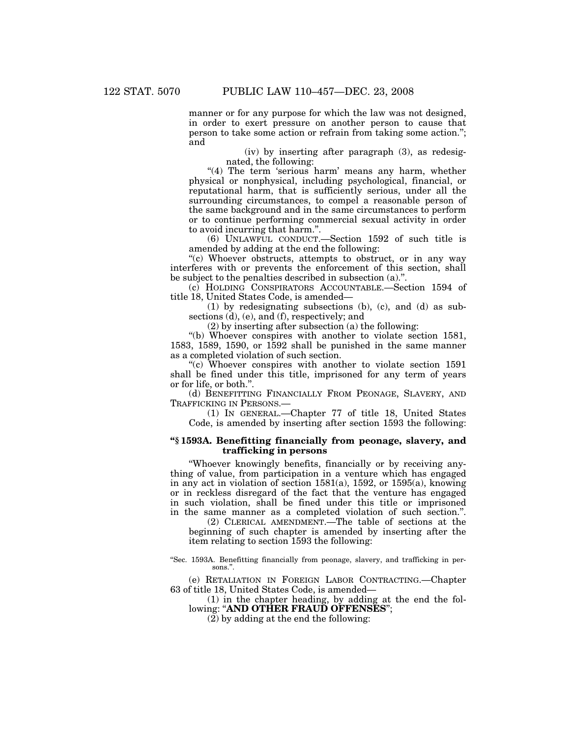manner or for any purpose for which the law was not designed, in order to exert pressure on another person to cause that person to take some action or refrain from taking some action."; and

(iv) by inserting after paragraph (3), as redesignated, the following:

"(4) The term 'serious harm' means any harm, whether physical or nonphysical, including psychological, financial, or reputational harm, that is sufficiently serious, under all the surrounding circumstances, to compel a reasonable person of the same background and in the same circumstances to perform or to continue performing commercial sexual activity in order to avoid incurring that harm.".

(6) UNLAWFUL CONDUCT.—Section 1592 of such title is amended by adding at the end the following:

"(c) Whoever obstructs, attempts to obstruct, or in any way interferes with or prevents the enforcement of this section, shall be subject to the penalties described in subsection (a).".

(c) HOLDING CONSPIRATORS ACCOUNTABLE.—Section 1594 of title 18, United States Code, is amended—

(1) by redesignating subsections (b), (c), and (d) as subsections (d), (e), and (f), respectively; and

(2) by inserting after subsection (a) the following:

"(b) Whoever conspires with another to violate section 1581, 1583, 1589, 1590, or 1592 shall be punished in the same manner as a completed violation of such section.

"(c) Whoever conspires with another to violate section 1591 shall be fined under this title, imprisoned for any term of years or for life, or both.".

(d) BENEFITTING FINANCIALLY FROM PEONAGE, SLAVERY, AND TRAFFICKING IN PERSONS.—

(1) IN GENERAL.—Chapter 77 of title 18, United States Code, is amended by inserting after section 1593 the following:

**"§ 1593A. Benefitting financially from peonage, slavery, and trafficking in persons**

"Whoever knowingly benefits, financially or by receiving anything of value, from participation in a venture which has engaged in any act in violation of section 1581(a), 1592, or 1595(a), knowing or in reckless disregard of the fact that the venture has engaged in such violation, shall be fined under this title or imprisoned in the same manner as a completed violation of such section.".

(2) CLERICAL AMENDMENT.—The table of sections at the beginning of such chapter is amended by inserting after the item relating to section 1593 the following:

"Sec. 1593A. Benefitting financially from peonage, slavery, and trafficking in persons.".

(e) RETALIATION IN FOREIGN LABOR CONTRACTING.—Chapter 63 of title 18, United States Code, is amended—

(1) in the chapter heading, by adding at the end the following: "**AND OTHER FRAUD OFFENSES**";

(2) by adding at the end the following: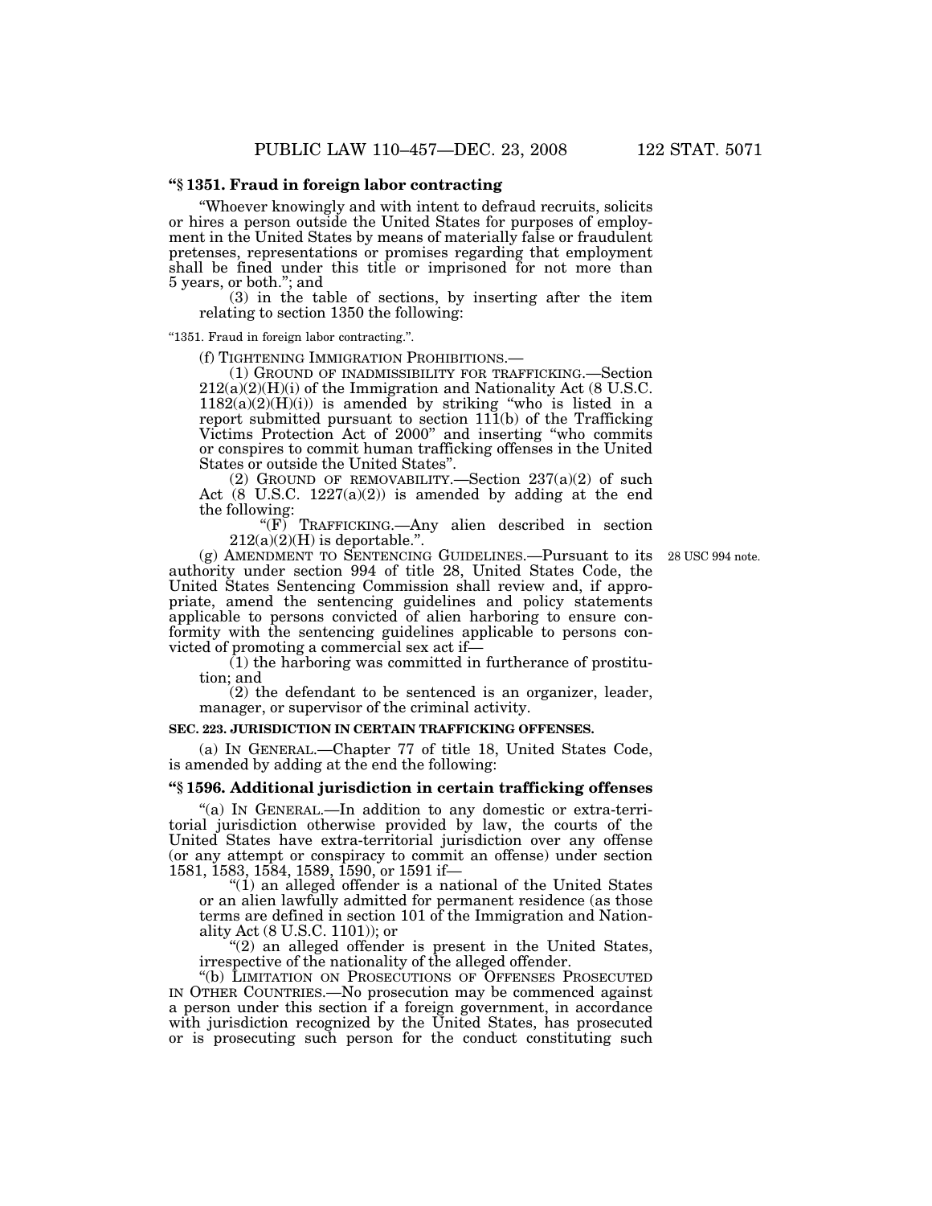**"§ 1351. Fraud in foreign labor contracting**

"Whoever knowingly and with intent to defraud recruits, solicits or hires a person outside the United States for purposes of employment in the United States by means of materially false or fraudulent pretenses, representations or promises regarding that employment shall be fined under this title or imprisoned for not more than 5 years, or both."; and

(3) in the table of sections, by inserting after the item relating to section 1350 the following:

"1351. Fraud in foreign labor contracting.".

(f) TIGHTENING IMMIGRATION PROHIBITIONS.—

(1) GROUND OF INADMISSIBILITY FOR TRAFFICKING.—Section 212(a)(2)(H)(i) of the Immigration and Nationality Act (8 U.S.C. 1182(a)(2)(H)(i)) is amended by striking "who is listed in a report submitted pursuant to section 111(b) of the Trafficking Victims Protection Act of 2000" and inserting "who commits or conspires to commit human trafficking offenses in the United States or outside the United States".

(2) GROUND OF REMOVABILITY.—Section 237(a)(2) of such Act (8 U.S.C. 1227(a)(2)) is amended by adding at the end the following:

"(F) TRAFFICKING.—Any alien described in section 212(a)(2)(H) is deportable.".

(g) AMENDMENT TO SENTENCING GUIDELINES.—Pursuant to its authority under section 994 of title 28, United States Code, the United States Sentencing Commission shall review and, if appropriate, amend the sentencing guidelines and policy statements applicable to persons convicted of alien harboring to ensure conformity with the sentencing guidelines applicable to persons convicted of promoting a commercial sex act if—

28 USC 994 note.

(1) the harboring was committed in furtherance of prostitution; and

(2) the defendant to be sentenced is an organizer, leader, manager, or supervisor of the criminal activity.

**SEC. 223. JURISDICTION IN CERTAIN TRAFFICKING OFFENSES.**

(a) IN GENERAL.—Chapter 77 of title 18, United States Code, is amended by adding at the end the following:

**"§ 1596. Additional jurisdiction in certain trafficking offenses**

"(a) IN GENERAL.—In addition to any domestic or extra-territorial jurisdiction otherwise provided by law, the courts of the United States have extra-territorial jurisdiction over any offense (or any attempt or conspiracy to commit an offense) under section 1581, 1583, 1584, 1589, 1590, or 1591 if—

"(1) an alleged offender is a national of the United States or an alien lawfully admitted for permanent residence (as those terms are defined in section 101 of the Immigration and Nationality Act (8 U.S.C. 1101)); or

"(2) an alleged offender is present in the United States, irrespective of the nationality of the alleged offender.

"(b) LIMITATION ON PROSECUTIONS OF OFFENSES PROSECUTED IN OTHER COUNTRIES.—No prosecution may be commenced against a person under this section if a foreign government, in accordance with jurisdiction recognized by the United States, has prosecuted or is prosecuting such person for the conduct constituting such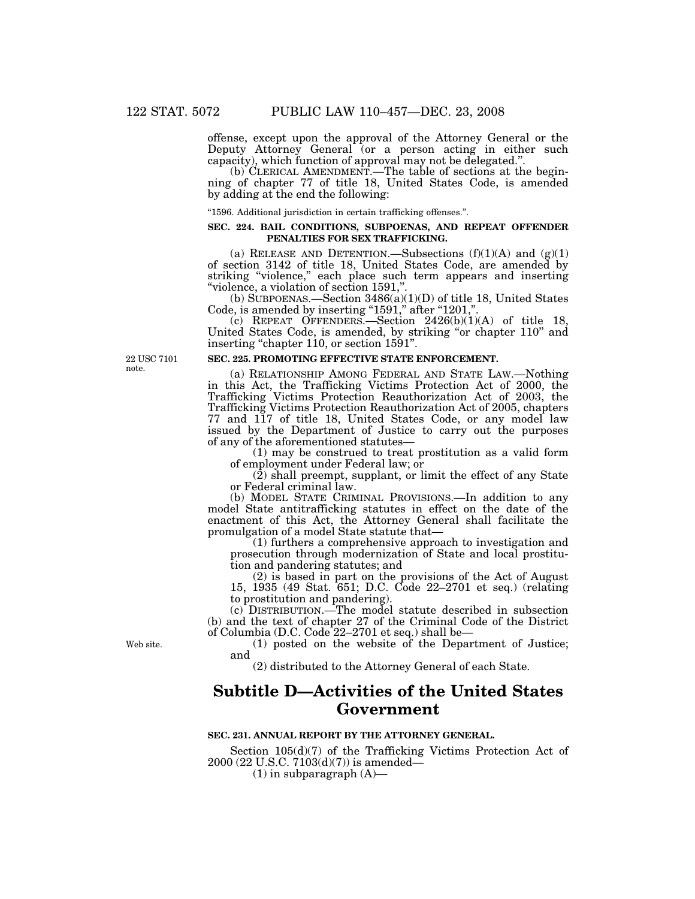offense, except upon the approval of the Attorney General or the Deputy Attorney General (or a person acting in either such capacity), which function of approval may not be delegated.".

(b) CLERICAL AMENDMENT.—The table of sections at the beginning of chapter 77 of title 18, United States Code, is amended by adding at the end the following:

"1596. Additional jurisdiction in certain trafficking offenses.".

**SEC. 224. BAIL CONDITIONS, SUBPOENAS, AND REPEAT OFFENDER PENALTIES FOR SEX TRAFFICKING.**

(a) RELEASE AND DETENTION.—Subsections (f)(1)(A) and (g)(1) of section 3142 of title 18, United States Code, are amended by striking "violence," each place such term appears and inserting "violence, a violation of section 1591,".

(b) SUBPOENAS.—Section 3486(a)(1)(D) of title 18, United States Code, is amended by inserting "1591," after "1201,".

(c) REPEAT OFFENDERS.—Section 2426(b)(1)(A) of title 18, United States Code, is amended, by striking "or chapter 110" and inserting "chapter 110, or section 1591".

22 USC 7101 note.

**SEC. 225. PROMOTING EFFECTIVE STATE ENFORCEMENT.**

(a) RELATIONSHIP AMONG FEDERAL AND STATE LAW.—Nothing in this Act, the Trafficking Victims Protection Act of 2000, the Trafficking Victims Protection Reauthorization Act of 2003, the Trafficking Victims Protection Reauthorization Act of 2005, chapters 77 and 117 of title 18, United States Code, or any model law issued by the Department of Justice to carry out the purposes of any of the aforementioned statutes—

(1) may be construed to treat prostitution as a valid form of employment under Federal law; or

(2) shall preempt, supplant, or limit the effect of any State or Federal criminal law.

(b) MODEL STATE CRIMINAL PROVISIONS.—In addition to any model State antitrafficking statutes in effect on the date of the enactment of this Act, the Attorney General shall facilitate the promulgation of a model State statute that—

(1) furthers a comprehensive approach to investigation and prosecution through modernization of State and local prostitution and pandering statutes; and

(2) is based in part on the provisions of the Act of August 15, 1935 (49 Stat. 651; D.C. Code 22–2701 et seq.) (relating to prostitution and pandering).

(c) DISTRIBUTION.—The model statute described in subsection (b) and the text of chapter 27 of the Criminal Code of the District of Columbia (D.C. Code 22–2701 et seq.) shall be—

Web site.

(1) posted on the website of the Department of Justice; and

(2) distributed to the Attorney General of each State.

## Subtitle D—Activities of the United States Government

**SEC. 231. ANNUAL REPORT BY THE ATTORNEY GENERAL.**

Section 105(d)(7) of the Trafficking Victims Protection Act of 2000 (22 U.S.C. 7103(d)(7)) is amended—

(1) in subparagraph (A)—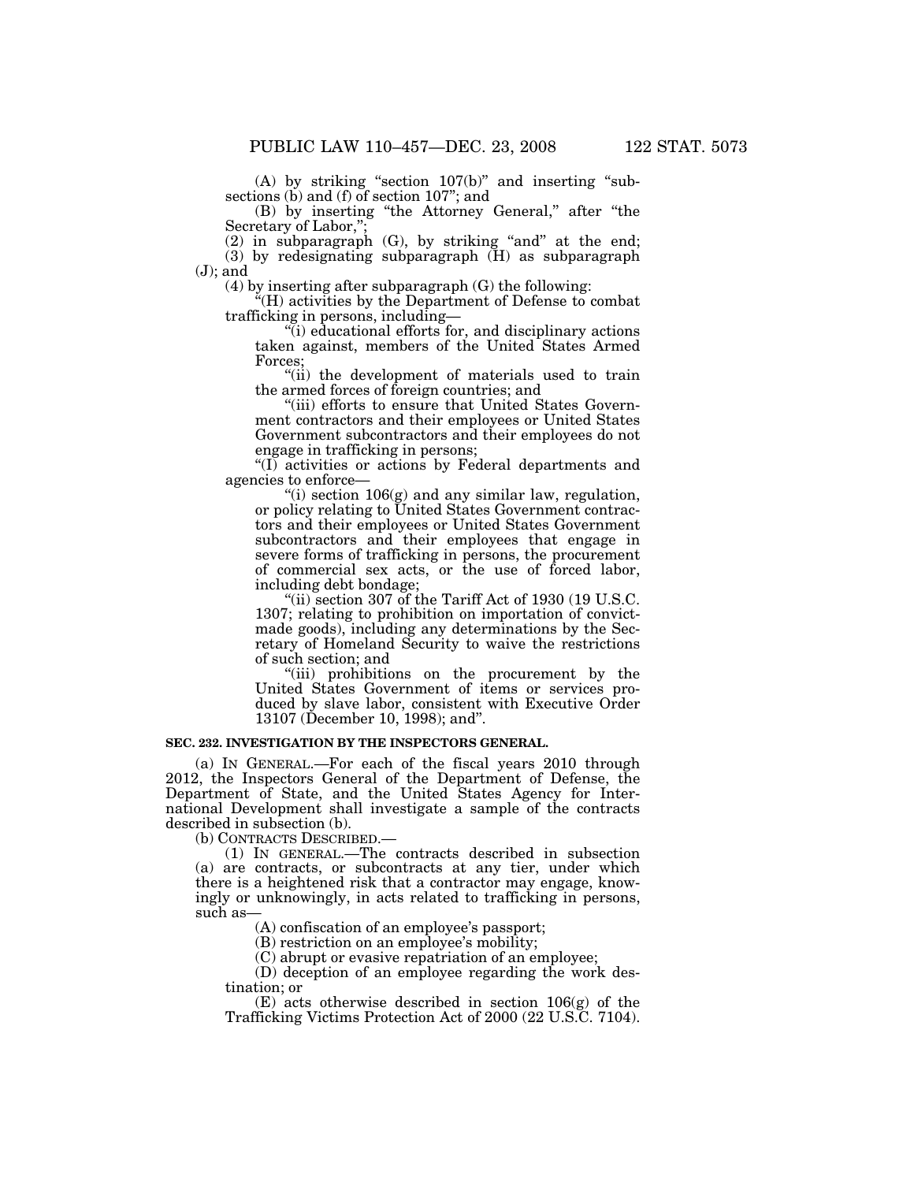(A) by striking "section 107(b)" and inserting "subsections (b) and (f) of section 107"; and

(B) by inserting "the Attorney General," after "the Secretary of Labor,";

(2) in subparagraph (G), by striking "and" at the end;

(3) by redesignating subparagraph (H) as subparagraph (J); and

(4) by inserting after subparagraph (G) the following:

"(H) activities by the Department of Defense to combat trafficking in persons, including—

"(i) educational efforts for, and disciplinary actions taken against, members of the United States Armed Forces;

"(ii) the development of materials used to train the armed forces of foreign countries; and

"(iii) efforts to ensure that United States Government contractors and their employees or United States Government subcontractors and their employees do not engage in trafficking in persons;

"(I) activities or actions by Federal departments and agencies to enforce—

"(i) section 106(g) and any similar law, regulation, or policy relating to United States Government contractors and their employees or United States Government subcontractors and their employees that engage in severe forms of trafficking in persons, the procurement of commercial sex acts, or the use of forced labor, including debt bondage;

"(ii) section 307 of the Tariff Act of 1930 (19 U.S.C. 1307; relating to prohibition on importation of convict-made goods), including any determinations by the Secretary of Homeland Security to waive the restrictions of such section; and

"(iii) prohibitions on the procurement by the United States Government of items or services produced by slave labor, consistent with Executive Order 13107 (December 10, 1998); and".

**SEC. 232. INVESTIGATION BY THE INSPECTORS GENERAL.**

(a) IN GENERAL.—For each of the fiscal years 2010 through 2012, the Inspectors General of the Department of Defense, the Department of State, and the United States Agency for International Development shall investigate a sample of the contracts described in subsection (b).

(b) CONTRACTS DESCRIBED.—

(1) IN GENERAL.—The contracts described in subsection (a) are contracts, or subcontracts at any tier, under which there is a heightened risk that a contractor may engage, knowingly or unknowingly, in acts related to trafficking in persons, such as—

(A) confiscation of an employee's passport;

(B) restriction on an employee's mobility;

(C) abrupt or evasive repatriation of an employee;

(D) deception of an employee regarding the work destination; or

(E) acts otherwise described in section 106(g) of the Trafficking Victims Protection Act of 2000 (22 U.S.C. 7104).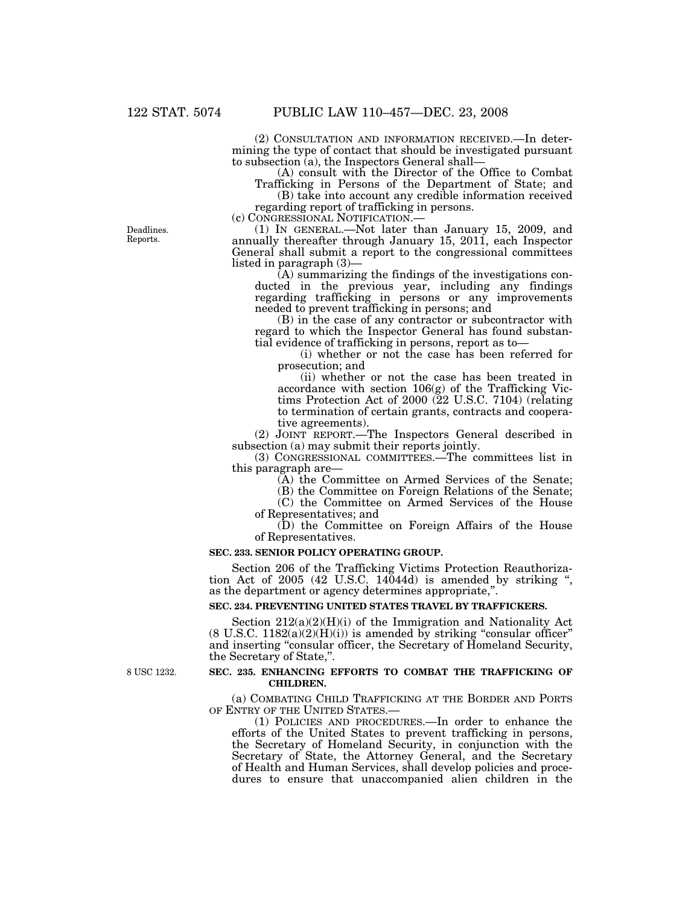(2) CONSULTATION AND INFORMATION RECEIVED.—In determining the type of contact that should be investigated pursuant to subsection (a), the Inspectors General shall—

(A) consult with the Director of the Office to Combat Trafficking in Persons of the Department of State; and

(B) take into account any credible information received regarding report of trafficking in persons.

(c) CONGRESSIONAL NOTIFICATION.—

Deadlines. Reports.

(1) IN GENERAL.—Not later than January 15, 2009, and annually thereafter through January 15, 2011, each Inspector General shall submit a report to the congressional committees listed in paragraph (3)—

(A) summarizing the findings of the investigations conducted in the previous year, including any findings regarding trafficking in persons or any improvements needed to prevent trafficking in persons; and

(B) in the case of any contractor or subcontractor with regard to which the Inspector General has found substantial evidence of trafficking in persons, report as to—

(i) whether or not the case has been referred for prosecution; and

(ii) whether or not the case has been treated in accordance with section 106(g) of the Trafficking Victims Protection Act of 2000 (22 U.S.C. 7104) (relating to termination of certain grants, contracts and cooperative agreements).

(2) JOINT REPORT.—The Inspectors General described in subsection (a) may submit their reports jointly.

(3) CONGRESSIONAL COMMITTEES.—The committees list in this paragraph are—

(A) the Committee on Armed Services of the Senate;

(B) the Committee on Foreign Relations of the Senate;

(C) the Committee on Armed Services of the House of Representatives; and

(D) the Committee on Foreign Affairs of the House of Representatives.

**SEC. 233. SENIOR POLICY OPERATING GROUP.**

Section 206 of the Trafficking Victims Protection Reauthorization Act of 2005 (42 U.S.C. 14044d) is amended by striking ", as the department or agency determines appropriate,".

**SEC. 234. PREVENTING UNITED STATES TRAVEL BY TRAFFICKERS.**

Section 212(a)(2)(H)(i) of the Immigration and Nationality Act (8 U.S.C. 1182(a)(2)(H)(i)) is amended by striking "consular officer" and inserting "consular officer, the Secretary of Homeland Security, the Secretary of State,".

8 USC 1232.

**SEC. 235. ENHANCING EFFORTS TO COMBAT THE TRAFFICKING OF CHILDREN.**

(a) COMBATING CHILD TRAFFICKING AT THE BORDER AND PORTS OF ENTRY OF THE UNITED STATES.—

(1) POLICIES AND PROCEDURES.—In order to enhance the efforts of the United States to prevent trafficking in persons, the Secretary of Homeland Security, in conjunction with the Secretary of State, the Attorney General, and the Secretary of Health and Human Services, shall develop policies and procedures to ensure that unaccompanied alien children in the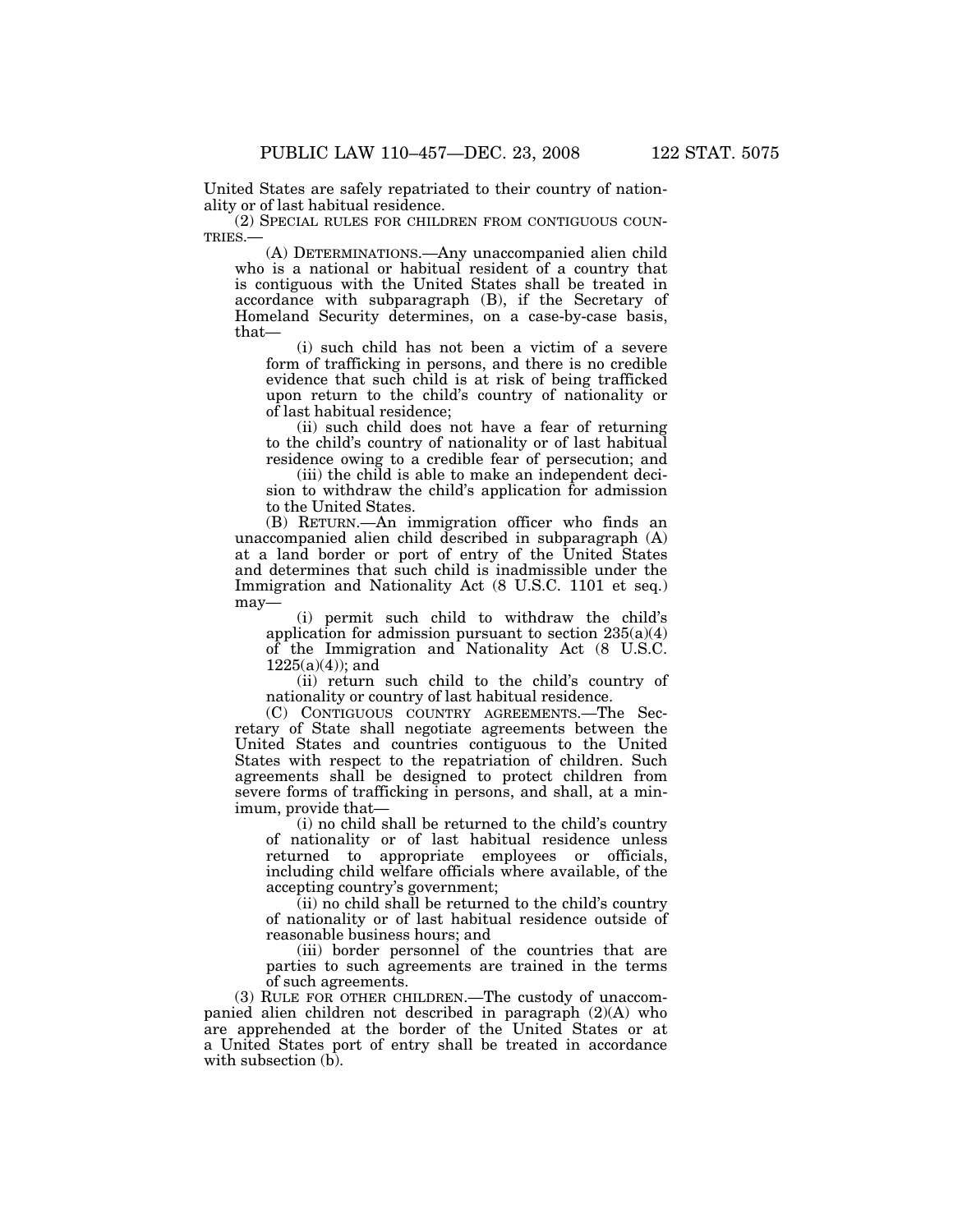United States are safely repatriated to their country of nationality or of last habitual residence.

(2) SPECIAL RULES FOR CHILDREN FROM CONTIGUOUS COUNTRIES.—

(A) DETERMINATIONS.—Any unaccompanied alien child who is a national or habitual resident of a country that is contiguous with the United States shall be treated in accordance with subparagraph (B), if the Secretary of Homeland Security determines, on a case-by-case basis, that—

(i) such child has not been a victim of a severe form of trafficking in persons, and there is no credible evidence that such child is at risk of being trafficked upon return to the child's country of nationality or of last habitual residence;

(ii) such child does not have a fear of returning to the child's country of nationality or of last habitual residence owing to a credible fear of persecution; and

(iii) the child is able to make an independent decision to withdraw the child's application for admission to the United States.

(B) RETURN.—An immigration officer who finds an unaccompanied alien child described in subparagraph (A) at a land border or port of entry of the United States and determines that such child is inadmissible under the Immigration and Nationality Act (8 U.S.C. 1101 et seq.) may—

(i) permit such child to withdraw the child's application for admission pursuant to section 235(a)(4) of the Immigration and Nationality Act (8 U.S.C. 1225(a)(4)); and

(ii) return such child to the child's country of nationality or country of last habitual residence.

(C) CONTIGUOUS COUNTRY AGREEMENTS.—The Secretary of State shall negotiate agreements between the United States and countries contiguous to the United States with respect to the repatriation of children. Such agreements shall be designed to protect children from severe forms of trafficking in persons, and shall, at a minimum, provide that—

(i) no child shall be returned to the child's country of nationality or of last habitual residence unless returned to appropriate employees or officials, including child welfare officials where available, of the accepting country's government;

(ii) no child shall be returned to the child's country of nationality or of last habitual residence outside of reasonable business hours; and

(iii) border personnel of the countries that are parties to such agreements are trained in the terms of such agreements.

(3) RULE FOR OTHER CHILDREN.—The custody of unaccompanied alien children not described in paragraph (2)(A) who are apprehended at the border of the United States or at a United States port of entry shall be treated in accordance with subsection (b).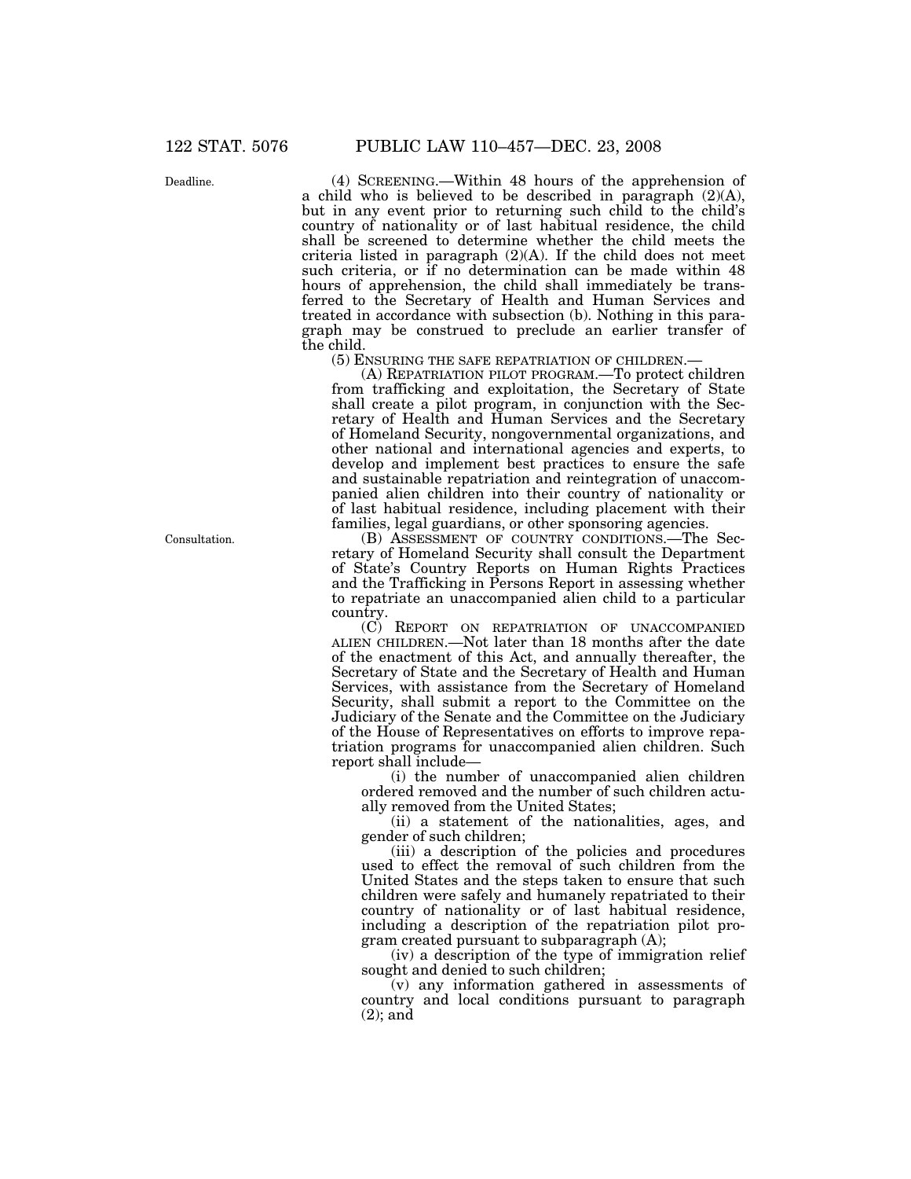(4) SCREENING.—Within 48 hours of the apprehension of a child who is believed to be described in paragraph (2)(A), but in any event prior to returning such child to the child's country of nationality or of last habitual residence, the child shall be screened to determine whether the child meets the criteria listed in paragraph (2)(A). If the child does not meet such criteria, or if no determination can be made within 48 hours of apprehension, the child shall immediately be transferred to the Secretary of Health and Human Services and treated in accordance with subsection (b). Nothing in this paragraph may be construed to preclude an earlier transfer of the child.

(5) ENSURING THE SAFE REPATRIATION OF CHILDREN.—

(A) REPATRIATION PILOT PROGRAM.—To protect children from trafficking and exploitation, the Secretary of State shall create a pilot program, in conjunction with the Secretary of Health and Human Services and the Secretary of Homeland Security, nongovernmental organizations, and other national and international agencies and experts, to develop and implement best practices to ensure the safe and sustainable repatriation and reintegration of unaccompanied alien children into their country of nationality or of last habitual residence, including placement with their families, legal guardians, or other sponsoring agencies.

(B) ASSESSMENT OF COUNTRY CONDITIONS.—The Secretary of Homeland Security shall consult the Department of State's Country Reports on Human Rights Practices and the Trafficking in Persons Report in assessing whether to repatriate an unaccompanied alien child to a particular country.

(C) REPORT ON REPATRIATION OF UNACCOMPANIED ALIEN CHILDREN.—Not later than 18 months after the date of the enactment of this Act, and annually thereafter, the Secretary of State and the Secretary of Health and Human Services, with assistance from the Secretary of Homeland Security, shall submit a report to the Committee on the Judiciary of the Senate and the Committee on the Judiciary of the House of Representatives on efforts to improve repatriation programs for unaccompanied alien children. Such report shall include—

(i) the number of unaccompanied alien children ordered removed and the number of such children actually removed from the United States;

(ii) a statement of the nationalities, ages, and gender of such children;

(iii) a description of the policies and procedures used to effect the removal of such children from the United States and the steps taken to ensure that such children were safely and humanely repatriated to their country of nationality or of last habitual residence, including a description of the repatriation pilot program created pursuant to subparagraph (A);

(iv) a description of the type of immigration relief sought and denied to such children;

(v) any information gathered in assessments of country and local conditions pursuant to paragraph (2); and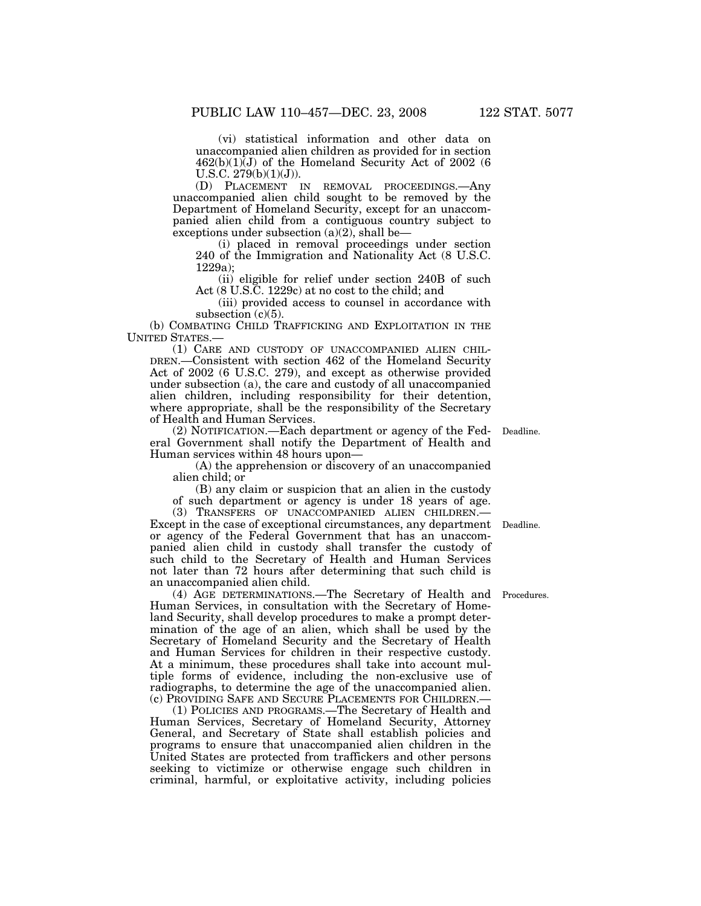(vi) statistical information and other data on unaccompanied alien children as provided for in section 462(b)(1)(J) of the Homeland Security Act of 2002 (6 U.S.C. 279(b)(1)(J)).

(D) PLACEMENT IN REMOVAL PROCEEDINGS.—Any unaccompanied alien child sought to be removed by the Department of Homeland Security, except for an unaccompanied alien child from a contiguous country subject to exceptions under subsection (a)(2), shall be—

(i) placed in removal proceedings under section 240 of the Immigration and Nationality Act (8 U.S.C. 1229a);

(ii) eligible for relief under section 240B of such Act (8 U.S.C. 1229c) at no cost to the child; and

(iii) provided access to counsel in accordance with subsection (c)(5).

(b) COMBATING CHILD TRAFFICKING AND EXPLOITATION IN THE UNITED STATES.—

(1) CARE AND CUSTODY OF UNACCOMPANIED ALIEN CHILDREN.—Consistent with section 462 of the Homeland Security Act of 2002 (6 U.S.C. 279), and except as otherwise provided under subsection (a), the care and custody of all unaccompanied alien children, including responsibility for their detention, where appropriate, shall be the responsibility of the Secretary of Health and Human Services.

Deadline.

(2) NOTIFICATION.—Each department or agency of the Federal Government shall notify the Department of Health and Human services within 48 hours upon—

(A) the apprehension or discovery of an unaccompanied alien child; or

(B) any claim or suspicion that an alien in the custody of such department or agency is under 18 years of age.

Deadline.

(3) TRANSFERS OF UNACCOMPANIED ALIEN CHILDREN.—Except in the case of exceptional circumstances, any department or agency of the Federal Government that has an unaccompanied alien child in custody shall transfer the custody of such child to the Secretary of Health and Human Services not later than 72 hours after determining that such child is an unaccompanied alien child.

Procedures.

(4) AGE DETERMINATIONS.—The Secretary of Health and Human Services, in consultation with the Secretary of Homeland Security, shall develop procedures to make a prompt determination of the age of an alien, which shall be used by the Secretary of Homeland Security and the Secretary of Health and Human Services for children in their respective custody. At a minimum, these procedures shall take into account multiple forms of evidence, including the non-exclusive use of radiographs, to determine the age of the unaccompanied alien.

(c) PROVIDING SAFE AND SECURE PLACEMENTS FOR CHILDREN.—

(1) POLICIES AND PROGRAMS.—The Secretary of Health and Human Services, Secretary of Homeland Security, Attorney General, and Secretary of State shall establish policies and programs to ensure that unaccompanied alien children in the United States are protected from traffickers and other persons seeking to victimize or otherwise engage such children in criminal, harmful, or exploitative activity, including policies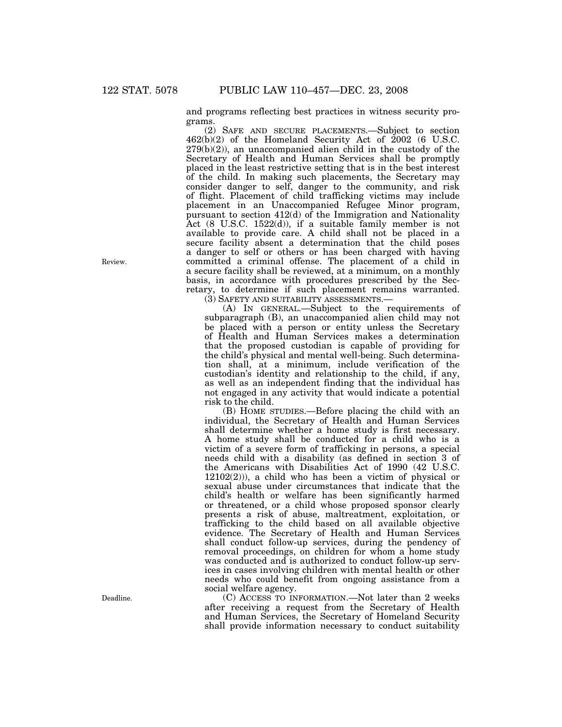and programs reflecting best practices in witness security programs.

(2) SAFE AND SECURE PLACEMENTS.—Subject to section 462(b)(2) of the Homeland Security Act of 2002 (6 U.S.C. 279(b)(2)), an unaccompanied alien child in the custody of the Secretary of Health and Human Services shall be promptly placed in the least restrictive setting that is in the best interest of the child. In making such placements, the Secretary may consider danger to self, danger to the community, and risk of flight. Placement of child trafficking victims may include placement in an Unaccompanied Refugee Minor program, pursuant to section 412(d) of the Immigration and Nationality Act (8 U.S.C. 1522(d)), if a suitable family member is not available to provide care. A child shall not be placed in a secure facility absent a determination that the child poses a danger to self or others or has been charged with having committed a criminal offense. The placement of a child in a secure facility shall be reviewed, at a minimum, on a monthly basis, in accordance with procedures prescribed by the Secretary, to determine if such placement remains warranted.

Review.

(3) SAFETY AND SUITABILITY ASSESSMENTS.—

(A) IN GENERAL.—Subject to the requirements of subparagraph (B), an unaccompanied alien child may not be placed with a person or entity unless the Secretary of Health and Human Services makes a determination that the proposed custodian is capable of providing for the child's physical and mental well-being. Such determination shall, at a minimum, include verification of the custodian's identity and relationship to the child, if any, as well as an independent finding that the individual has not engaged in any activity that would indicate a potential risk to the child.

(B) HOME STUDIES.—Before placing the child with an individual, the Secretary of Health and Human Services shall determine whether a home study is first necessary. A home study shall be conducted for a child who is a victim of a severe form of trafficking in persons, a special needs child with a disability (as defined in section 3 of the Americans with Disabilities Act of 1990 (42 U.S.C. 12102(2))), a child who has been a victim of physical or sexual abuse under circumstances that indicate that the child's health or welfare has been significantly harmed or threatened, or a child whose proposed sponsor clearly presents a risk of abuse, maltreatment, exploitation, or trafficking to the child based on all available objective evidence. The Secretary of Health and Human Services shall conduct follow-up services, during the pendency of removal proceedings, on children for whom a home study was conducted and is authorized to conduct follow-up services in cases involving children with mental health or other needs who could benefit from ongoing assistance from a social welfare agency.

Deadline.

(C) ACCESS TO INFORMATION.—Not later than 2 weeks after receiving a request from the Secretary of Health and Human Services, the Secretary of Homeland Security shall provide information necessary to conduct suitability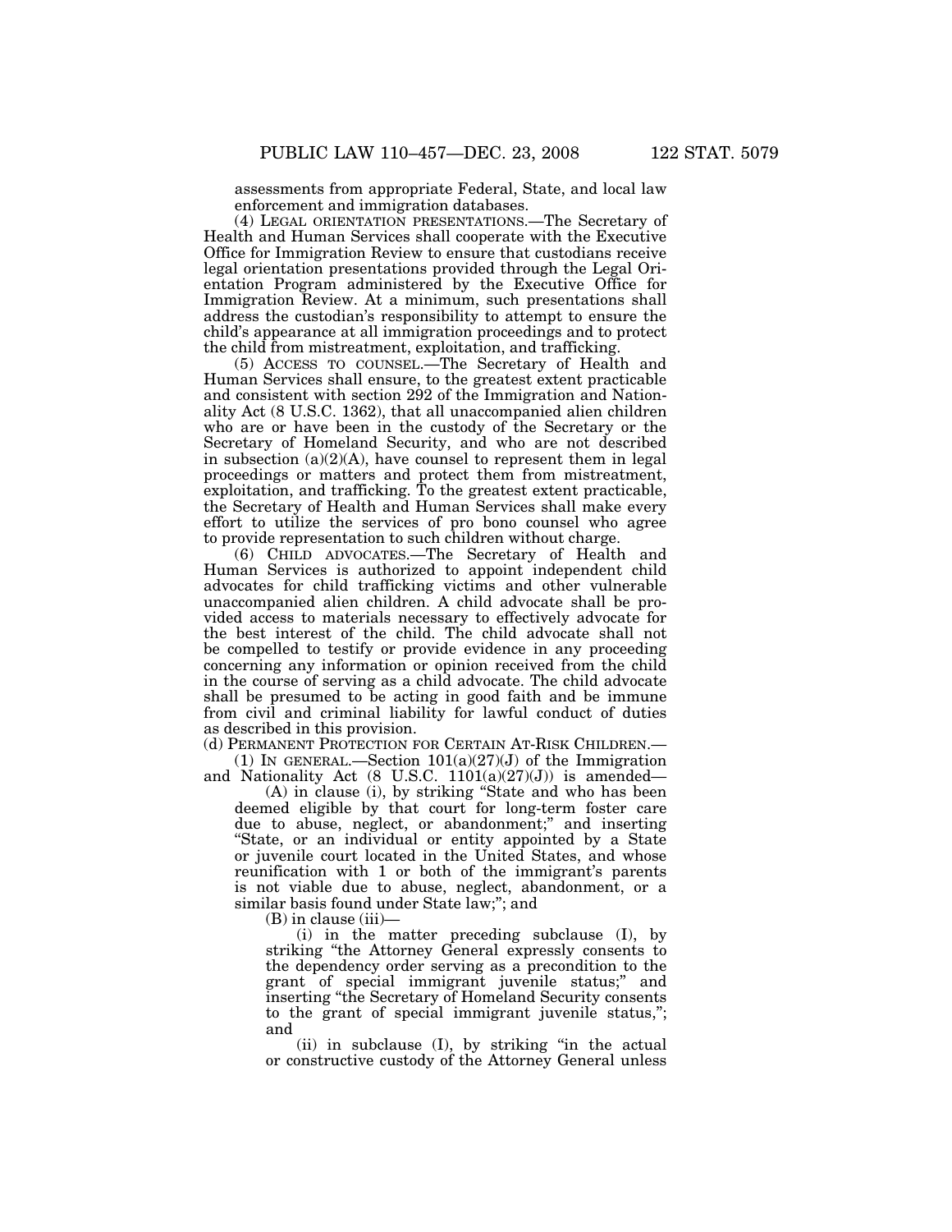assessments from appropriate Federal, State, and local law enforcement and immigration databases.

(4) LEGAL ORIENTATION PRESENTATIONS.—The Secretary of Health and Human Services shall cooperate with the Executive Office for Immigration Review to ensure that custodians receive legal orientation presentations provided through the Legal Orientation Program administered by the Executive Office for Immigration Review. At a minimum, such presentations shall address the custodian's responsibility to attempt to ensure the child's appearance at all immigration proceedings and to protect the child from mistreatment, exploitation, and trafficking.

(5) ACCESS TO COUNSEL.—The Secretary of Health and Human Services shall ensure, to the greatest extent practicable and consistent with section 292 of the Immigration and Nationality Act (8 U.S.C. 1362), that all unaccompanied alien children who are or have been in the custody of the Secretary or the Secretary of Homeland Security, and who are not described in subsection (a)(2)(A), have counsel to represent them in legal proceedings or matters and protect them from mistreatment, exploitation, and trafficking. To the greatest extent practicable, the Secretary of Health and Human Services shall make every effort to utilize the services of pro bono counsel who agree to provide representation to such children without charge.

(6) CHILD ADVOCATES.—The Secretary of Health and Human Services is authorized to appoint independent child advocates for child trafficking victims and other vulnerable unaccompanied alien children. A child advocate shall be provided access to materials necessary to effectively advocate for the best interest of the child. The child advocate shall not be compelled to testify or provide evidence in any proceeding concerning any information or opinion received from the child in the course of serving as a child advocate. The child advocate shall be presumed to be acting in good faith and be immune from civil and criminal liability for lawful conduct of duties as described in this provision.

(d) PERMANENT PROTECTION FOR CERTAIN AT-RISK CHILDREN.—

(1) IN GENERAL.—Section 101(a)(27)(J) of the Immigration and Nationality Act (8 U.S.C. 1101(a)(27)(J)) is amended—

(A) in clause (i), by striking "State and who has been deemed eligible by that court for long-term foster care due to abuse, neglect, or abandonment;" and inserting "State, or an individual or entity appointed by a State or juvenile court located in the United States, and whose reunification with 1 or both of the immigrant's parents is not viable due to abuse, neglect, abandonment, or a similar basis found under State law;"; and

(B) in clause (iii)—

(i) in the matter preceding subclause (I), by striking "the Attorney General expressly consents to the dependency order serving as a precondition to the grant of special immigrant juvenile status;" and inserting "the Secretary of Homeland Security consents to the grant of special immigrant juvenile status,"; and

(ii) in subclause (I), by striking "in the actual or constructive custody of the Attorney General unless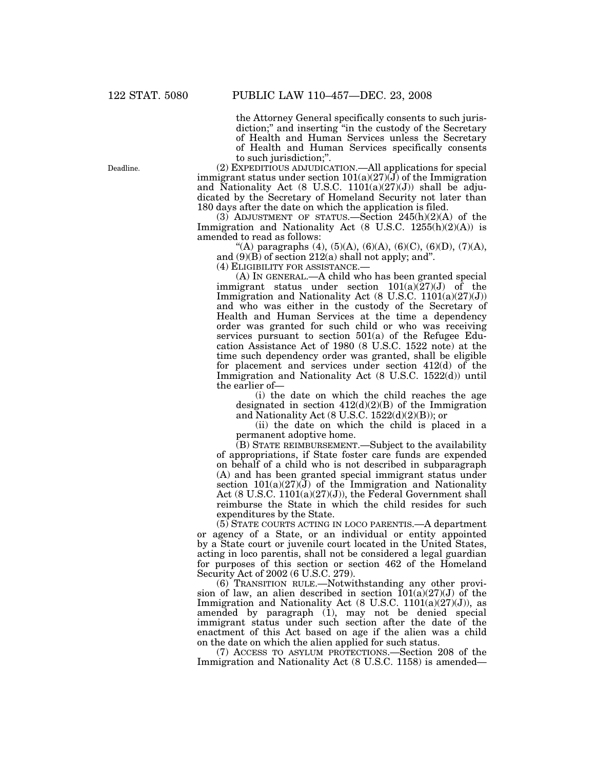the Attorney General specifically consents to such jurisdiction;" and inserting "in the custody of the Secretary of Health and Human Services unless the Secretary of Health and Human Services specifically consents to such jurisdiction;".

Deadline.

(2) EXPEDITIOUS ADJUDICATION.—All applications for special immigrant status under section 101(a)(27)(J) of the Immigration and Nationality Act (8 U.S.C. 1101(a)(27)(J)) shall be adjudicated by the Secretary of Homeland Security not later than 180 days after the date on which the application is filed.

(3) ADJUSTMENT OF STATUS.—Section 245(h)(2)(A) of the Immigration and Nationality Act (8 U.S.C. 1255(h)(2)(A)) is amended to read as follows:

"(A) paragraphs (4), (5)(A), (6)(A), (6)(C), (6)(D), (7)(A), and (9)(B) of section 212(a) shall not apply; and".

(4) ELIGIBILITY FOR ASSISTANCE.—

(A) IN GENERAL.—A child who has been granted special immigrant status under section 101(a)(27)(J) of the Immigration and Nationality Act (8 U.S.C. 1101(a)(27)(J)) and who was either in the custody of the Secretary of Health and Human Services at the time a dependency order was granted for such child or who was receiving services pursuant to section 501(a) of the Refugee Education Assistance Act of 1980 (8 U.S.C. 1522 note) at the time such dependency order was granted, shall be eligible for placement and services under section 412(d) of the Immigration and Nationality Act (8 U.S.C. 1522(d)) until the earlier of—

(i) the date on which the child reaches the age designated in section 412(d)(2)(B) of the Immigration and Nationality Act (8 U.S.C. 1522(d)(2)(B)); or

(ii) the date on which the child is placed in a permanent adoptive home.

(B) STATE REIMBURSEMENT.—Subject to the availability of appropriations, if State foster care funds are expended on behalf of a child who is not described in subparagraph (A) and has been granted special immigrant status under section 101(a)(27)(J) of the Immigration and Nationality Act (8 U.S.C. 1101(a)(27)(J)), the Federal Government shall reimburse the State in which the child resides for such expenditures by the State.

(5) STATE COURTS ACTING IN LOCO PARENTIS.—A department or agency of a State, or an individual or entity appointed by a State court or juvenile court located in the United States, acting in loco parentis, shall not be considered a legal guardian for purposes of this section or section 462 of the Homeland Security Act of 2002 (6 U.S.C. 279).

(6) TRANSITION RULE.—Notwithstanding any other provision of law, an alien described in section 101(a)(27)(J) of the Immigration and Nationality Act (8 U.S.C. 1101(a)(27)(J)), as amended by paragraph (1), may not be denied special immigrant status under such section after the date of the enactment of this Act based on age if the alien was a child on the date on which the alien applied for such status.

(7) ACCESS TO ASYLUM PROTECTIONS.—Section 208 of the Immigration and Nationality Act (8 U.S.C. 1158) is amended—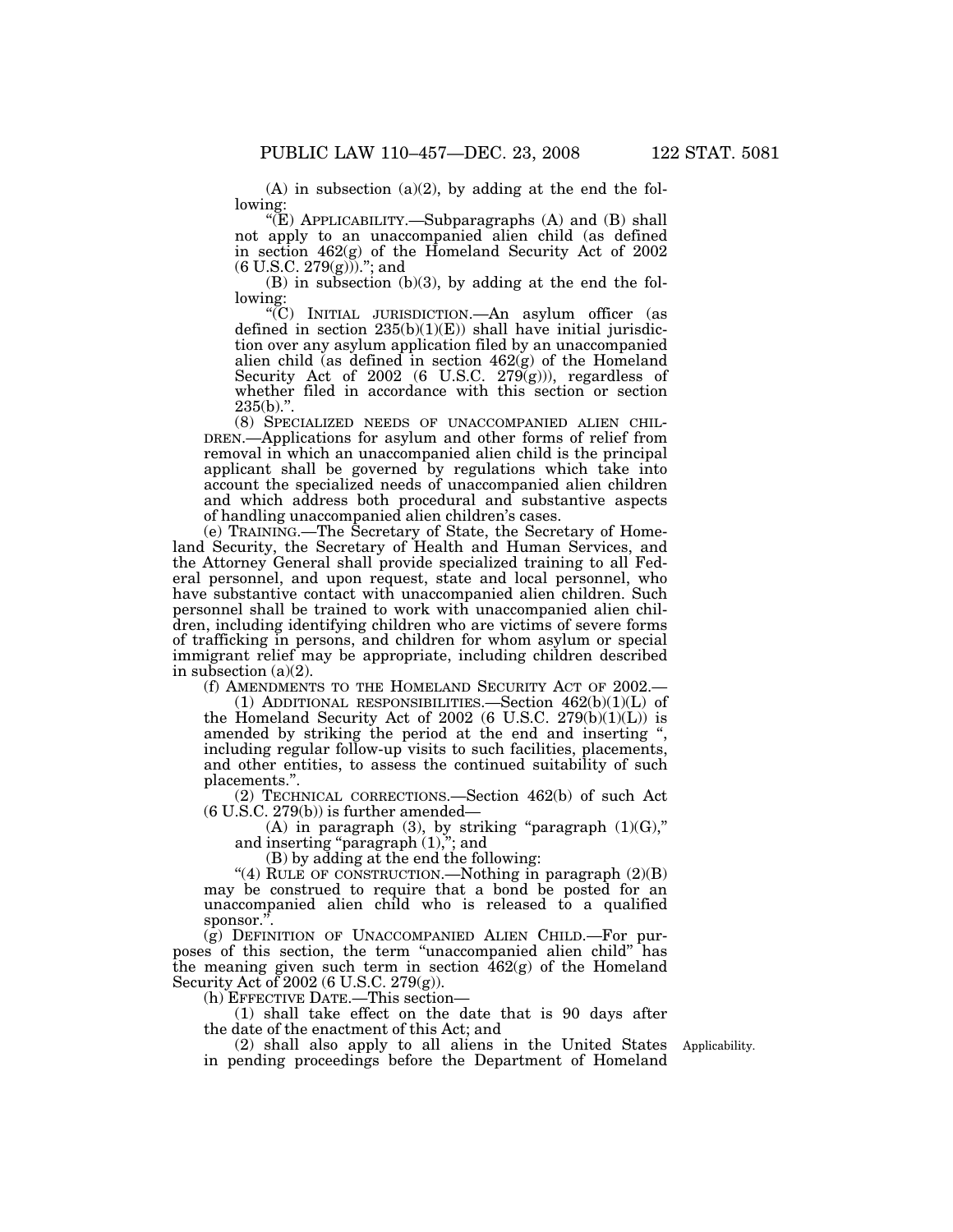(A) in subsection (a)(2), by adding at the end the following:

"(E) APPLICABILITY.—Subparagraphs (A) and (B) shall not apply to an unaccompanied alien child (as defined in section 462(g) of the Homeland Security Act of 2002 (6 U.S.C. 279(g)))."; and

(B) in subsection (b)(3), by adding at the end the following:

"(C) INITIAL JURISDICTION.—An asylum officer (as defined in section 235(b)(1)(E)) shall have initial jurisdiction over any asylum application filed by an unaccompanied alien child (as defined in section 462(g) of the Homeland Security Act of 2002 (6 U.S.C. 279(g))), regardless of whether filed in accordance with this section or section 235(b).".

(8) SPECIALIZED NEEDS OF UNACCOMPANIED ALIEN CHILDREN.—Applications for asylum and other forms of relief from removal in which an unaccompanied alien child is the principal applicant shall be governed by regulations which take into account the specialized needs of unaccompanied alien children and which address both procedural and substantive aspects of handling unaccompanied alien children's cases.

(e) TRAINING.—The Secretary of State, the Secretary of Homeland Security, the Secretary of Health and Human Services, and the Attorney General shall provide specialized training to all Federal personnel, and upon request, state and local personnel, who have substantive contact with unaccompanied alien children. Such personnel shall be trained to work with unaccompanied alien children, including identifying children who are victims of severe forms of trafficking in persons, and children for whom asylum or special immigrant relief may be appropriate, including children described in subsection (a)(2).

(f) AMENDMENTS TO THE HOMELAND SECURITY ACT OF 2002.—

(1) ADDITIONAL RESPONSIBILITIES.—Section 462(b)(1)(L) of the Homeland Security Act of 2002 (6 U.S.C. 279(b)(1)(L)) is amended by striking the period at the end and inserting ", including regular follow-up visits to such facilities, placements, and other entities, to assess the continued suitability of such placements.".

(2) TECHNICAL CORRECTIONS.—Section 462(b) of such Act (6 U.S.C. 279(b)) is further amended—

(A) in paragraph (3), by striking "paragraph (1)(G)," and inserting "paragraph (1),"; and

(B) by adding at the end the following:

"(4) RULE OF CONSTRUCTION.—Nothing in paragraph (2)(B) may be construed to require that a bond be posted for an unaccompanied alien child who is released to a qualified sponsor.".

(g) DEFINITION OF UNACCOMPANIED ALIEN CHILD.—For purposes of this section, the term "unaccompanied alien child" has the meaning given such term in section 462(g) of the Homeland Security Act of 2002 (6 U.S.C. 279(g)).

(h) EFFECTIVE DATE.—This section—

(1) shall take effect on the date that is 90 days after the date of the enactment of this Act; and

(2) shall also apply to all aliens in the United States in pending proceedings before the Department of Homeland

Applicability.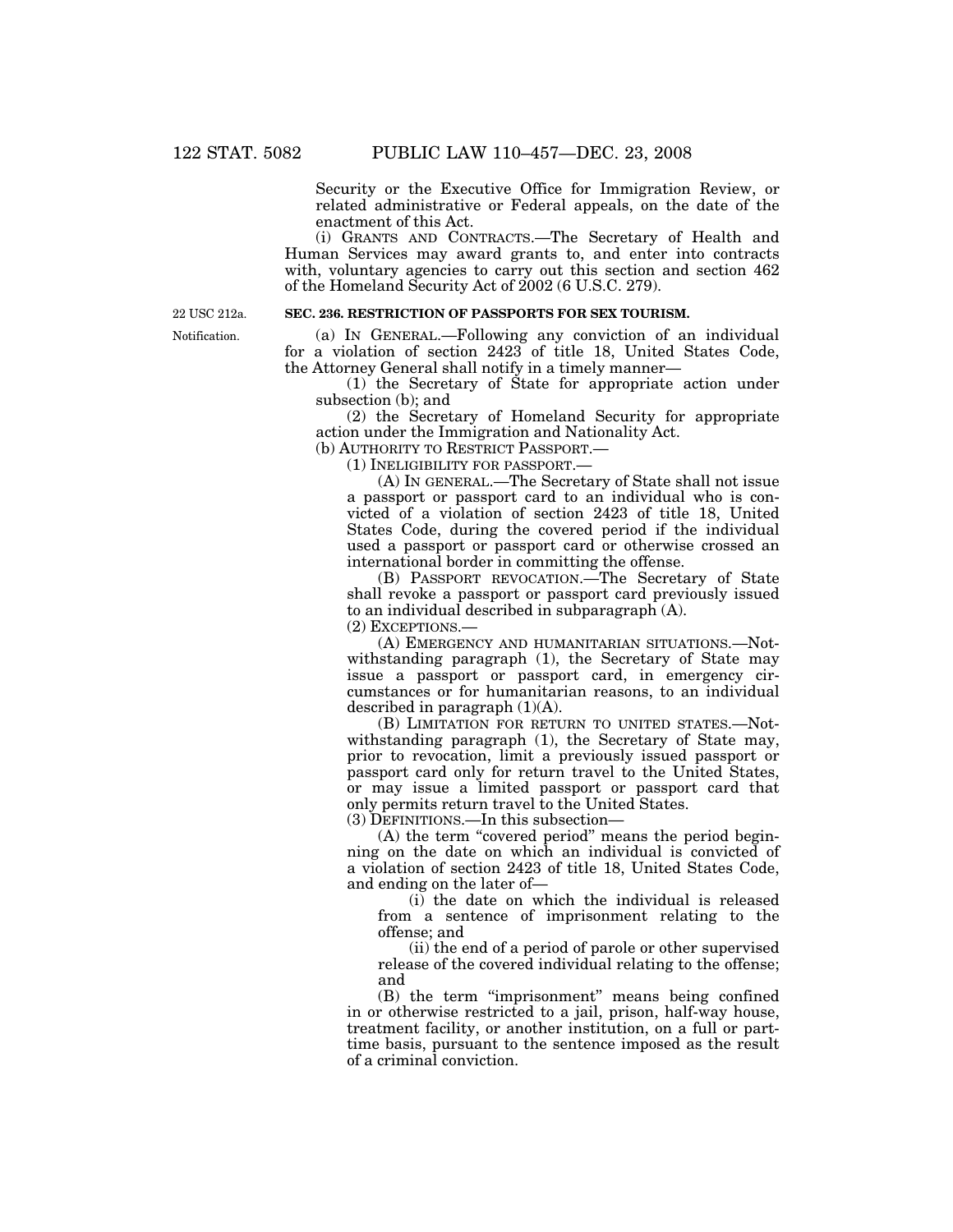Security or the Executive Office for Immigration Review, or related administrative or Federal appeals, on the date of the enactment of this Act.

(i) GRANTS AND CONTRACTS.—The Secretary of Health and Human Services may award grants to, and enter into contracts with, voluntary agencies to carry out this section and section 462 of the Homeland Security Act of 2002 (6 U.S.C. 279).

22 USC 212a.

**SEC. 236. RESTRICTION OF PASSPORTS FOR SEX TOURISM.**

Notification.

(a) IN GENERAL.—Following any conviction of an individual for a violation of section 2423 of title 18, United States Code, the Attorney General shall notify in a timely manner—

(1) the Secretary of State for appropriate action under subsection (b); and

(2) the Secretary of Homeland Security for appropriate action under the Immigration and Nationality Act.

(b) AUTHORITY TO RESTRICT PASSPORT.—

(1) INELIGIBILITY FOR PASSPORT.—

(A) IN GENERAL.—The Secretary of State shall not issue a passport or passport card to an individual who is convicted of a violation of section 2423 of title 18, United States Code, during the covered period if the individual used a passport or passport card or otherwise crossed an international border in committing the offense.

(B) PASSPORT REVOCATION.—The Secretary of State shall revoke a passport or passport card previously issued to an individual described in subparagraph (A).

(2) EXCEPTIONS.—

(A) EMERGENCY AND HUMANITARIAN SITUATIONS.—Notwithstanding paragraph (1), the Secretary of State may issue a passport or passport card, in emergency circumstances or for humanitarian reasons, to an individual described in paragraph (1)(A).

(B) LIMITATION FOR RETURN TO UNITED STATES.—Notwithstanding paragraph (1), the Secretary of State may, prior to revocation, limit a previously issued passport or passport card only for return travel to the United States, or may issue a limited passport or passport card that only permits return travel to the United States.

(3) DEFINITIONS.—In this subsection—

(A) the term "covered period" means the period beginning on the date on which an individual is convicted of a violation of section 2423 of title 18, United States Code, and ending on the later of—

(i) the date on which the individual is released from a sentence of imprisonment relating to the offense; and

(ii) the end of a period of parole or other supervised release of the covered individual relating to the offense; and

(B) the term "imprisonment" means being confined in or otherwise restricted to a jail, prison, half-way house, treatment facility, or another institution, on a full or part-time basis, pursuant to the sentence imposed as the result of a criminal conviction.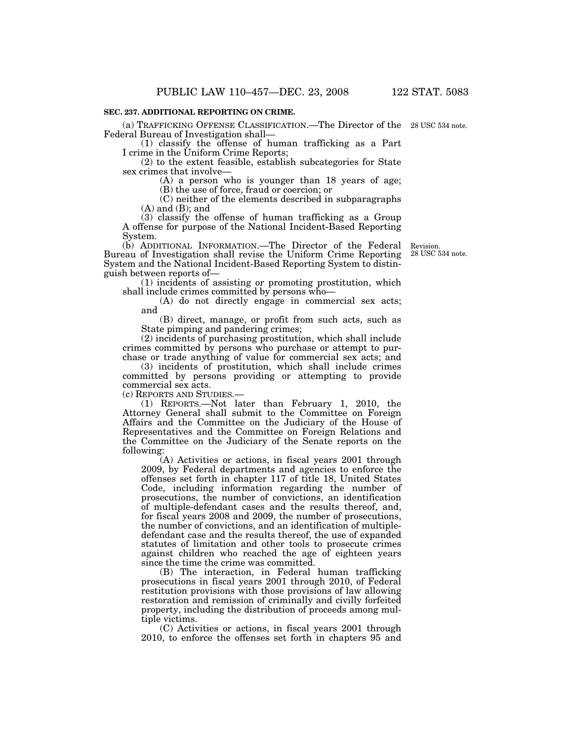**SEC. 237. ADDITIONAL REPORTING ON CRIME.**

(a) TRAFFICKING OFFENSE CLASSIFICATION.—The Director of the Federal Bureau of Investigation shall—

28 USC 534 note.

(1) classify the offense of human trafficking as a Part I crime in the Uniform Crime Reports;

(2) to the extent feasible, establish subcategories for State sex crimes that involve—

(A) a person who is younger than 18 years of age;

(B) the use of force, fraud or coercion; or

(C) neither of the elements described in subparagraphs (A) and (B); and

(3) classify the offense of human trafficking as a Group A offense for purpose of the National Incident-Based Reporting System.

(b) ADDITIONAL INFORMATION.—The Director of the Federal Bureau of Investigation shall revise the Uniform Crime Reporting System and the National Incident-Based Reporting System to distinguish between reports of—

Revision. 28 USC 534 note.

(1) incidents of assisting or promoting prostitution, which shall include crimes committed by persons who—

(A) do not directly engage in commercial sex acts; and

(B) direct, manage, or profit from such acts, such as State pimping and pandering crimes;

(2) incidents of purchasing prostitution, which shall include crimes committed by persons who purchase or attempt to purchase or trade anything of value for commercial sex acts; and

(3) incidents of prostitution, which shall include crimes committed by persons providing or attempting to provide commercial sex acts.

(c) REPORTS AND STUDIES.—

(1) REPORTS.—Not later than February 1, 2010, the Attorney General shall submit to the Committee on Foreign Affairs and the Committee on the Judiciary of the House of Representatives and the Committee on Foreign Relations and the Committee on the Judiciary of the Senate reports on the following:

(A) Activities or actions, in fiscal years 2001 through 2009, by Federal departments and agencies to enforce the offenses set forth in chapter 117 of title 18, United States Code, including information regarding the number of prosecutions, the number of convictions, an identification of multiple-defendant cases and the results thereof, and, for fiscal years 2008 and 2009, the number of prosecutions, the number of convictions, and an identification of multiple-defendant case and the results thereof, the use of expanded statutes of limitation and other tools to prosecute crimes against children who reached the age of eighteen years since the time the crime was committed.

(B) The interaction, in Federal human trafficking prosecutions in fiscal years 2001 through 2010, of Federal restitution provisions with those provisions of law allowing restoration and remission of criminally and civilly forfeited property, including the distribution of proceeds among multiple victims.

(C) Activities or actions, in fiscal years 2001 through 2010, to enforce the offenses set forth in chapters 95 and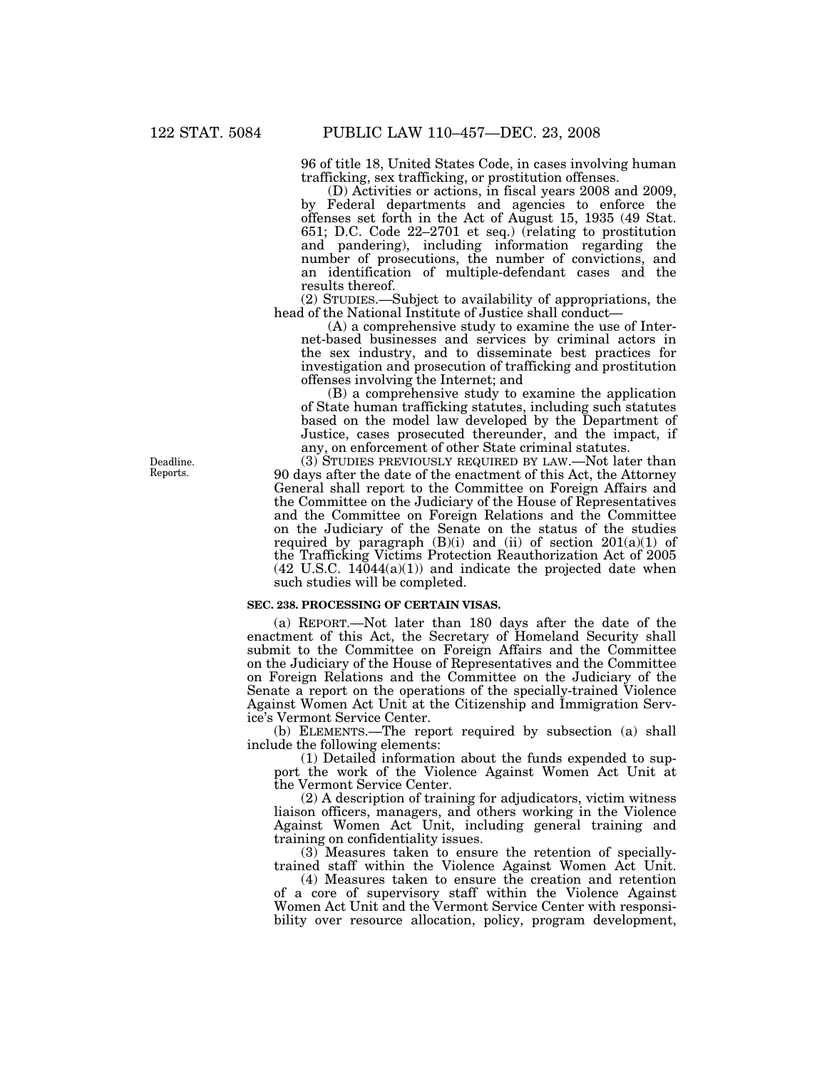96 of title 18, United States Code, in cases involving human trafficking, sex trafficking, or prostitution offenses.

(D) Activities or actions, in fiscal years 2008 and 2009, by Federal departments and agencies to enforce the offenses set forth in the Act of August 15, 1935 (49 Stat. 651; D.C. Code 22–2701 et seq.) (relating to prostitution and pandering), including information regarding the number of prosecutions, the number of convictions, and an identification of multiple-defendant cases and the results thereof.

(2) STUDIES.—Subject to availability of appropriations, the head of the National Institute of Justice shall conduct—

(A) a comprehensive study to examine the use of Internet-based businesses and services by criminal actors in the sex industry, and to disseminate best practices for investigation and prosecution of trafficking and prostitution offenses involving the Internet; and

(B) a comprehensive study to examine the application of State human trafficking statutes, including such statutes based on the model law developed by the Department of Justice, cases prosecuted thereunder, and the impact, if any, on enforcement of other State criminal statutes.

Deadline. Reports.

(3) STUDIES PREVIOUSLY REQUIRED BY LAW.—Not later than 90 days after the date of the enactment of this Act, the Attorney General shall report to the Committee on Foreign Affairs and the Committee on the Judiciary of the House of Representatives and the Committee on Foreign Relations and the Committee on the Judiciary of the Senate on the status of the studies required by paragraph (B)(i) and (ii) of section 201(a)(1) of the Trafficking Victims Protection Reauthorization Act of 2005 (42 U.S.C. 14044(a)(1)) and indicate the projected date when such studies will be completed.

**SEC. 238. PROCESSING OF CERTAIN VISAS.**

(a) REPORT.—Not later than 180 days after the date of the enactment of this Act, the Secretary of Homeland Security shall submit to the Committee on Foreign Affairs and the Committee on the Judiciary of the House of Representatives and the Committee on Foreign Relations and the Committee on the Judiciary of the Senate a report on the operations of the specially-trained Violence Against Women Act Unit at the Citizenship and Immigration Service's Vermont Service Center.

(b) ELEMENTS.—The report required by subsection (a) shall include the following elements:

(1) Detailed information about the funds expended to support the work of the Violence Against Women Act Unit at the Vermont Service Center.

(2) A description of training for adjudicators, victim witness liaison officers, managers, and others working in the Violence Against Women Act Unit, including general training and training on confidentiality issues.

(3) Measures taken to ensure the retention of specially-trained staff within the Violence Against Women Act Unit.

(4) Measures taken to ensure the creation and retention of a core of supervisory staff within the Violence Against Women Act Unit and the Vermont Service Center with responsibility over resource allocation, policy, program development,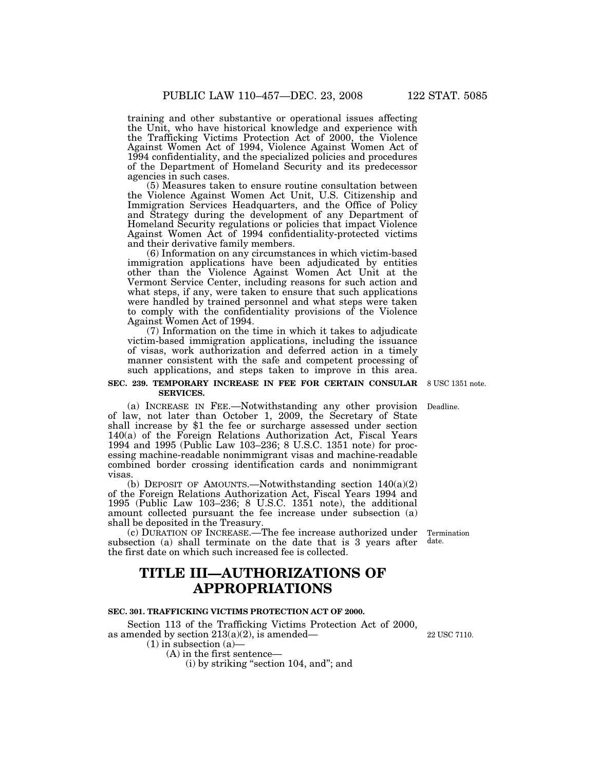training and other substantive or operational issues affecting the Unit, who have historical knowledge and experience with the Trafficking Victims Protection Act of 2000, the Violence Against Women Act of 1994, Violence Against Women Act of 1994 confidentiality, and the specialized policies and procedures of the Department of Homeland Security and its predecessor agencies in such cases.

(5) Measures taken to ensure routine consultation between the Violence Against Women Act Unit, U.S. Citizenship and Immigration Services Headquarters, and the Office of Policy and Strategy during the development of any Department of Homeland Security regulations or policies that impact Violence Against Women Act of 1994 confidentiality-protected victims and their derivative family members.

(6) Information on any circumstances in which victim-based immigration applications have been adjudicated by entities other than the Violence Against Women Act Unit at the Vermont Service Center, including reasons for such action and what steps, if any, were taken to ensure that such applications were handled by trained personnel and what steps were taken to comply with the confidentiality provisions of the Violence Against Women Act of 1994.

(7) Information on the time in which it takes to adjudicate victim-based immigration applications, including the issuance of visas, work authorization and deferred action in a timely manner consistent with the safe and competent processing of such applications, and steps taken to improve in this area.

**SEC. 239. TEMPORARY INCREASE IN FEE FOR CERTAIN CONSULAR SERVICES.**

8 USC 1351 note.

(a) INCREASE IN FEE.—Notwithstanding any other provision of law, not later than October 1, 2009, the Secretary of State shall increase by $1 the fee or surcharge assessed under section 140(a) of the Foreign Relations Authorization Act, Fiscal Years 1994 and 1995 (Public Law 103–236; 8 U.S.C. 1351 note) for processing machine-readable nonimmigrant visas and machine-readable combined border crossing identification cards and nonimmigrant visas.

Deadline.

(b) DEPOSIT OF AMOUNTS.—Notwithstanding section 140(a)(2) of the Foreign Relations Authorization Act, Fiscal Years 1994 and 1995 (Public Law 103–236; 8 U.S.C. 1351 note), the additional amount collected pursuant the fee increase under subsection (a) shall be deposited in the Treasury.

(c) DURATION OF INCREASE.—The fee increase authorized under subsection (a) shall terminate on the date that is 3 years after the first date on which such increased fee is collected.

Termination date.

# TITLE III—AUTHORIZATIONS OF APPROPRIATIONS

**SEC. 301. TRAFFICKING VICTIMS PROTECTION ACT OF 2000.**

Section 113 of the Trafficking Victims Protection Act of 2000, as amended by section 213(a)(2), is amended—

22 USC 7110.

(1) in subsection (a)—

(A) in the first sentence—

(i) by striking "section 104, and"; and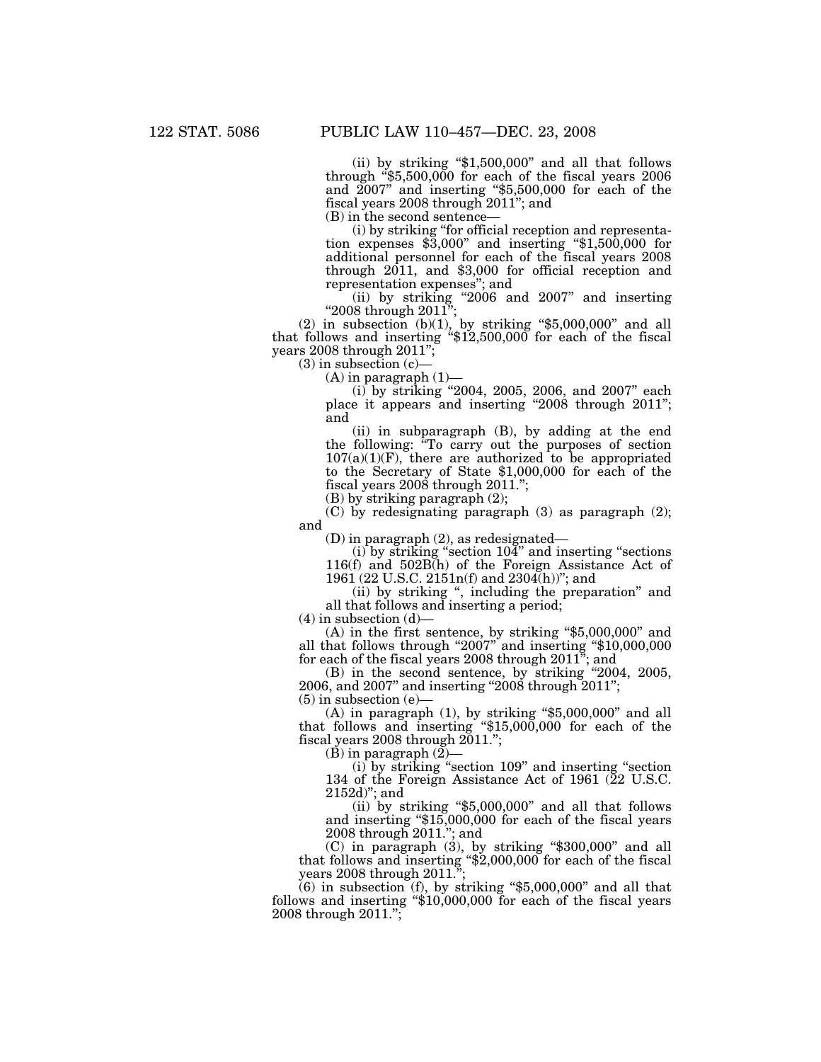(ii) by striking "$1,500,000" and all that follows through "$5,500,000 for each of the fiscal years 2006 and 2007" and inserting "$5,500,000 for each of the fiscal years 2008 through 2011"; and

(B) in the second sentence—

(i) by striking "for official reception and representation expenses $3,000" and inserting "$1,500,000 for additional personnel for each of the fiscal years 2008 through 2011, and $3,000 for official reception and representation expenses"; and

(ii) by striking "2006 and 2007" and inserting "2008 through 2011";

(2) in subsection (b)(1), by striking "$5,000,000" and all that follows and inserting "$12,500,000 for each of the fiscal years 2008 through 2011";

(3) in subsection (c)—

(A) in paragraph (1)—

(i) by striking "2004, 2005, 2006, and 2007" each place it appears and inserting "2008 through 2011"; and

(ii) in subparagraph (B), by adding at the end the following: "To carry out the purposes of section 107(a)(1)(F), there are authorized to be appropriated to the Secretary of State $1,000,000 for each of the fiscal years 2008 through 2011.";

(B) by striking paragraph (2);

(C) by redesignating paragraph (3) as paragraph (2); and

(D) in paragraph (2), as redesignated—

(i) by striking "section 104" and inserting "sections 116(f) and 502B(h) of the Foreign Assistance Act of 1961 (22 U.S.C. 2151n(f) and 2304(h))"; and

(ii) by striking ", including the preparation" and all that follows and inserting a period;

(4) in subsection (d)—

(A) in the first sentence, by striking "$5,000,000" and all that follows through "2007" and inserting "$10,000,000 for each of the fiscal years 2008 through 2011"; and

(B) in the second sentence, by striking "2004, 2005, 2006, and 2007" and inserting "2008 through 2011";

(5) in subsection (e)—

(A) in paragraph (1), by striking "$5,000,000" and all that follows and inserting "$15,000,000 for each of the fiscal years 2008 through 2011.";

(B) in paragraph (2)—

(i) by striking "section 109" and inserting "section 134 of the Foreign Assistance Act of 1961 (22 U.S.C. 2152d)"; and

(ii) by striking "$5,000,000" and all that follows and inserting "$15,000,000 for each of the fiscal years 2008 through 2011."; and

(C) in paragraph (3), by striking "$300,000" and all that follows and inserting "$2,000,000 for each of the fiscal years 2008 through 2011.";

(6) in subsection (f), by striking "$5,000,000" and all that follows and inserting "$10,000,000 for each of the fiscal years 2008 through 2011.";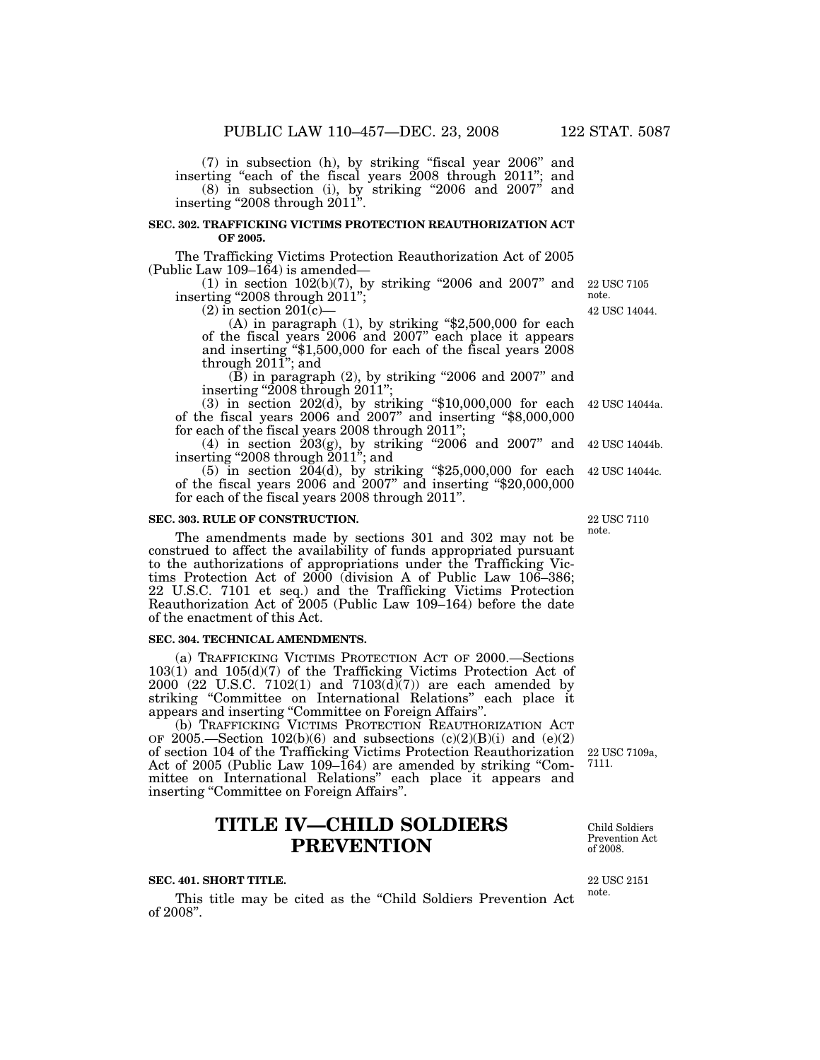(7) in subsection (h), by striking "fiscal year 2006" and inserting "each of the fiscal years 2008 through 2011"; and

(8) in subsection (i), by striking "2006 and 2007" and inserting "2008 through 2011".

**SEC. 302. TRAFFICKING VICTIMS PROTECTION REAUTHORIZATION ACT OF 2005.**

The Trafficking Victims Protection Reauthorization Act of 2005 (Public Law 109–164) is amended—

(1) in section 102(b)(7), by striking "2006 and 2007" and inserting "2008 through 2011"; 22 USC 7105 note.

(2) in section 201(c)— 42 USC 14044.

(A) in paragraph (1), by striking "$2,500,000 for each of the fiscal years 2006 and 2007" each place it appears and inserting "$1,500,000 for each of the fiscal years 2008 through 2011"; and

(B) in paragraph (2), by striking "2006 and 2007" and inserting "2008 through 2011";

(3) in section 202(d), by striking "$10,000,000 for each of the fiscal years 2006 and 2007" and inserting "$8,000,000 for each of the fiscal years 2008 through 2011"; 42 USC 14044a.

(4) in section 203(g), by striking "2006 and 2007" and inserting "2008 through 2011"; and 42 USC 14044b.

(5) in section 204(d), by striking "$25,000,000 for each of the fiscal years 2006 and 2007" and inserting "$20,000,000 for each of the fiscal years 2008 through 2011". 42 USC 14044c.

**SEC. 303. RULE OF CONSTRUCTION.**

22 USC 7110 note.

The amendments made by sections 301 and 302 may not be construed to affect the availability of funds appropriated pursuant to the authorizations of appropriations under the Trafficking Victims Protection Act of 2000 (division A of Public Law 106–386; 22 U.S.C. 7101 et seq.) and the Trafficking Victims Protection Reauthorization Act of 2005 (Public Law 109–164) before the date of the enactment of this Act.

**SEC. 304. TECHNICAL AMENDMENTS.**

(a) TRAFFICKING VICTIMS PROTECTION ACT OF 2000.—Sections 103(1) and 105(d)(7) of the Trafficking Victims Protection Act of 2000 (22 U.S.C. 7102(1) and 7103(d)(7)) are each amended by striking "Committee on International Relations" each place it appears and inserting "Committee on Foreign Affairs".

(b) TRAFFICKING VICTIMS PROTECTION REAUTHORIZATION ACT OF 2005.—Section 102(b)(6) and subsections (c)(2)(B)(i) and (e)(2) of section 104 of the Trafficking Victims Protection Reauthorization Act of 2005 (Public Law 109–164) are amended by striking "Committee on International Relations" each place it appears and inserting "Committee on Foreign Affairs". 22 USC 7109a, 7111.

# TITLE IV—CHILD SOLDIERS PREVENTION

Child Soldiers Prevention Act of 2008.

**SEC. 401. SHORT TITLE.**

22 USC 2151 note.

This title may be cited as the "Child Soldiers Prevention Act of 2008".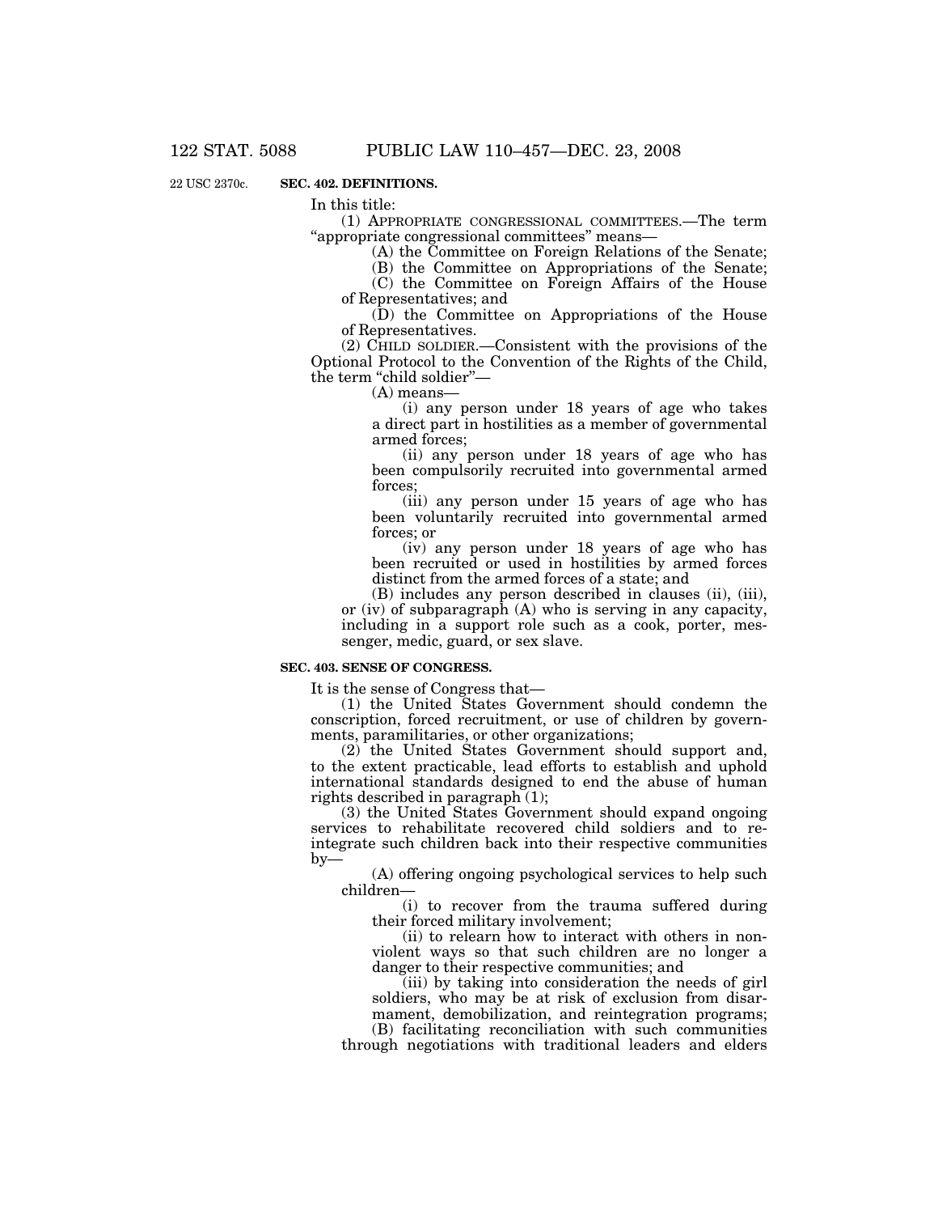22 USC 2370c.

**SEC. 402. DEFINITIONS.**

In this title:

(1) APPROPRIATE CONGRESSIONAL COMMITTEES.—The term "appropriate congressional committees" means—

(A) the Committee on Foreign Relations of the Senate;

(B) the Committee on Appropriations of the Senate;

(C) the Committee on Foreign Affairs of the House of Representatives; and

(D) the Committee on Appropriations of the House of Representatives.

(2) CHILD SOLDIER.—Consistent with the provisions of the Optional Protocol to the Convention of the Rights of the Child, the term "child soldier"—

(A) means—

(i) any person under 18 years of age who takes a direct part in hostilities as a member of governmental armed forces;

(ii) any person under 18 years of age who has been compulsorily recruited into governmental armed forces;

(iii) any person under 15 years of age who has been voluntarily recruited into governmental armed forces; or

(iv) any person under 18 years of age who has been recruited or used in hostilities by armed forces distinct from the armed forces of a state; and

(B) includes any person described in clauses (ii), (iii), or (iv) of subparagraph (A) who is serving in any capacity, including in a support role such as a cook, porter, messenger, medic, guard, or sex slave.

**SEC. 403. SENSE OF CONGRESS.**

It is the sense of Congress that—

(1) the United States Government should condemn the conscription, forced recruitment, or use of children by governments, paramilitaries, or other organizations;

(2) the United States Government should support and, to the extent practicable, lead efforts to establish and uphold international standards designed to end the abuse of human rights described in paragraph (1);

(3) the United States Government should expand ongoing services to rehabilitate recovered child soldiers and to reintegrate such children back into their respective communities by—

(A) offering ongoing psychological services to help such children—

(i) to recover from the trauma suffered during their forced military involvement;

(ii) to relearn how to interact with others in nonviolent ways so that such children are no longer a danger to their respective communities; and

(iii) by taking into consideration the needs of girl soldiers, who may be at risk of exclusion from disarmament, demobilization, and reintegration programs;

(B) facilitating reconciliation with such communities through negotiations with traditional leaders and elders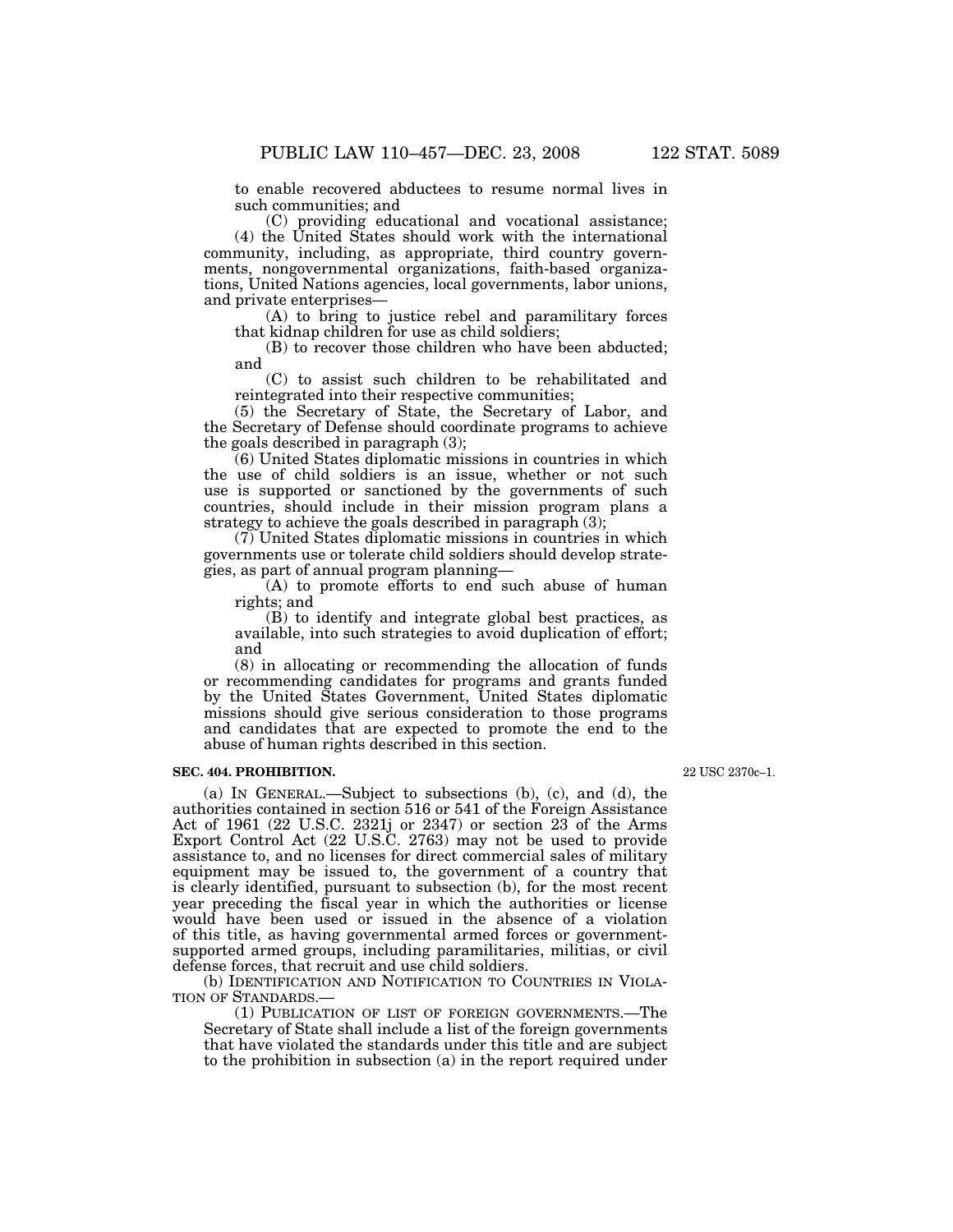to enable recovered abductees to resume normal lives in such communities; and

(C) providing educational and vocational assistance;

(4) the United States should work with the international community, including, as appropriate, third country governments, nongovernmental organizations, faith-based organizations, United Nations agencies, local governments, labor unions, and private enterprises—

(A) to bring to justice rebel and paramilitary forces that kidnap children for use as child soldiers;

(B) to recover those children who have been abducted; and

(C) to assist such children to be rehabilitated and reintegrated into their respective communities;

(5) the Secretary of State, the Secretary of Labor, and the Secretary of Defense should coordinate programs to achieve the goals described in paragraph (3);

(6) United States diplomatic missions in countries in which the use of child soldiers is an issue, whether or not such use is supported or sanctioned by the governments of such countries, should include in their mission program plans a strategy to achieve the goals described in paragraph (3);

(7) United States diplomatic missions in countries in which governments use or tolerate child soldiers should develop strategies, as part of annual program planning—

(A) to promote efforts to end such abuse of human rights; and

(B) to identify and integrate global best practices, as available, into such strategies to avoid duplication of effort; and

(8) in allocating or recommending the allocation of funds or recommending candidates for programs and grants funded by the United States Government, United States diplomatic missions should give serious consideration to those programs and candidates that are expected to promote the end to the abuse of human rights described in this section.

**SEC. 404. PROHIBITION.**

22 USC 2370c–1.

(a) IN GENERAL.—Subject to subsections (b), (c), and (d), the authorities contained in section 516 or 541 of the Foreign Assistance Act of 1961 (22 U.S.C. 2321j or 2347) or section 23 of the Arms Export Control Act (22 U.S.C. 2763) may not be used to provide assistance to, and no licenses for direct commercial sales of military equipment may be issued to, the government of a country that is clearly identified, pursuant to subsection (b), for the most recent year preceding the fiscal year in which the authorities or license would have been used or issued in the absence of a violation of this title, as having governmental armed forces or government-supported armed groups, including paramilitaries, militias, or civil defense forces, that recruit and use child soldiers.

(b) IDENTIFICATION AND NOTIFICATION TO COUNTRIES IN VIOLATION OF STANDARDS.—

(1) PUBLICATION OF LIST OF FOREIGN GOVERNMENTS.—The Secretary of State shall include a list of the foreign governments that have violated the standards under this title and are subject to the prohibition in subsection (a) in the report required under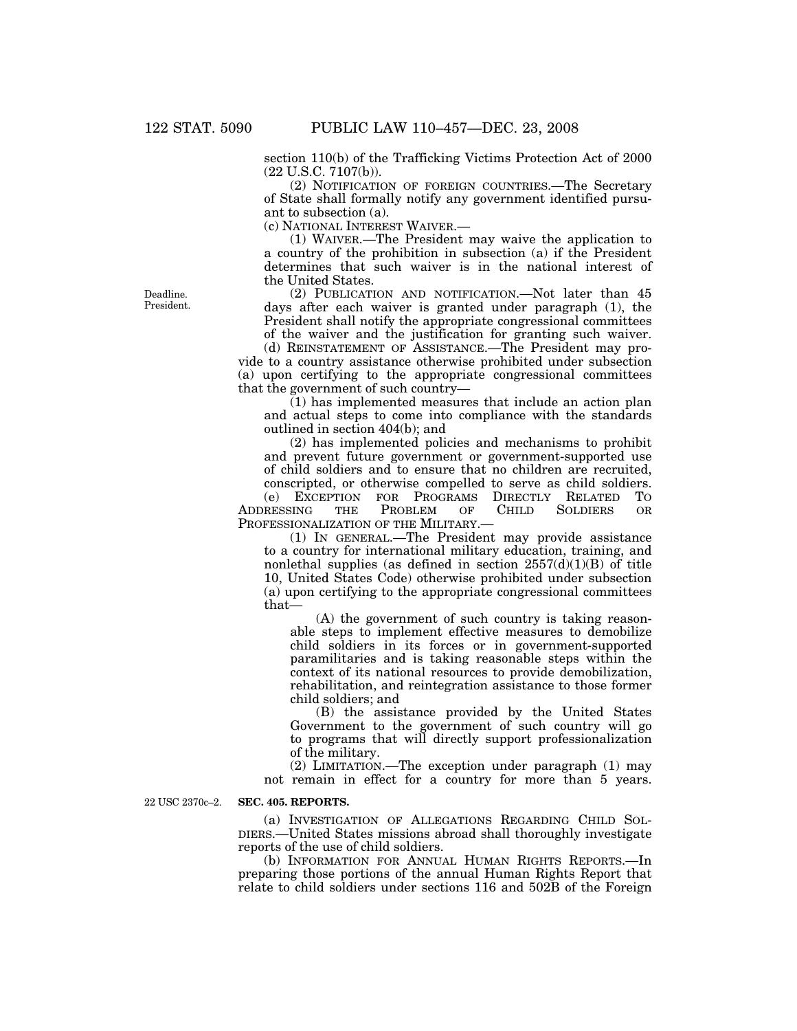section 110(b) of the Trafficking Victims Protection Act of 2000 (22 U.S.C. 7107(b)).

(2) NOTIFICATION OF FOREIGN COUNTRIES.—The Secretary of State shall formally notify any government identified pursuant to subsection (a).

(c) NATIONAL INTEREST WAIVER.—

(1) WAIVER.—The President may waive the application to a country of the prohibition in subsection (a) if the President determines that such waiver is in the national interest of the United States.

Deadline. President.

(2) PUBLICATION AND NOTIFICATION.—Not later than 45 days after each waiver is granted under paragraph (1), the President shall notify the appropriate congressional committees of the waiver and the justification for granting such waiver.

(d) REINSTATEMENT OF ASSISTANCE.—The President may provide to a country assistance otherwise prohibited under subsection (a) upon certifying to the appropriate congressional committees that the government of such country—

(1) has implemented measures that include an action plan and actual steps to come into compliance with the standards outlined in section 404(b); and

(2) has implemented policies and mechanisms to prohibit and prevent future government or government-supported use of child soldiers and to ensure that no children are recruited, conscripted, or otherwise compelled to serve as child soldiers.

(e) EXCEPTION FOR PROGRAMS DIRECTLY RELATED TO ADDRESSING THE PROBLEM OF CHILD SOLDIERS OR PROFESSIONALIZATION OF THE MILITARY.—

(1) IN GENERAL.—The President may provide assistance to a country for international military education, training, and nonlethal supplies (as defined in section 2557(d)(1)(B) of title 10, United States Code) otherwise prohibited under subsection (a) upon certifying to the appropriate congressional committees that—

(A) the government of such country is taking reasonable steps to implement effective measures to demobilize child soldiers in its forces or in government-supported paramilitaries and is taking reasonable steps within the context of its national resources to provide demobilization, rehabilitation, and reintegration assistance to those former child soldiers; and

(B) the assistance provided by the United States Government to the government of such country will go to programs that will directly support professionalization of the military.

(2) LIMITATION.—The exception under paragraph (1) may not remain in effect for a country for more than 5 years.

22 USC 2370c–2.

**SEC. 405. REPORTS.**

(a) INVESTIGATION OF ALLEGATIONS REGARDING CHILD SOLDIERS.—United States missions abroad shall thoroughly investigate reports of the use of child soldiers.

(b) INFORMATION FOR ANNUAL HUMAN RIGHTS REPORTS.—In preparing those portions of the annual Human Rights Report that relate to child soldiers under sections 116 and 502B of the Foreign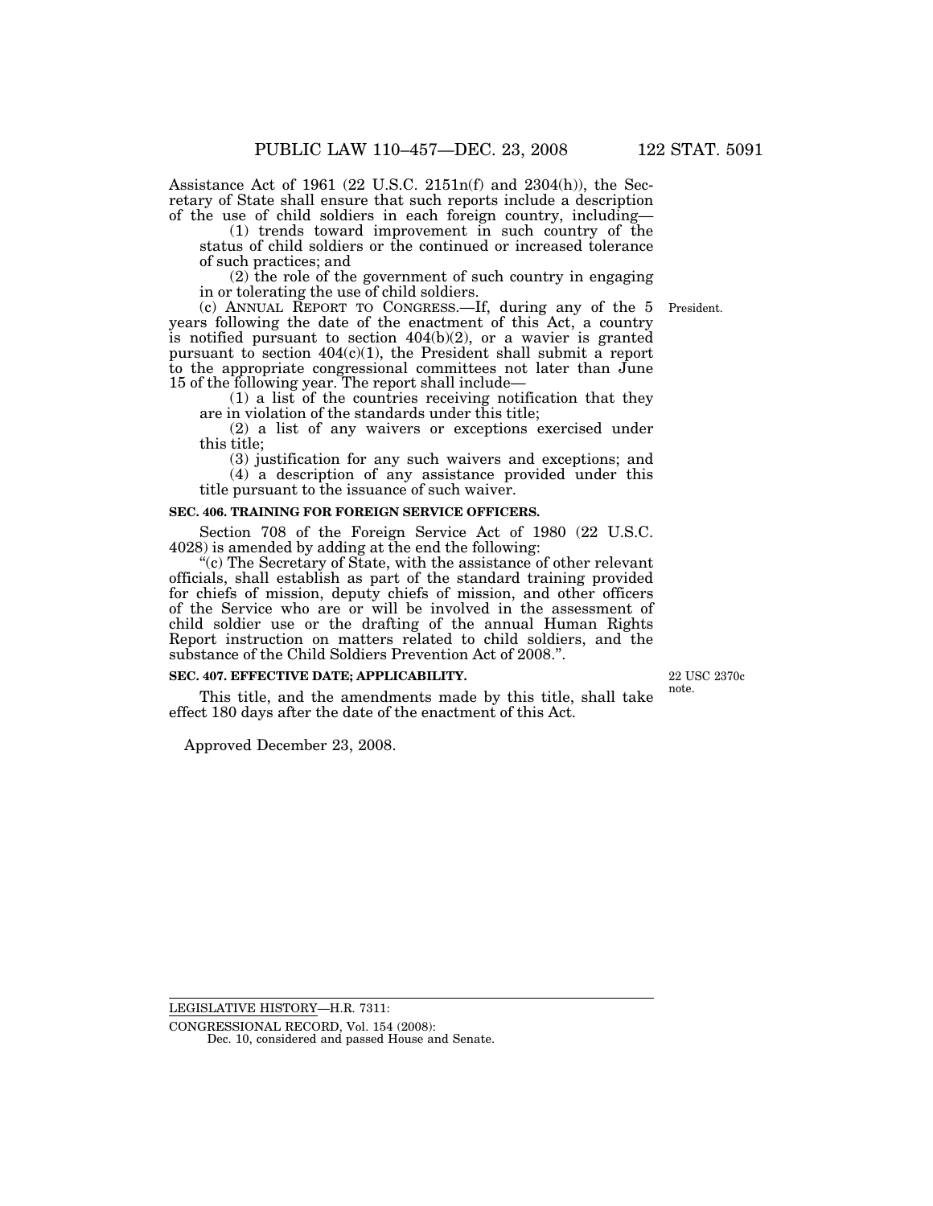Assistance Act of 1961 (22 U.S.C. 2151n(f) and 2304(h)), the Secretary of State shall ensure that such reports include a description of the use of child soldiers in each foreign country, including—

(1) trends toward improvement in such country of the status of child soldiers or the continued or increased tolerance of such practices; and

(2) the role of the government of such country in engaging in or tolerating the use of child soldiers.

(c) ANNUAL REPORT TO CONGRESS.—If, during any of the 5 years following the date of the enactment of this Act, a country is notified pursuant to section 404(b)(2), or a wavier is granted pursuant to section 404(c)(1), the President shall submit a report to the appropriate congressional committees not later than June 15 of the following year. The report shall include—

President.

(1) a list of the countries receiving notification that they are in violation of the standards under this title;

(2) a list of any waivers or exceptions exercised under this title;

(3) justification for any such waivers and exceptions; and

(4) a description of any assistance provided under this title pursuant to the issuance of such waiver.

**SEC. 406. TRAINING FOR FOREIGN SERVICE OFFICERS.**

Section 708 of the Foreign Service Act of 1980 (22 U.S.C. 4028) is amended by adding at the end the following:

"(c) The Secretary of State, with the assistance of other relevant officials, shall establish as part of the standard training provided for chiefs of mission, deputy chiefs of mission, and other officers of the Service who are or will be involved in the assessment of child soldier use or the drafting of the annual Human Rights Report instruction on matters related to child soldiers, and the substance of the Child Soldiers Prevention Act of 2008.".

**SEC. 407. EFFECTIVE DATE; APPLICABILITY.**

22 USC 2370c note.

This title, and the amendments made by this title, shall take effect 180 days after the date of the enactment of this Act.

Approved December 23, 2008.

LEGISLATIVE HISTORY—H.R. 7311:

CONGRESSIONAL RECORD, Vol. 154 (2008):

Dec. 10, considered and passed House and Senate.